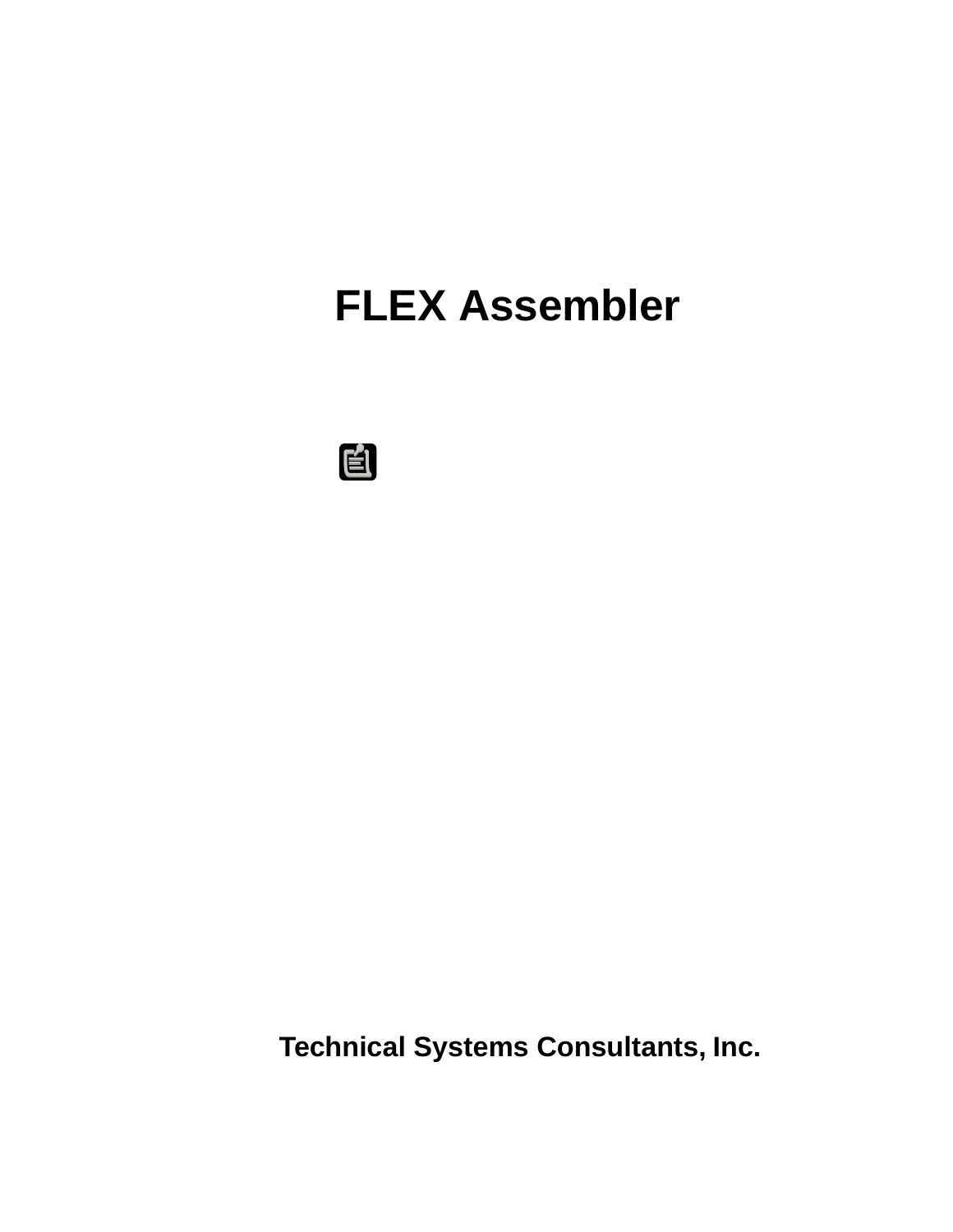# FLEX Assembler

**Technical Systems Consultants, Inc.**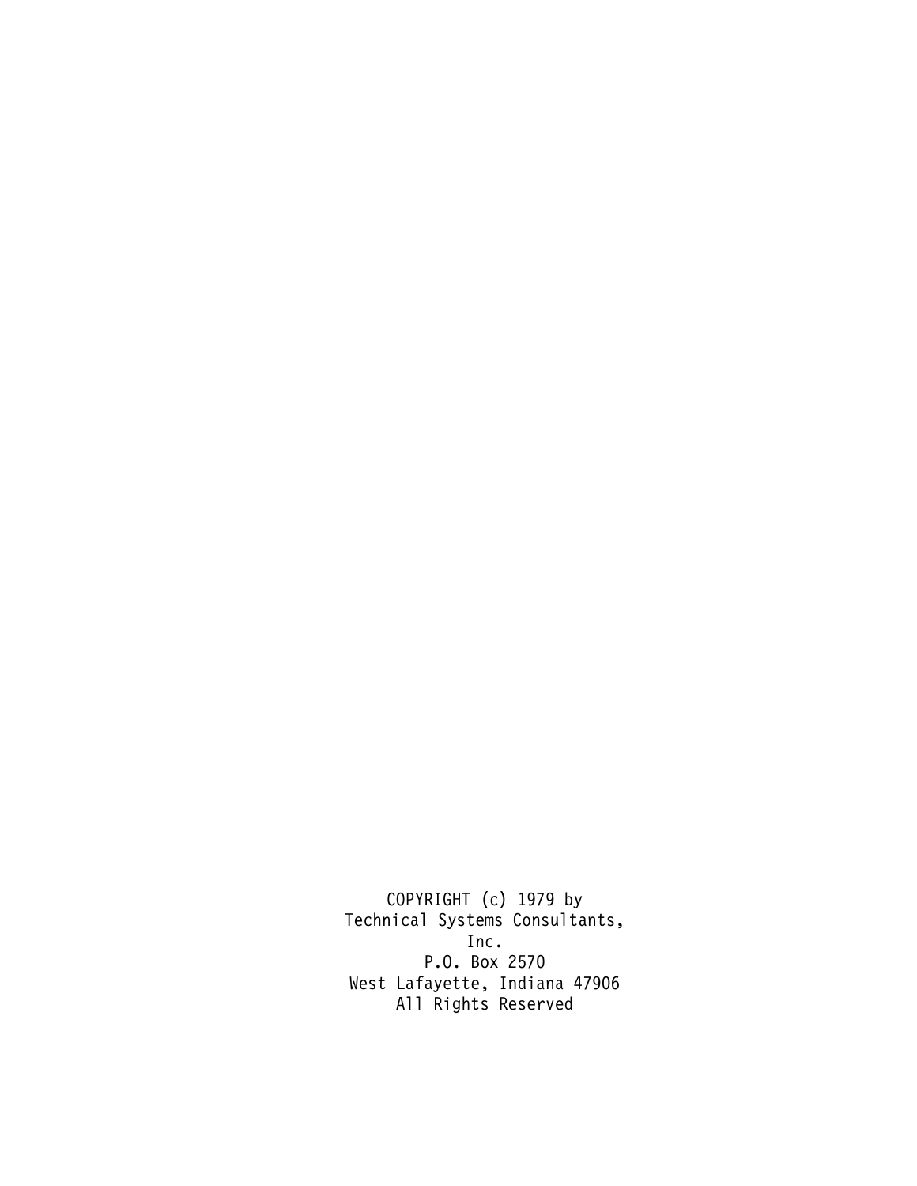COPYRIGHT (c) 1979 by
Technical Systems Consultants,
Inc.
P.O. Box 2570
West Lafayette, Indiana 47906
All Rights Reserved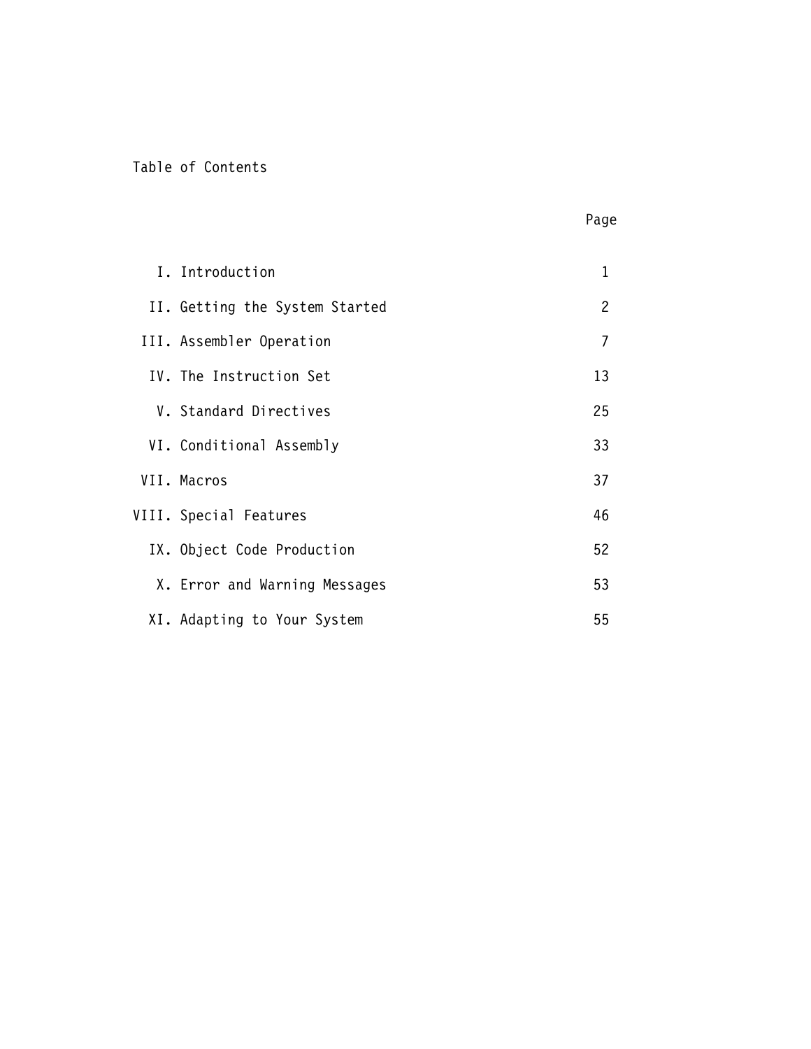# Table of Contents

| | | Page |
|---|---|---|
| I. | Introduction | 1 |
| II. | Getting the System Started | 2 |
| III. | Assembler Operation | 7 |
| IV. | The Instruction Set | 13 |
| V. | Standard Directives | 25 |
| VI. | Conditional Assembly | 33 |
| VII. | Macros | 37 |
| VIII. | Special Features | 46 |
| IX. | Object Code Production | 52 |
| X. | Error and Warning Messages | 53 |
| XI. | Adapting to Your System | 55 |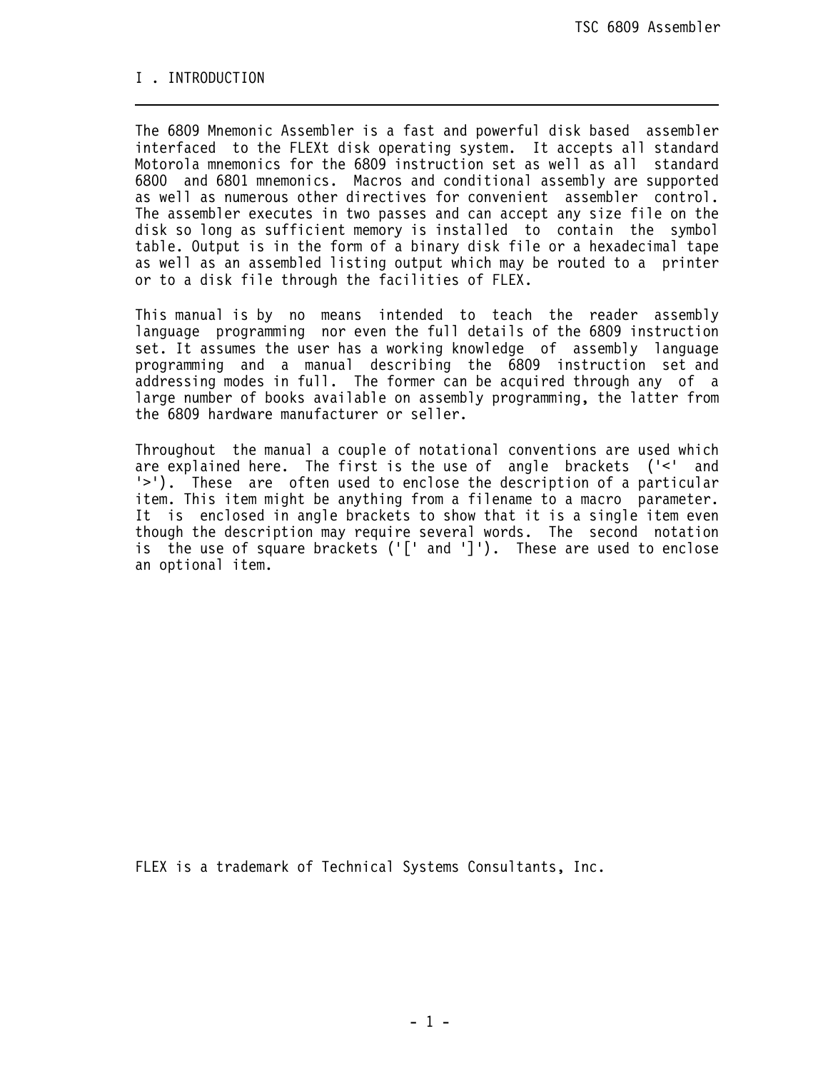# I . INTRODUCTION

The 6809 Mnemonic Assembler is a fast and powerful disk based assembler interfaced to the FLEXt disk operating system. It accepts all standard Motorola mnemonics for the 6809 instruction set as well as all standard 6800 and 6801 mnemonics. Macros and conditional assembly are supported as well as numerous other directives for convenient assembler control. The assembler executes in two passes and can accept any size file on the disk so long as sufficient memory is installed to contain the symbol table. Output is in the form of a binary disk file or a hexadecimal tape as well as an assembled listing output which may be routed to a printer or to a disk file through the facilities of FLEX.

This manual is by no means intended to teach the reader assembly language programming nor even the full details of the 6809 instruction set. It assumes the user has a working knowledge of assembly language programming and a manual describing the 6809 instruction set and addressing modes in full. The former can be acquired through any of a large number of books available on assembly programming, the latter from the 6809 hardware manufacturer or seller.

Throughout the manual a couple of notational conventions are used which are explained here. The first is the use of angle brackets ('<' and '>'). These are often used to enclose the description of a particular item. This item might be anything from a filename to a macro parameter. It is enclosed in angle brackets to show that it is a single item even though the description may require several words. The second notation is the use of square brackets ('[' and ']'). These are used to enclose an optional item.

FLEX is a trademark of Technical Systems Consultants, Inc.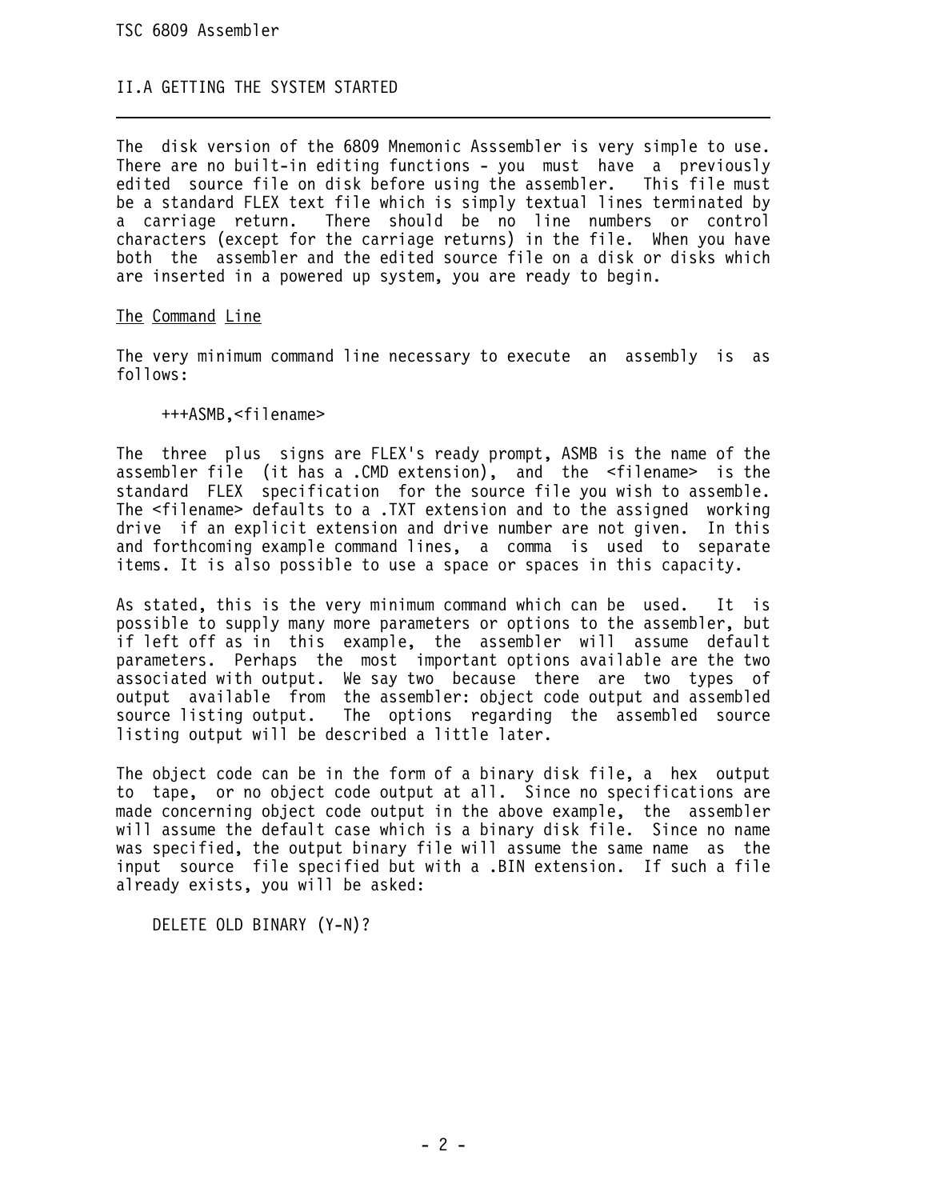## II.A GETTING THE SYSTEM STARTED

The disk version of the 6809 Mnemonic Asssembler is very simple to use. There are no built-in editing functions - you must have a previously edited source file on disk before using the assembler. This file must be a standard FLEX text file which is simply textual lines terminated by a carriage return. There should be no line numbers or control characters (except for the carriage returns) in the file. When you have both the assembler and the edited source file on a disk or disks which are inserted in a powered up system, you are ready to begin.

The Command Line

The very minimum command line necessary to execute an assembly is as follows:

```
+++ASMB,<filename>
```

The three plus signs are FLEX's ready prompt, ASMB is the name of the assembler file (it has a .CMD extension), and the <filename> is the standard FLEX specification for the source file you wish to assemble. The <filename> defaults to a .TXT extension and to the assigned working drive if an explicit extension and drive number are not given. In this and forthcoming example command lines, a comma is used to separate items. It is also possible to use a space or spaces in this capacity.

As stated, this is the very minimum command which can be used. It is possible to supply many more parameters or options to the assembler, but if left off as in this example, the assembler will assume default parameters. Perhaps the most important options available are the two associated with output. We say two because there are two types of output available from the assembler: object code output and assembled source listing output. The options regarding the assembled source listing output will be described a little later.

The object code can be in the form of a binary disk file, a hex output to tape, or no object code output at all. Since no specifications are made concerning object code output in the above example, the assembler will assume the default case which is a binary disk file. Since no name was specified, the output binary file will assume the same name as the input source file specified but with a .BIN extension. If such a file already exists, you will be asked:

```
DELETE OLD BINARY (Y-N)?
```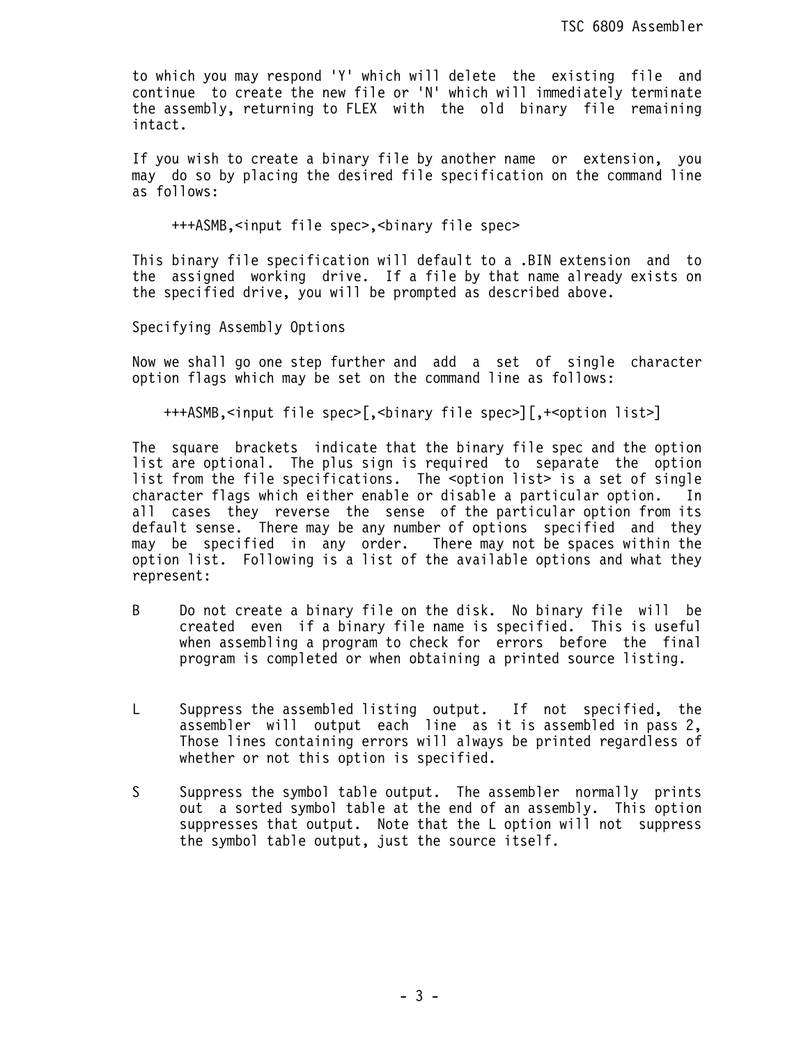to which you may respond 'Y' which will delete the existing file and continue to create the new file or 'N' which will immediately terminate the assembly, returning to FLEX with the old binary file remaining intact.

If you wish to create a binary file by another name or extension, you may do so by placing the desired file specification on the command line as follows:

```
+++ASMB,<input file spec>,<binary file spec>
```

This binary file specification will default to a .BIN extension and to the assigned working drive. If a file by that name already exists on the specified drive, you will be prompted as described above.

## Specifying Assembly Options

Now we shall go one step further and add a set of single character option flags which may be set on the command line as follows:

```
+++ASMB,<input file spec>[,<binary file spec>][,+<option list>]
```

The square brackets indicate that the binary file spec and the option list are optional. The plus sign is required to separate the option list from the file specifications. The <option list> is a set of single character flags which either enable or disable a particular option. In all cases they reverse the sense of the particular option from its default sense. There may be any number of options specified and they may be specified in any order. There may not be spaces within the option list. Following is a list of the available options and what they represent:

B Do not create a binary file on the disk. No binary file will be created even if a binary file name is specified. This is useful when assembling a program to check for errors before the final program is completed or when obtaining a printed source listing.

L Suppress the assembled listing output. If not specified, the assembler will output each line as it is assembled in pass 2, Those lines containing errors will always be printed regardless of whether or not this option is specified.

S Suppress the symbol table output. The assembler normally prints out a sorted symbol table at the end of an assembly. This option suppresses that output. Note that the L option will not suppress the symbol table output, just the source itself.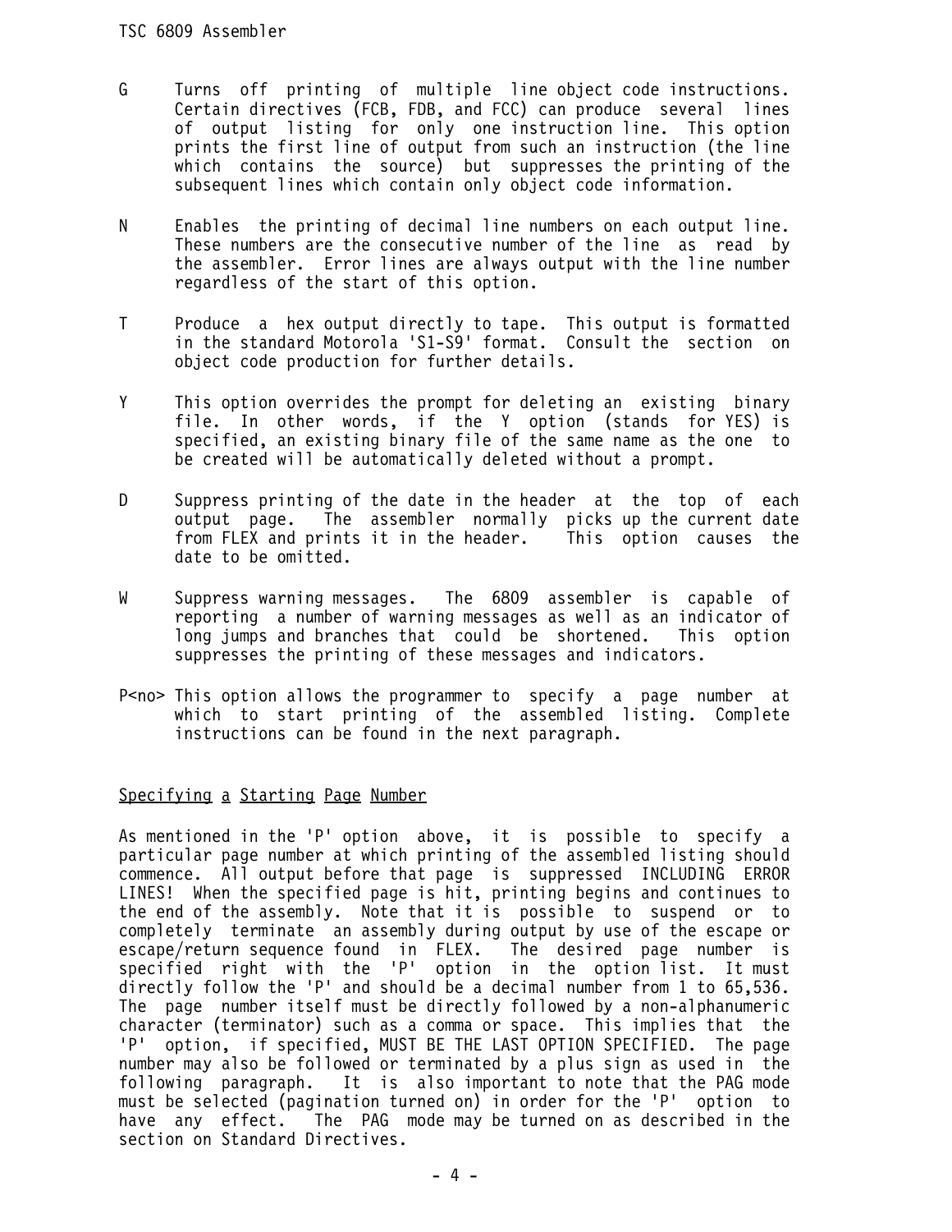G Turns off printing of multiple line object code instructions. Certain directives (FCB, FDB, and FCC) can produce several lines of output listing for only one instruction line. This option prints the first line of output from such an instruction (the line which contains the source) but suppresses the printing of the subsequent lines which contain only object code information.

N Enables the printing of decimal line numbers on each output line. These numbers are the consecutive number of the line as read by the assembler. Error lines are always output with the line number regardless of the start of this option.

T Produce a hex output directly to tape. This output is formatted in the standard Motorola 'S1-S9' format. Consult the section on object code production for further details.

Y This option overrides the prompt for deleting an existing binary file. In other words, if the Y option (stands for YES) is specified, an existing binary file of the same name as the one to be created will be automatically deleted without a prompt.

D Suppress printing of the date in the header at the top of each output page. The assembler normally picks up the current date from FLEX and prints it in the header. This option causes the date to be omitted.

W Suppress warning messages. The 6809 assembler is capable of reporting a number of warning messages as well as an indicator of long jumps and branches that could be shortened. This option suppresses the printing of these messages and indicators.

P<no> This option allows the programmer to specify a page number at which to start printing of the assembled listing. Complete instructions can be found in the next paragraph.

<u>Specifying a Starting Page Number</u>

As mentioned in the 'P' option above, it is possible to specify a particular page number at which printing of the assembled listing should commence. All output before that page is suppressed INCLUDING ERROR LINES! When the specified page is hit, printing begins and continues to the end of the assembly. Note that it is possible to suspend or to completely terminate an assembly during output by use of the escape or escape/return sequence found in FLEX. The desired page number is specified right with the 'P' option in the option list. It must directly follow the 'P' and should be a decimal number from 1 to 65,536. The page number itself must be directly followed by a non-alphanumeric character (terminator) such as a comma or space. This implies that the 'P' option, if specified, MUST BE THE LAST OPTION SPECIFIED. The page number may also be followed or terminated by a plus sign as used in the following paragraph. It is also important to note that the PAG mode must be selected (pagination turned on) in order for the 'P' option to have any effect. The PAG mode may be turned on as described in the section on Standard Directives.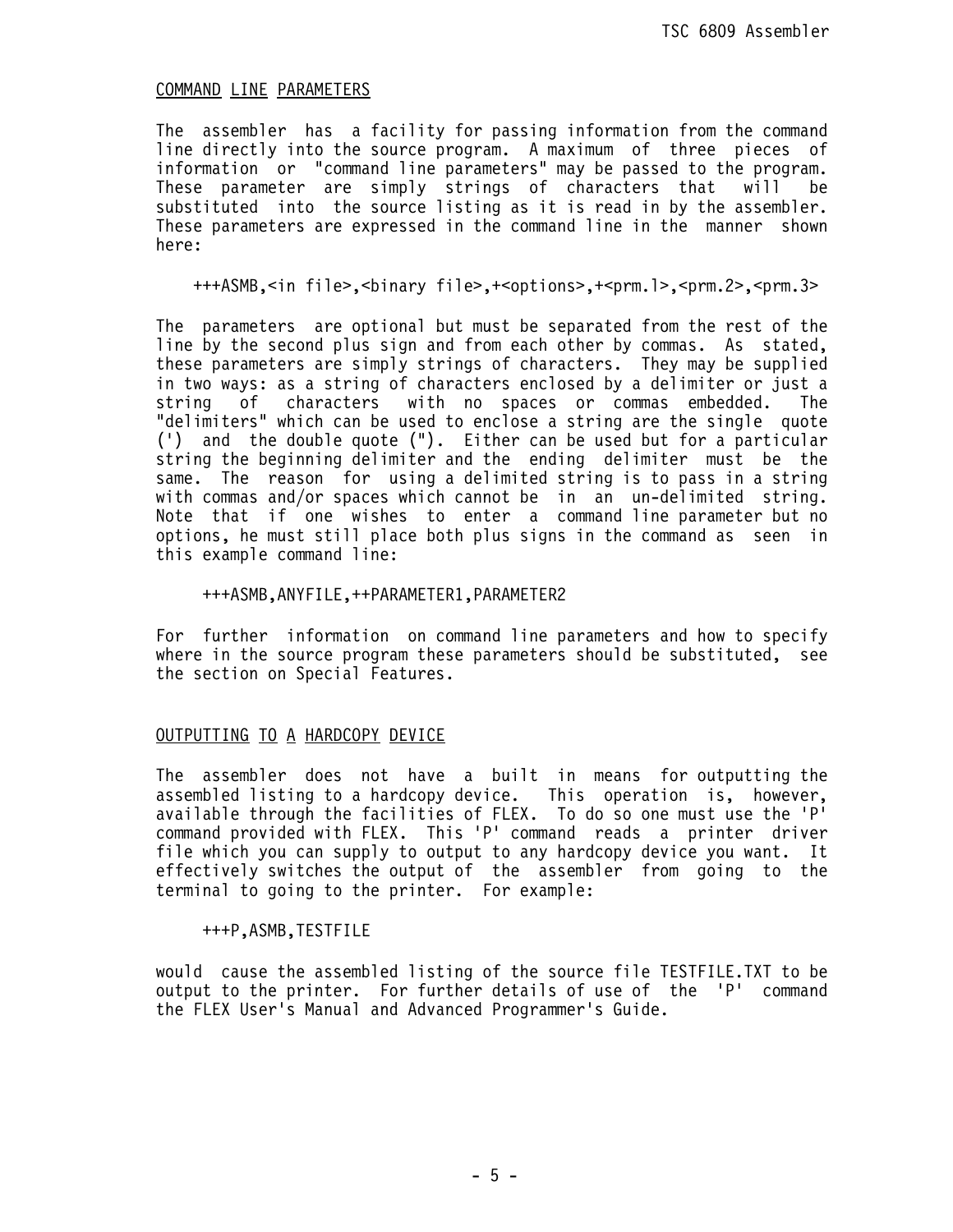## COMMAND LINE PARAMETERS

The assembler has a facility for passing information from the command line directly into the source program. A maximum of three pieces of information or "command line parameters" may be passed to the program. These parameter are simply strings of characters that will be substituted into the source listing as it is read in by the assembler. These parameters are expressed in the command line in the manner shown here:

```
+++ASMB,<in file>,<binary file>,+<options>,+<prm.1>,<prm.2>,<prm.3>
```

The parameters are optional but must be separated from the rest of the line by the second plus sign and from each other by commas. As stated, these parameters are simply strings of characters. They may be supplied in two ways: as a string of characters enclosed by a delimiter or just a string of characters with no spaces or commas embedded. The "delimiters" which can be used to enclose a string are the single quote (') and the double quote ("). Either can be used but for a particular string the beginning delimiter and the ending delimiter must be the same. The reason for using a delimited string is to pass in a string with commas and/or spaces which cannot be in an un-delimited string. Note that if one wishes to enter a command line parameter but no options, he must still place both plus signs in the command as seen in this example command line:

```
+++ASMB,ANYFILE,++PARAMETER1,PARAMETER2
```

For further information on command line parameters and how to specify where in the source program these parameters should be substituted, see the section on Special Features.

## OUTPUTTING TO A HARDCOPY DEVICE

The assembler does not have a built in means for outputting the assembled listing to a hardcopy device. This operation is, however, available through the facilities of FLEX. To do so one must use the 'P' command provided with FLEX. This 'P' command reads a printer driver file which you can supply to output to any hardcopy device you want. It effectively switches the output of the assembler from going to the terminal to going to the printer. For example:

```
+++P,ASMB,TESTFILE
```

would cause the assembled listing of the source file TESTFILE.TXT to be output to the printer. For further details of use of the 'P' command the FLEX User's Manual and Advanced Programmer's Guide.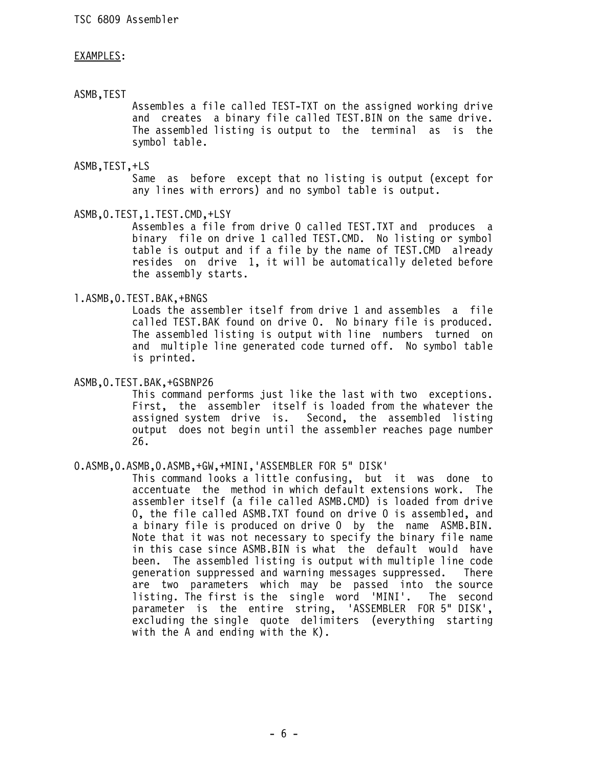EXAMPLES:

ASMB,TEST

Assembles a file called TEST-TXT on the assigned working drive and creates a binary file called TEST.BIN on the same drive. The assembled listing is output to the terminal as is the symbol table.

ASMB,TEST,+LS

Same as before except that no listing is output (except for any lines with errors) and no symbol table is output.

ASMB,0.TEST,1.TEST.CMD,+LSY

Assembles a file from drive 0 called TEST.TXT and produces a binary file on drive 1 called TEST.CMD. No listing or symbol table is output and if a file by the name of TEST.CMD already resides on drive 1, it will be automatically deleted before the assembly starts.

1.ASMB,0.TEST.BAK,+BNGS

Loads the assembler itself from drive 1 and assembles a file called TEST.BAK found on drive 0. No binary file is produced. The assembled listing is output with line numbers turned on and multiple line generated code turned off. No symbol table is printed.

ASMB,0.TEST.BAK,+GSBNP26

This command performs just like the last with two exceptions. First, the assembler itself is loaded from the whatever the assigned system drive is. Second, the assembled listing output does not begin until the assembler reaches page number 26.

0.ASMB,0.ASMB,0.ASMB,+GW,+MINI,'ASSEMBLER FOR 5" DISK'

This command looks a little confusing, but it was done to accentuate the method in which default extensions work. The assembler itself (a file called ASMB.CMD) is loaded from drive 0, the file called ASMB.TXT found on drive 0 is assembled, and a binary file is produced on drive 0 by the name ASMB.BIN. Note that it was not necessary to specify the binary file name in this case since ASMB.BIN is what the default would have been. The assembled listing is output with multiple line code generation suppressed and warning messages suppressed. There are two parameters which may be passed into the source listing. The first is the single word 'MINI'. The second parameter is the entire string, 'ASSEMBLER FOR 5" DISK', excluding the single quote delimiters (everything starting with the A and ending with the K).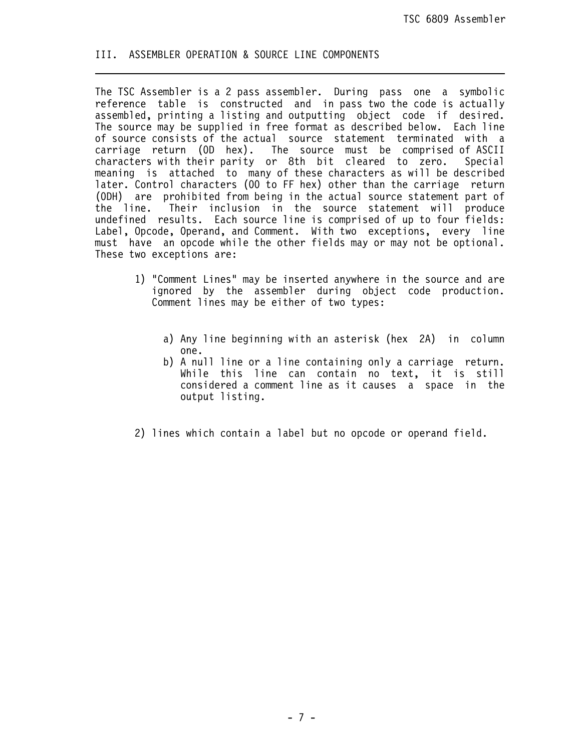## III. ASSEMBLER OPERATION & SOURCE LINE COMPONENTS

The TSC Assembler is a 2 pass assembler. During pass one a symbolic reference table is constructed and in pass two the code is actually assembled, printing a listing and outputting object code if desired. The source may be supplied in free format as described below. Each line of source consists of the actual source statement terminated with a carriage return (0D hex). The source must be comprised of ASCII characters with their parity or 8th bit cleared to zero. Special meaning is attached to many of these characters as will be described later. Control characters (00 to FF hex) other than the carriage return (0DH) are prohibited from being in the actual source statement part of the line. Their inclusion in the source statement will produce undefined results. Each source line is comprised of up to four fields: Label, Opcode, Operand, and Comment. With two exceptions, every line must have an opcode while the other fields may or may not be optional. These two exceptions are:

1) "Comment Lines" may be inserted anywhere in the source and are ignored by the assembler during object code production. Comment lines may be either of two types:

   a) Any line beginning with an asterisk (hex 2A) in column one.
   b) A null line or a line containing only a carriage return. While this line can contain no text, it is still considered a comment line as it causes a space in the output listing.

2) lines which contain a label but no opcode or operand field.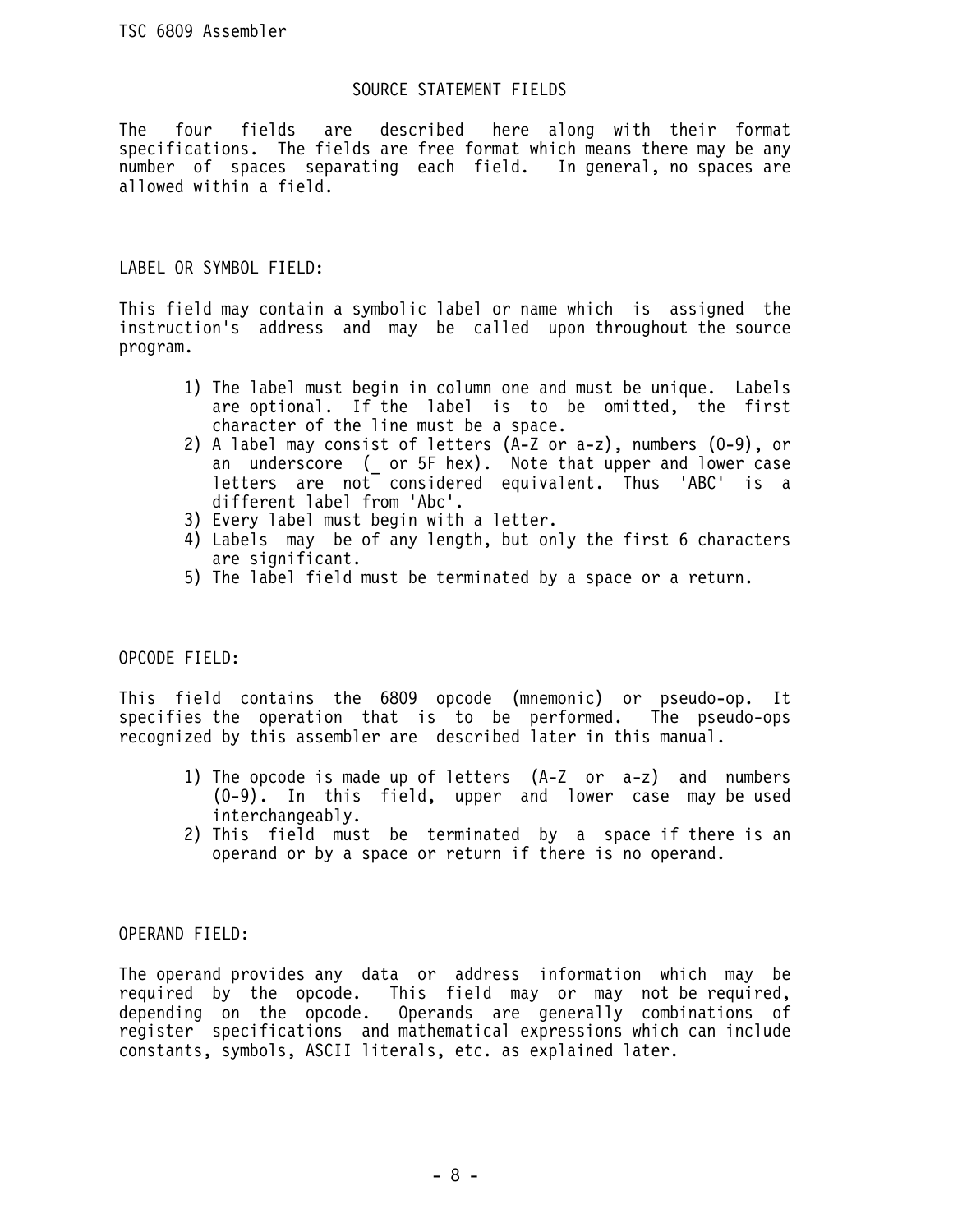## SOURCE STATEMENT FIELDS

The four fields are described here along with their format specifications. The fields are free format which means there may be any number of spaces separating each field. In general, no spaces are allowed within a field.

### LABEL OR SYMBOL FIELD:

This field may contain a symbolic label or name which is assigned the instruction's address and may be called upon throughout the source program.

1) The label must begin in column one and must be unique. Labels are optional. If the label is to be omitted, the first character of the line must be a space.
2) A label may consist of letters (A-Z or a-z), numbers (0-9), or an underscore (_ or 5F hex). Note that upper and lower case letters are not considered equivalent. Thus 'ABC' is a different label from 'Abc'.
3) Every label must begin with a letter.
4) Labels may be of any length, but only the first 6 characters are significant.
5) The label field must be terminated by a space or a return.

### OPCODE FIELD:

This field contains the 6809 opcode (mnemonic) or pseudo-op. It specifies the operation that is to be performed. The pseudo-ops recognized by this assembler are described later in this manual.

1) The opcode is made up of letters (A-Z or a-z) and numbers (0-9). In this field, upper and lower case may be used interchangeably.
2) This field must be terminated by a space if there is an operand or by a space or return if there is no operand.

### OPERAND FIELD:

The operand provides any data or address information which may be required by the opcode. This field may or may not be required, depending on the opcode. Operands are generally combinations of register specifications and mathematical expressions which can include constants, symbols, ASCII literals, etc. as explained later.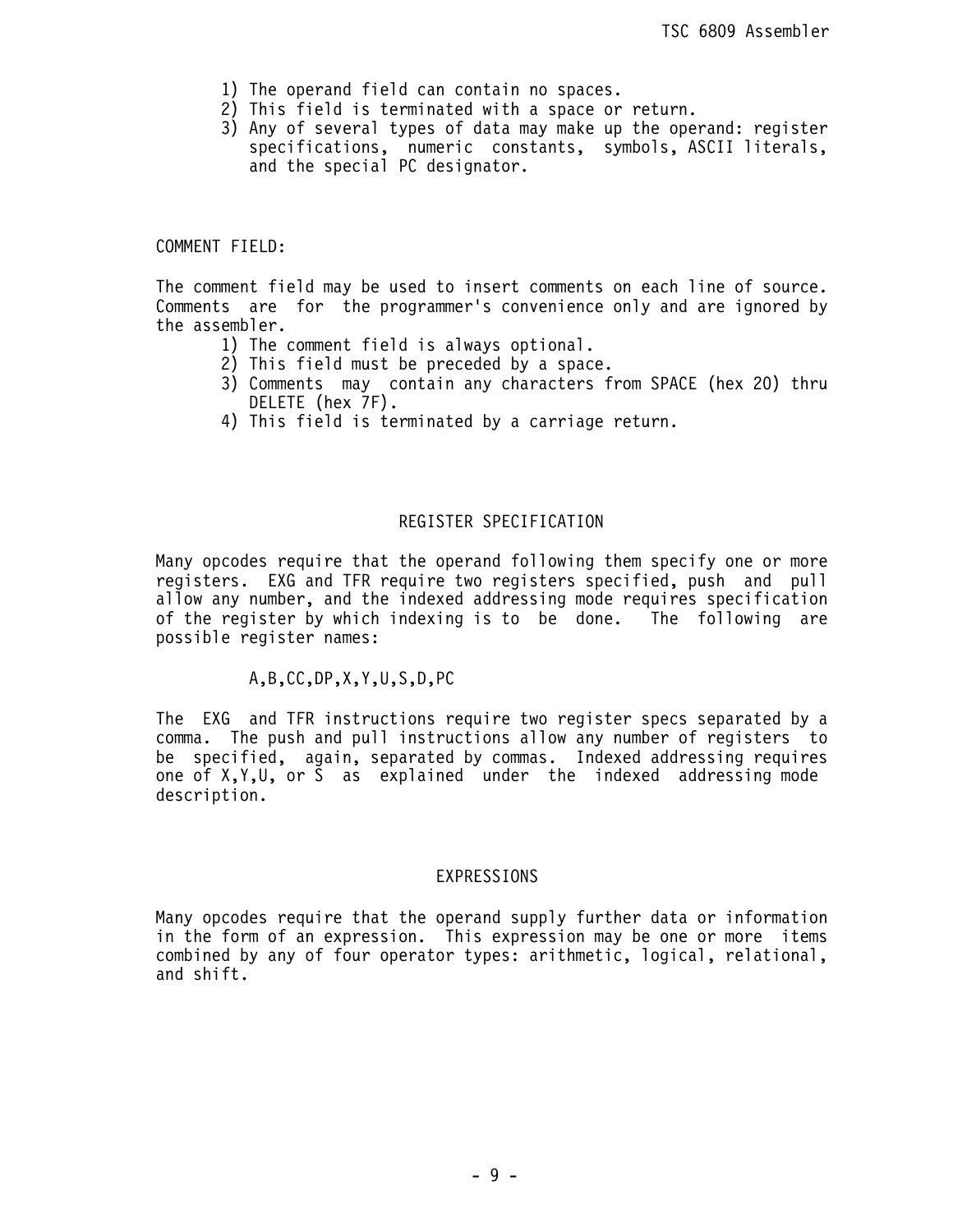1) The operand field can contain no spaces.
2) This field is terminated with a space or return.
3) Any of several types of data may make up the operand: register specifications, numeric constants, symbols, ASCII literals, and the special PC designator.

COMMENT FIELD:

The comment field may be used to insert comments on each line of source. Comments are for the programmer's convenience only and are ignored by the assembler.

1) The comment field is always optional.
2) This field must be preceded by a space.
3) Comments may contain any characters from SPACE (hex 20) thru DELETE (hex 7F).
4) This field is terminated by a carriage return.

## REGISTER SPECIFICATION

Many opcodes require that the operand following them specify one or more registers. EXG and TFR require two registers specified, push and pull allow any number, and the indexed addressing mode requires specification of the register by which indexing is to be done. The following are possible register names:

```
A,B,CC,DP,X,Y,U,S,D,PC
```

The EXG and TFR instructions require two register specs separated by a comma. The push and pull instructions allow any number of registers to be specified, again, separated by commas. Indexed addressing requires one of X,Y,U, or S as explained under the indexed addressing mode description.

## EXPRESSIONS

Many opcodes require that the operand supply further data or information in the form of an expression. This expression may be one or more items combined by any of four operator types: arithmetic, logical, relational, and shift.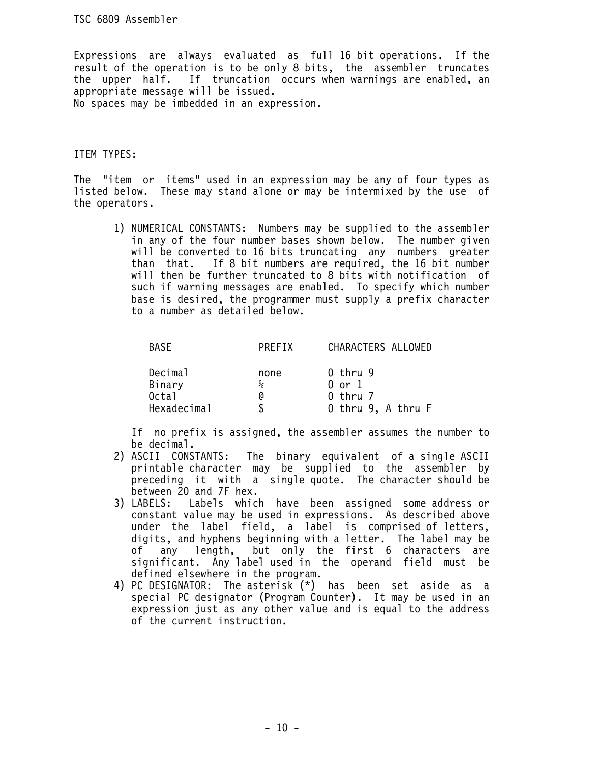Expressions are always evaluated as full 16 bit operations. If the result of the operation is to be only 8 bits, the assembler truncates the upper half. If truncation occurs when warnings are enabled, an appropriate message will be issued.
No spaces may be imbedded in an expression.

## ITEM TYPES:

The "item or items" used in an expression may be any of four types as listed below. These may stand alone or may be intermixed by the use of the operators.

1) NUMERICAL CONSTANTS: Numbers may be supplied to the assembler in any of the four number bases shown below. The number given will be converted to 16 bits truncating any numbers greater than that. If 8 bit numbers are required, the 16 bit number will then be further truncated to 8 bits with notification of such if warning messages are enabled. To specify which number base is desired, the programmer must supply a prefix character to a number as detailed below.

   | BASE | PREFIX | CHARACTERS ALLOWED |
   |---|---|---|
   | Decimal | none | 0 thru 9 |
   | Binary | % | 0 or 1 |
   | Octal | @ | 0 thru 7 |
   | Hexadecimal | $ | 0 thru 9, A thru F |

   If no prefix is assigned, the assembler assumes the number to be decimal.
2) ASCII CONSTANTS: The binary equivalent of a single ASCII printable character may be supplied to the assembler by preceding it with a single quote. The character should be between 20 and 7F hex.
3) LABELS: Labels which have been assigned some address or constant value may be used in expressions. As described above under the label field, a label is comprised of letters, digits, and hyphens beginning with a letter. The label may be of any length, but only the first 6 characters are significant. Any label used in the operand field must be defined elsewhere in the program.
4) PC DESIGNATOR: The asterisk (*) has been set aside as a special PC designator (Program Counter). It may be used in an expression just as any other value and is equal to the address of the current instruction.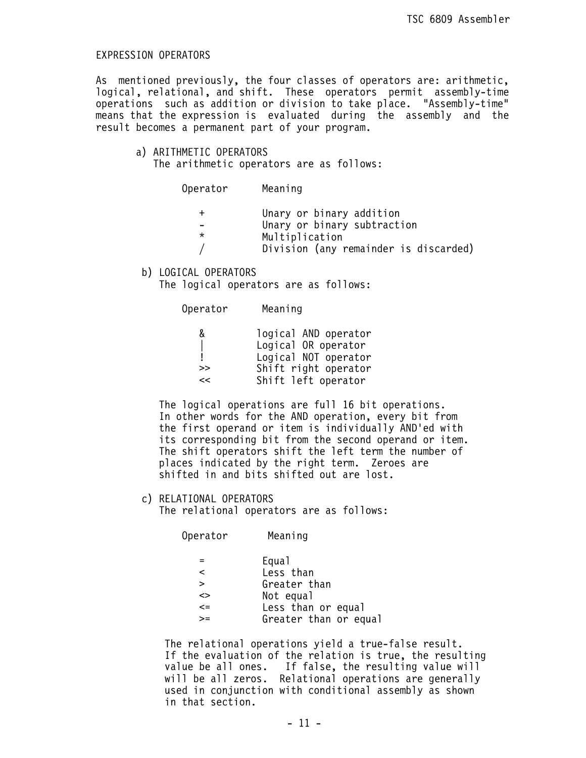## EXPRESSION OPERATORS

As mentioned previously, the four classes of operators are: arithmetic, logical, relational, and shift. These operators permit assembly-time operations such as addition or division to take place. "Assembly-time" means that the expression is evaluated during the assembly and the result becomes a permanent part of your program.

### a) ARITHMETIC OPERATORS

The arithmetic operators are as follows:

| Operator | Meaning |
|---|---|
| + | Unary or binary addition |
| - | Unary or binary subtraction |
| * | Multiplication |
| / | Division (any remainder is discarded) |

### b) LOGICAL OPERATORS

The logical operators are as follows:

| Operator | Meaning |
|---|---|
| & | logical AND operator |
| \| | Logical OR operator |
| ! | Logical NOT operator |
| >> | Shift right operator |
| << | Shift left operator |

The logical operations are full 16 bit operations. In other words for the AND operation, every bit from the first operand or item is individually AND'ed with its corresponding bit from the second operand or item. The shift operators shift the left term the number of places indicated by the right term. Zeroes are shifted in and bits shifted out are lost.

### c) RELATIONAL OPERATORS

The relational operators are as follows:

| Operator | Meaning |
|---|---|
| = | Equal |
| < | Less than |
| > | Greater than |
| <> | Not equal |
| <= | Less than or equal |
| >= | Greater than or equal |

The relational operations yield a true-false result. If the evaluation of the relation is true, the resulting value be all ones. If false, the resulting value will will be all zeros. Relational operations are generally used in conjunction with conditional assembly as shown in that section.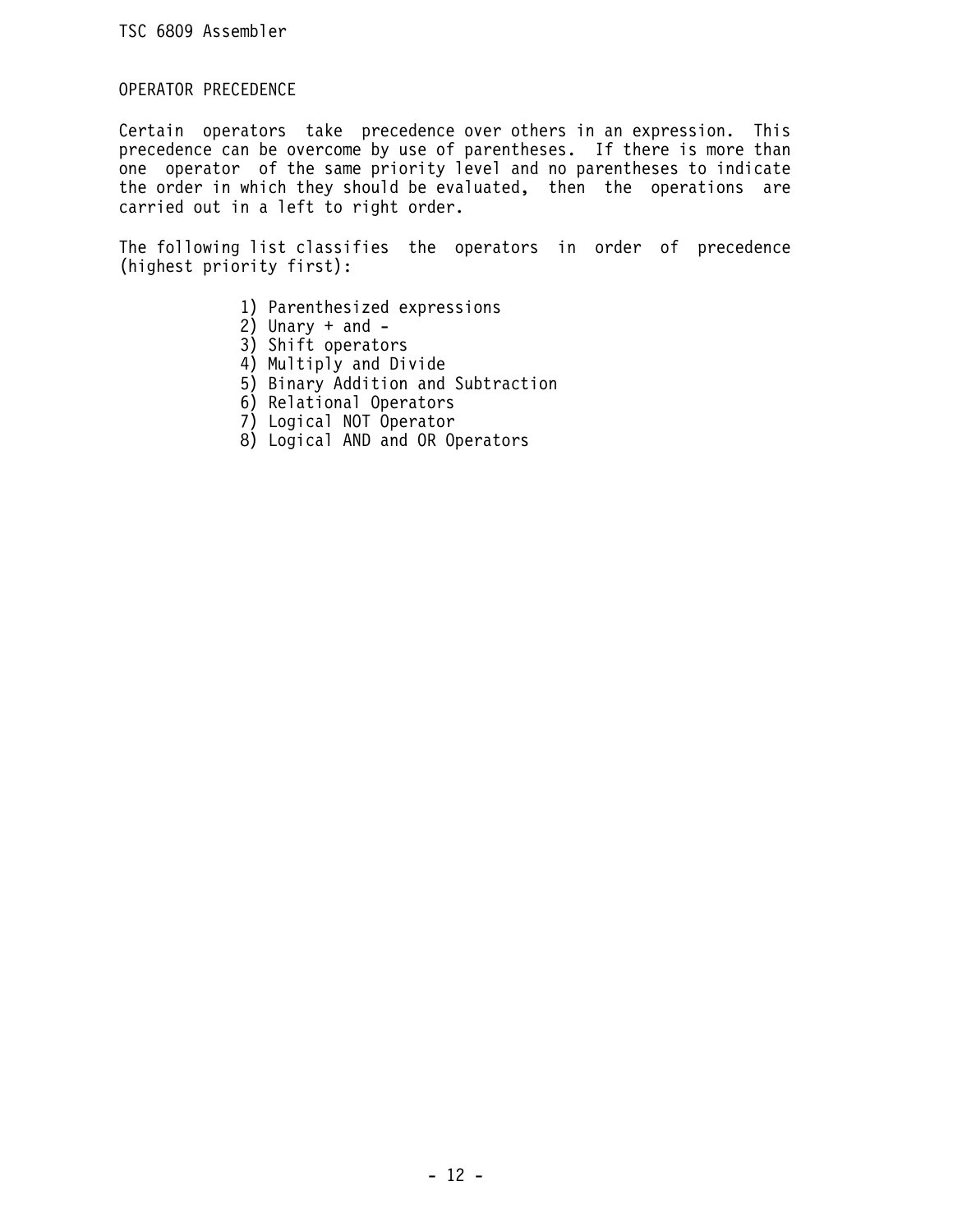## OPERATOR PRECEDENCE

Certain operators take precedence over others in an expression. This precedence can be overcome by use of parentheses. If there is more than one operator of the same priority level and no parentheses to indicate the order in which they should be evaluated, then the operations are carried out in a left to right order.

The following list classifies the operators in order of precedence (highest priority first):

1) Parenthesized expressions
2) Unary + and -
3) Shift operators
4) Multiply and Divide
5) Binary Addition and Subtraction
6) Relational Operators
7) Logical NOT Operator
8) Logical AND and OR Operators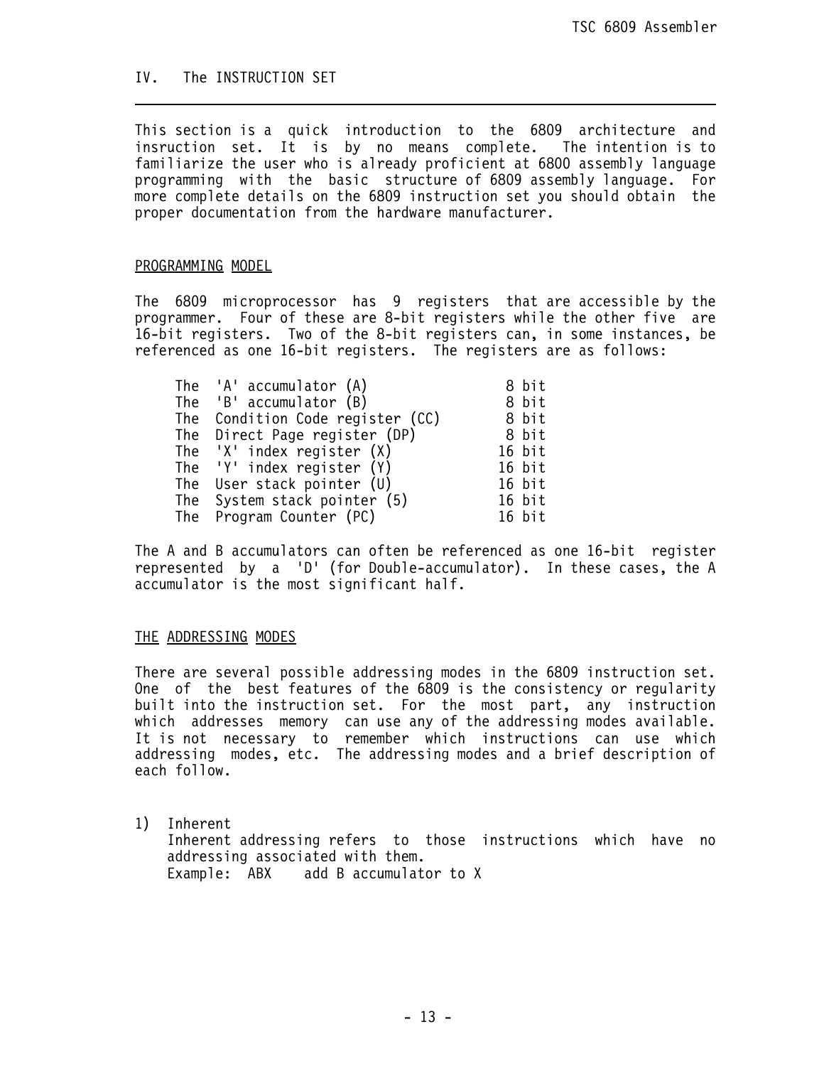## IV. The INSTRUCTION SET

This section is a quick introduction to the 6809 architecture and insruction set. It is by no means complete. The intention is to familiarize the user who is already proficient at 6800 assembly language programming with the basic structure of 6809 assembly language. For more complete details on the 6809 instruction set you should obtain the proper documentation from the hardware manufacturer.

### PROGRAMMING MODEL

The 6809 microprocessor has 9 registers that are accessible by the programmer. Four of these are 8-bit registers while the other five are 16-bit registers. Two of the 8-bit registers can, in some instances, be referenced as one 16-bit registers. The registers are as follows:

```
The 'A' accumulator (A)              8 bit
The 'B' accumulator (B)              8 bit
The Condition Code register (CC)     8 bit
The Direct Page register (DP)        8 bit
The 'X' index register (X)          16 bit
The 'Y' index register (Y)          16 bit
The User stack pointer (U)          16 bit
The System stack pointer (5)        16 bit
The Program Counter (PC)            16 bit
```

The A and B accumulators can often be referenced as one 16-bit register represented by a 'D' (for Double-accumulator). In these cases, the A accumulator is the most significant half.

### THE ADDRESSING MODES

There are several possible addressing modes in the 6809 instruction set. One of the best features of the 6809 is the consistency or regularity built into the instruction set. For the most part, any instruction which addresses memory can use any of the addressing modes available. It is not necessary to remember which instructions can use which addressing modes, etc. The addressing modes and a brief description of each follow.

1) Inherent
   Inherent addressing refers to those instructions which have no addressing associated with them.
   Example: ABX    add B accumulator to X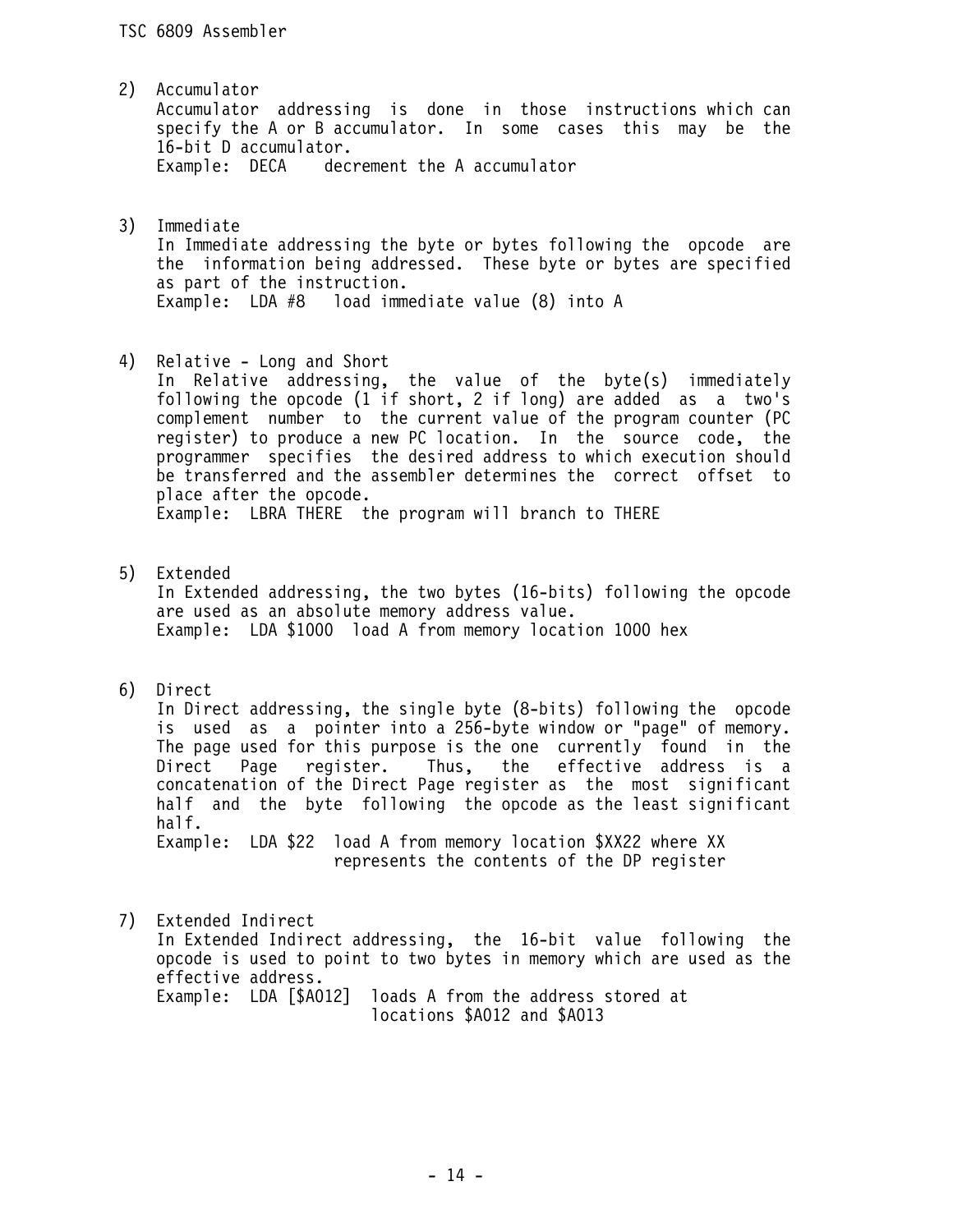2) Accumulator

   Accumulator addressing is done in those instructions which can specify the A or B accumulator. In some cases this may be the 16-bit D accumulator.

   Example: DECA    decrement the A accumulator

3) Immediate

   In Immediate addressing the byte or bytes following the opcode are the information being addressed. These byte or bytes are specified as part of the instruction.

   Example: LDA #8   load immediate value (8) into A

4) Relative - Long and Short

   In Relative addressing, the value of the byte(s) immediately following the opcode (1 if short, 2 if long) are added as a two's complement number to the current value of the program counter (PC register) to produce a new PC location. In the source code, the programmer specifies the desired address to which execution should be transferred and the assembler determines the correct offset to place after the opcode.

   Example: LBRA THERE  the program will branch to THERE

5) Extended

   In Extended addressing, the two bytes (16-bits) following the opcode are used as an absolute memory address value.

   Example: LDA $1000  load A from memory location 1000 hex

6) Direct

   In Direct addressing, the single byte (8-bits) following the opcode is used as a pointer into a 256-byte window or "page" of memory. The page used for this purpose is the one currently found in the Direct Page register. Thus, the effective address is a concatenation of the Direct Page register as the most significant half and the byte following the opcode as the least significant half.

   Example: LDA $22  load A from memory location $XX22 where XX represents the contents of the DP register

7) Extended Indirect

   In Extended Indirect addressing, the 16-bit value following the opcode is used to point to two bytes in memory which are used as the effective address.

   Example: LDA [$A012]  loads A from the address stored at locations $A012 and $A013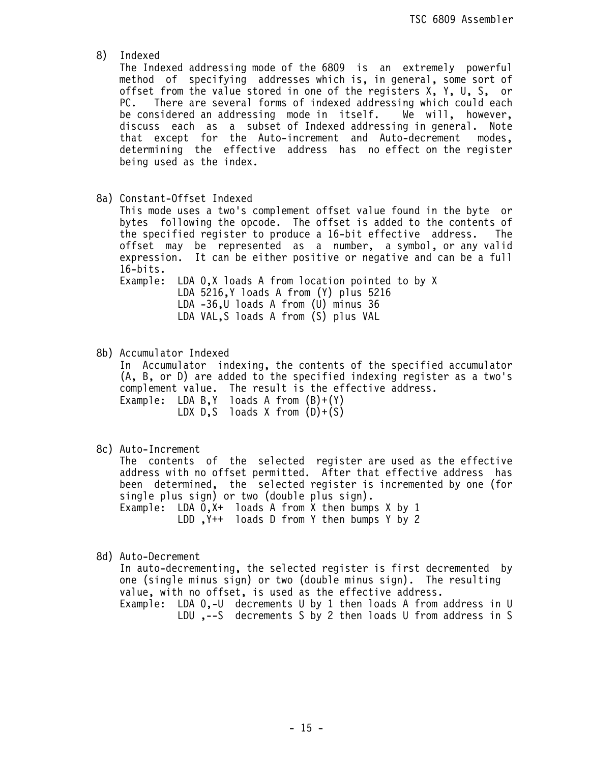8) Indexed

The Indexed addressing mode of the 6809 is an extremely powerful method of specifying addresses which is, in general, some sort of offset from the value stored in one of the registers X, Y, U, S, or PC. There are several forms of indexed addressing which could each be considered an addressing mode in itself. We will, however, discuss each as a subset of Indexed addressing in general. Note that except for the Auto-increment and Auto-decrement modes, determining the effective address has no effect on the register being used as the index.

8a) Constant-Offset Indexed

This mode uses a two's complement offset value found in the byte or bytes following the opcode. The offset is added to the contents of the specified register to produce a 16-bit effective address. The offset may be represented as a number, a symbol, or any valid expression. It can be either positive or negative and can be a full 16-bits.

```
Example:  LDA 0,X loads A from location pointed to by X
          LDA 5216,Y loads A from (Y) plus 5216
          LDA -36,U loads A from (U) minus 36
          LDA VAL,S loads A from (S) plus VAL
```

8b) Accumulator Indexed

In Accumulator indexing, the contents of the specified accumulator (A, B, or D) are added to the specified indexing register as a two's complement value. The result is the effective address.

```
Example:  LDA B,Y  loads A from (B)+(Y)
          LDX D,S  loads X from (D)+(S)
```

8c) Auto-Increment

The contents of the selected register are used as the effective address with no offset permitted. After that effective address has been determined, the selected register is incremented by one (for single plus sign) or two (double plus sign).

```
Example:  LDA 0,X+  loads A from X then bumps X by 1
          LDD ,Y++  loads D from Y then bumps Y by 2
```

8d) Auto-Decrement

In auto-decrementing, the selected register is first decremented by one (single minus sign) or two (double minus sign). The resulting value, with no offset, is used as the effective address.

```
Example:  LDA 0,-U  decrements U by 1 then loads A from address in U
          LDU ,--S  decrements S by 2 then loads U from address in S
```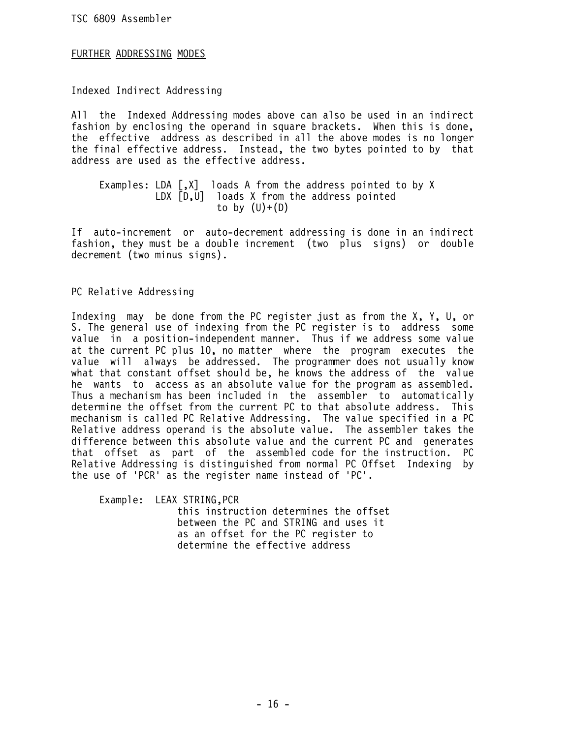## FURTHER ADDRESSING MODES

### Indexed Indirect Addressing

All the Indexed Addressing modes above can also be used in an indirect fashion by enclosing the operand in square brackets. When this is done, the effective address as described in all the above modes is no longer the final effective address. Instead, the two bytes pointed to by that address are used as the effective address.

```
Examples: LDA [,X]  loads A from the address pointed to by X
          LDX [D,U]  loads X from the address pointed
                     to by (U)+(D)
```

If auto-increment or auto-decrement addressing is done in an indirect fashion, they must be a double increment (two plus signs) or double decrement (two minus signs).

### PC Relative Addressing

Indexing may be done from the PC register just as from the X, Y, U, or S. The general use of indexing from the PC register is to address some value in a position-independent manner. Thus if we address some value at the current PC plus 10, no matter where the program executes the value will always be addressed. The programmer does not usually know what that constant offset should be, he knows the address of the value he wants to access as an absolute value for the program as assembled. Thus a mechanism has been included in the assembler to automatically determine the offset from the current PC to that absolute address. This mechanism is called PC Relative Addressing. The value specified in a PC Relative address operand is the absolute value. The assembler takes the difference between this absolute value and the current PC and generates that offset as part of the assembled code for the instruction. PC Relative Addressing is distinguished from normal PC Offset Indexing by the use of 'PCR' as the register name instead of 'PC'.

```
Example:  LEAX STRING,PCR
                this instruction determines the offset
                between the PC and STRING and uses it
                as an offset for the PC register to
                determine the effective address
```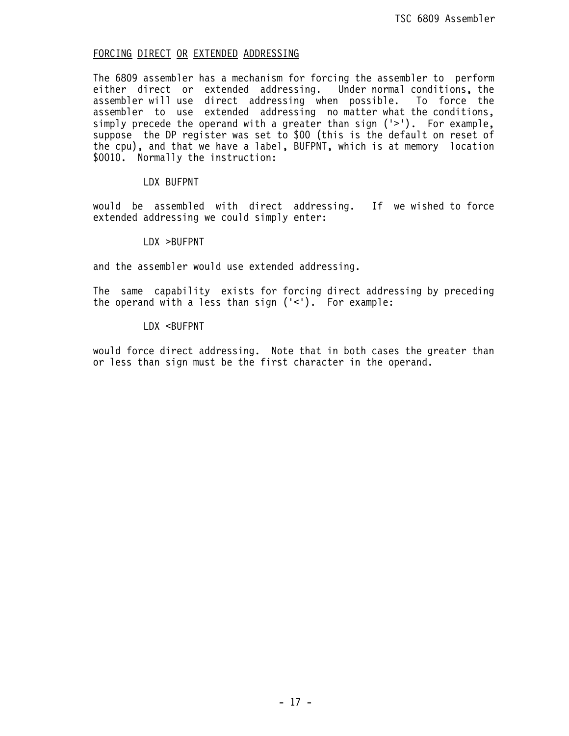## FORCING DIRECT OR EXTENDED ADDRESSING

The 6809 assembler has a mechanism for forcing the assembler to perform either direct or extended addressing. Under normal conditions, the assembler will use direct addressing when possible. To force the assembler to use extended addressing no matter what the conditions, simply precede the operand with a greater than sign ('>'). For example, suppose the DP register was set to $00 (this is the default on reset of the cpu), and that we have a label, BUFPNT, which is at memory location $0010. Normally the instruction:

```
LDX BUFPNT
```

would be assembled with direct addressing. If we wished to force extended addressing we could simply enter:

```
LDX >BUFPNT
```

and the assembler would use extended addressing.

The same capability exists for forcing direct addressing by preceding the operand with a less than sign ('<'). For example:

```
LDX <BUFPNT
```

would force direct addressing. Note that in both cases the greater than or less than sign must be the first character in the operand.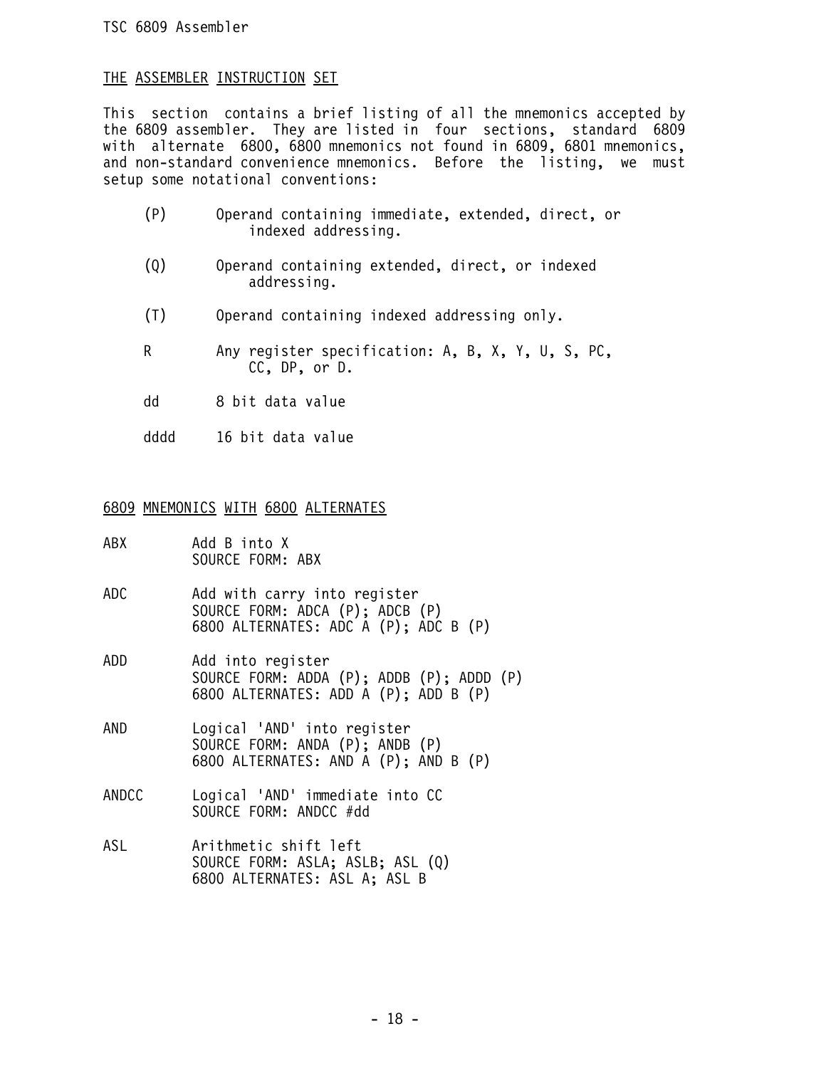## THE ASSEMBLER INSTRUCTION SET

This section contains a brief listing of all the mnemonics accepted by the 6809 assembler. They are listed in four sections, standard 6809 with alternate 6800, 6800 mnemonics not found in 6809, 6801 mnemonics, and non-standard convenience mnemonics. Before the listing, we must setup some notational conventions:

- (P) Operand containing immediate, extended, direct, or indexed addressing.
- (Q) Operand containing extended, direct, or indexed addressing.
- (T) Operand containing indexed addressing only.
- R Any register specification: A, B, X, Y, U, S, PC, CC, DP, or D.
- dd 8 bit data value
- dddd 16 bit data value

## 6809 MNEMONICS WITH 6800 ALTERNATES

```
ABX       Add B into X
          SOURCE FORM: ABX

ADC       Add with carry into register
          SOURCE FORM: ADCA (P); ADCB (P)
          6800 ALTERNATES: ADC A (P); ADC B (P)

ADD       Add into register
          SOURCE FORM: ADDA (P); ADDB (P); ADDD (P)
          6800 ALTERNATES: ADD A (P); ADD B (P)

AND       Logical 'AND' into register
          SOURCE FORM: ANDA (P); ANDB (P)
          6800 ALTERNATES: AND A (P); AND B (P)

ANDCC     Logical 'AND' immediate into CC
          SOURCE FORM: ANDCC #dd

ASL       Arithmetic shift left
          SOURCE FORM: ASLA; ASLB; ASL (Q)
          6800 ALTERNATES: ASL A; ASL B
```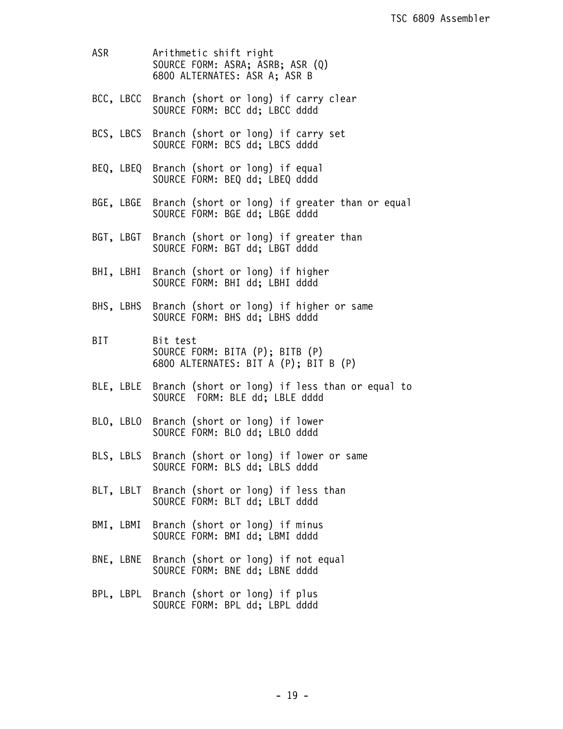```
ASR        Arithmetic shift right
           SOURCE FORM: ASRA; ASRB; ASR (Q)
           6800 ALTERNATES: ASR A; ASR B

BCC, LBCC  Branch (short or long) if carry clear
           SOURCE FORM: BCC dd; LBCC dddd

BCS, LBCS  Branch (short or long) if carry set
           SOURCE FORM: BCS dd; LBCS dddd

BEQ, LBEQ  Branch (short or long) if equal
           SOURCE FORM: BEQ dd; LBEQ dddd

BGE, LBGE  Branch (short or long) if greater than or equal
           SOURCE FORM: BGE dd; LBGE dddd

BGT, LBGT  Branch (short or long) if greater than
           SOURCE FORM: BGT dd; LBGT dddd

BHI, LBHI  Branch (short or long) if higher
           SOURCE FORM: BHI dd; LBHI dddd

BHS, LBHS  Branch (short or long) if higher or same
           SOURCE FORM: BHS dd; LBHS dddd

BIT        Bit test
           SOURCE FORM: BITA (P); BITB (P)
           6800 ALTERNATES: BIT A (P); BIT B (P)

BLE, LBLE  Branch (short or long) if less than or equal to
           SOURCE  FORM: BLE dd; LBLE dddd

BLO, LBLO  Branch (short or long) if lower
           SOURCE FORM: BLO dd; LBLO dddd

BLS, LBLS  Branch (short or long) if lower or same
           SOURCE FORM: BLS dd; LBLS dddd

BLT, LBLT  Branch (short or long) if less than
           SOURCE FORM: BLT dd; LBLT dddd

BMI, LBMI  Branch (short or long) if minus
           SOURCE FORM: BMI dd; LBMI dddd

BNE, LBNE  Branch (short or long) if not equal
           SOURCE FORM: BNE dd; LBNE dddd

BPL, LBPL  Branch (short or long) if plus
           SOURCE FORM: BPL dd; LBPL dddd
```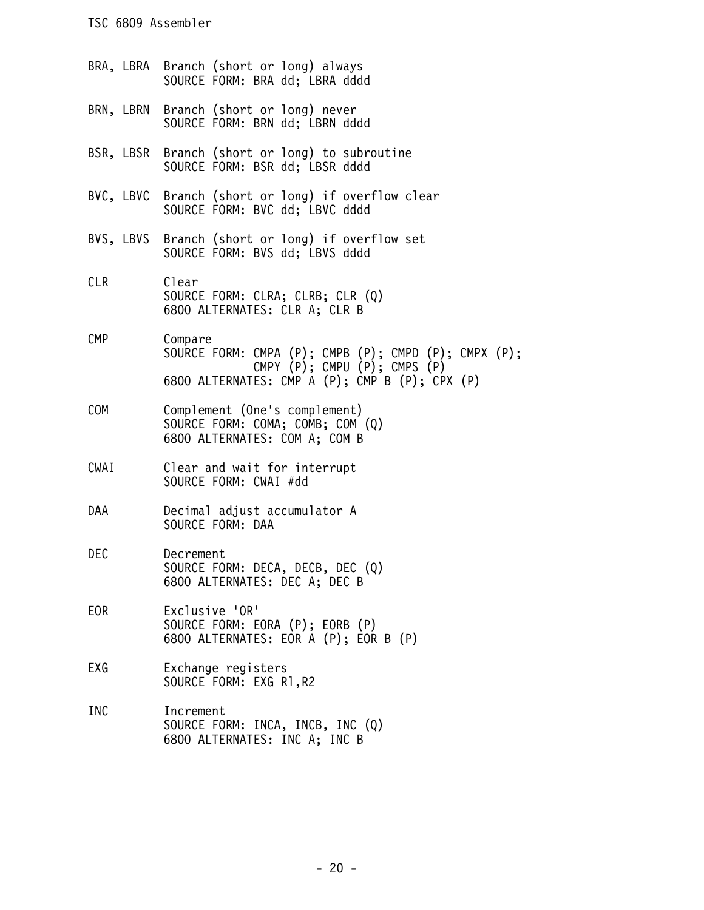BRA, LBRA Branch (short or long) always
SOURCE FORM: BRA dd; LBRA dddd

BRN, LBRN Branch (short or long) never
SOURCE FORM: BRN dd; LBRN dddd

BSR, LBSR Branch (short or long) to subroutine
SOURCE FORM: BSR dd; LBSR dddd

BVC, LBVC Branch (short or long) if overflow clear
SOURCE FORM: BVC dd; LBVC dddd

BVS, LBVS Branch (short or long) if overflow set
SOURCE FORM: BVS dd; LBVS dddd

CLR Clear
SOURCE FORM: CLRA; CLRB; CLR (Q)
6800 ALTERNATES: CLR A; CLR B

CMP Compare
SOURCE FORM: CMPA (P); CMPB (P); CMPD (P); CMPX (P);
CMPY (P); CMPU (P); CMPS (P)
6800 ALTERNATES: CMP A (P); CMP B (P); CPX (P)

COM Complement (One's complement)
SOURCE FORM: COMA; COMB; COM (Q)
6800 ALTERNATES: COM A; COM B

CWAI Clear and wait for interrupt
SOURCE FORM: CWAI #dd

DAA Decimal adjust accumulator A
SOURCE FORM: DAA

DEC Decrement
SOURCE FORM: DECA, DECB, DEC (Q)
6800 ALTERNATES: DEC A; DEC B

EOR Exclusive 'OR'
SOURCE FORM: EORA (P); EORB (P)
6800 ALTERNATES: EOR A (P); EOR B (P)

EXG Exchange registers
SOURCE FORM: EXG R1,R2

INC Increment
SOURCE FORM: INCA, INCB, INC (Q)
6800 ALTERNATES: INC A; INC B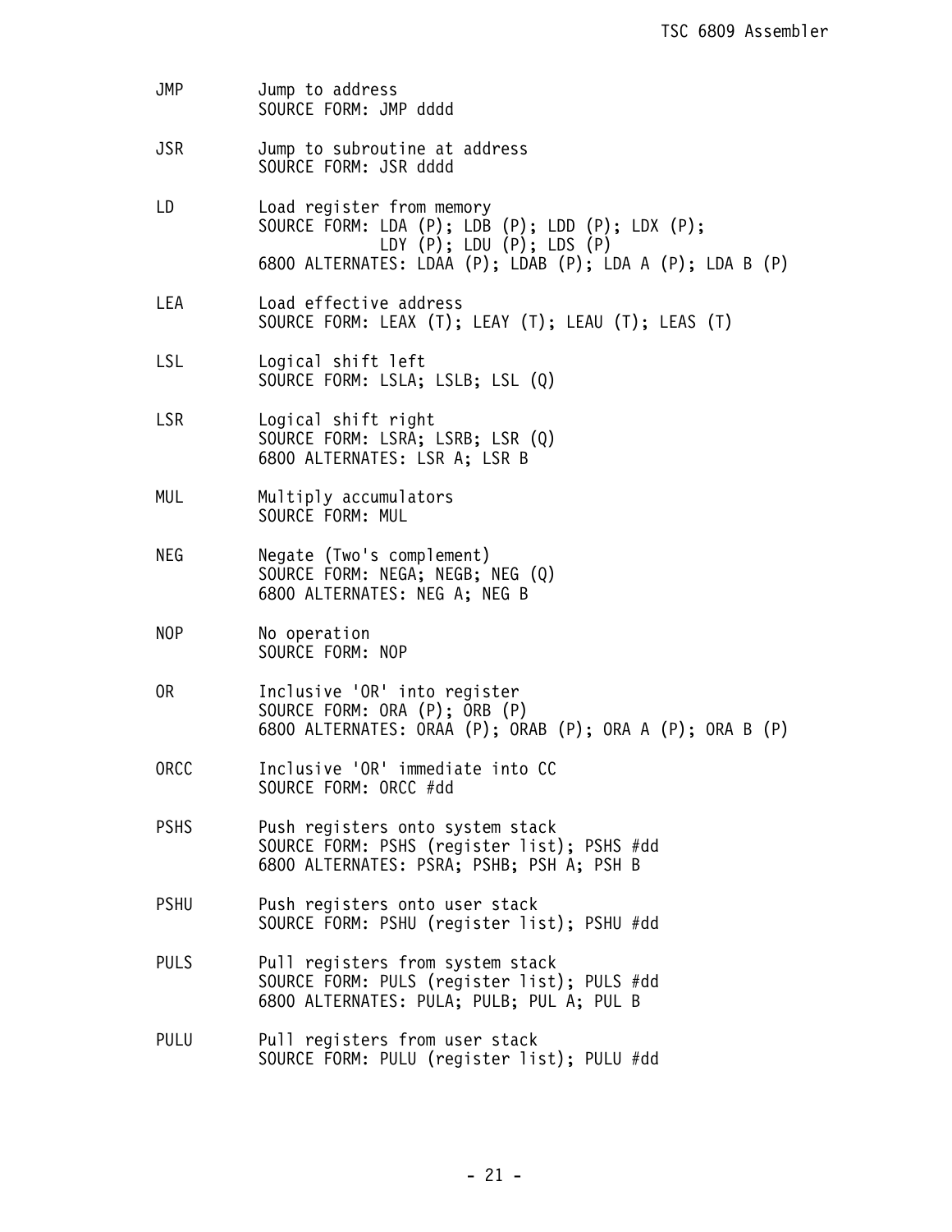| | |
|---|---|
| JMP | Jump to address<br>SOURCE FORM: JMP dddd |
| JSR | Jump to subroutine at address<br>SOURCE FORM: JSR dddd |
| LD | Load register from memory<br>SOURCE FORM: LDA (P); LDB (P); LDD (P); LDX (P);<br>LDY (P); LDU (P); LDS (P)<br>6800 ALTERNATES: LDAA (P); LDAB (P); LDA A (P); LDA B (P) |
| LEA | Load effective address<br>SOURCE FORM: LEAX (T); LEAY (T); LEAU (T); LEAS (T) |
| LSL | Logical shift left<br>SOURCE FORM: LSLA; LSLB; LSL (Q) |
| LSR | Logical shift right<br>SOURCE FORM: LSRA; LSRB; LSR (Q)<br>6800 ALTERNATES: LSR A; LSR B |
| MUL | Multiply accumulators<br>SOURCE FORM: MUL |
| NEG | Negate (Two's complement)<br>SOURCE FORM: NEGA; NEGB; NEG (Q)<br>6800 ALTERNATES: NEG A; NEG B |
| NOP | No operation<br>SOURCE FORM: NOP |
| OR | Inclusive 'OR' into register<br>SOURCE FORM: ORA (P); ORB (P)<br>6800 ALTERNATES: ORAA (P); ORAB (P); ORA A (P); ORA B (P) |
| ORCC | Inclusive 'OR' immediate into CC<br>SOURCE FORM: ORCC #dd |
| PSHS | Push registers onto system stack<br>SOURCE FORM: PSHS (register list); PSHS #dd<br>6800 ALTERNATES: PSRA; PSHB; PSH A; PSH B |
| PSHU | Push registers onto user stack<br>SOURCE FORM: PSHU (register list); PSHU #dd |
| PULS | Pull registers from system stack<br>SOURCE FORM: PULS (register list); PULS #dd<br>6800 ALTERNATES: PULA; PULB; PUL A; PUL B |
| PULU | Pull registers from user stack<br>SOURCE FORM: PULU (register list); PULU #dd |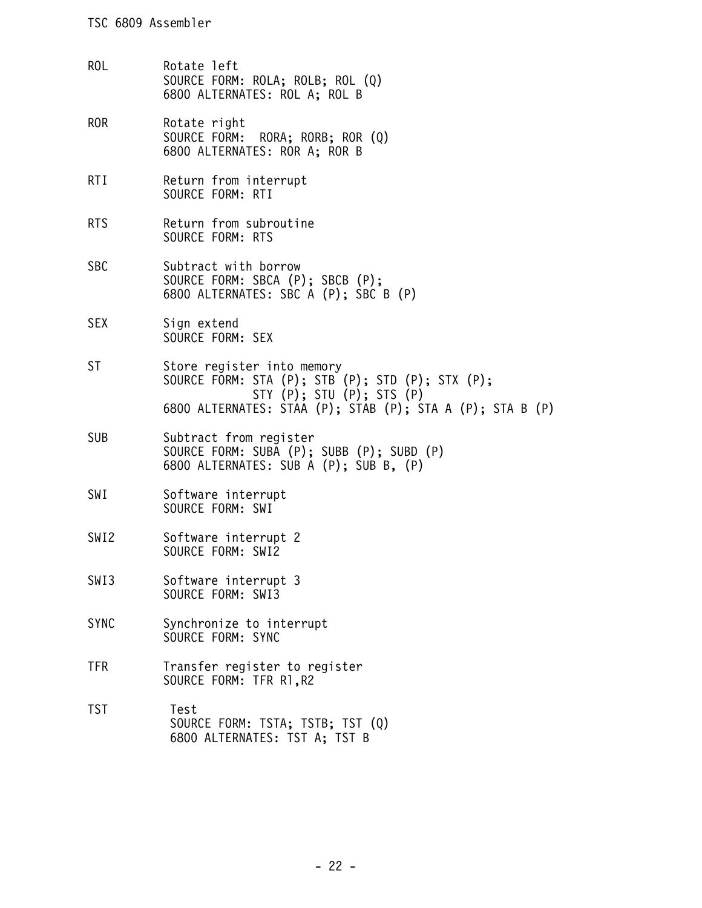ROL Rotate left
SOURCE FORM: ROLA; ROLB; ROL (Q)
6800 ALTERNATES: ROL A; ROL B

ROR Rotate right
SOURCE FORM: RORA; RORB; ROR (Q)
6800 ALTERNATES: ROR A; ROR B

RTI Return from interrupt
SOURCE FORM: RTI

RTS Return from subroutine
SOURCE FORM: RTS

SBC Subtract with borrow
SOURCE FORM: SBCA (P); SBCB (P);
6800 ALTERNATES: SBC A (P); SBC B (P)

SEX Sign extend
SOURCE FORM: SEX

ST Store register into memory
SOURCE FORM: STA (P); STB (P); STD (P); STX (P);
STY (P); STU (P); STS (P)
6800 ALTERNATES: STAA (P); STAB (P); STA A (P); STA B (P)

SUB Subtract from register
SOURCE FORM: SUBA (P); SUBB (P); SUBD (P)
6800 ALTERNATES: SUB A (P); SUB B, (P)

SWI Software interrupt
SOURCE FORM: SWI

SWI2 Software interrupt 2
SOURCE FORM: SWI2

SWI3 Software interrupt 3
SOURCE FORM: SWI3

SYNC Synchronize to interrupt
SOURCE FORM: SYNC

TFR Transfer register to register
SOURCE FORM: TFR R1,R2

TST Test
SOURCE FORM: TSTA; TSTB; TST (Q)
6800 ALTERNATES: TST A; TST B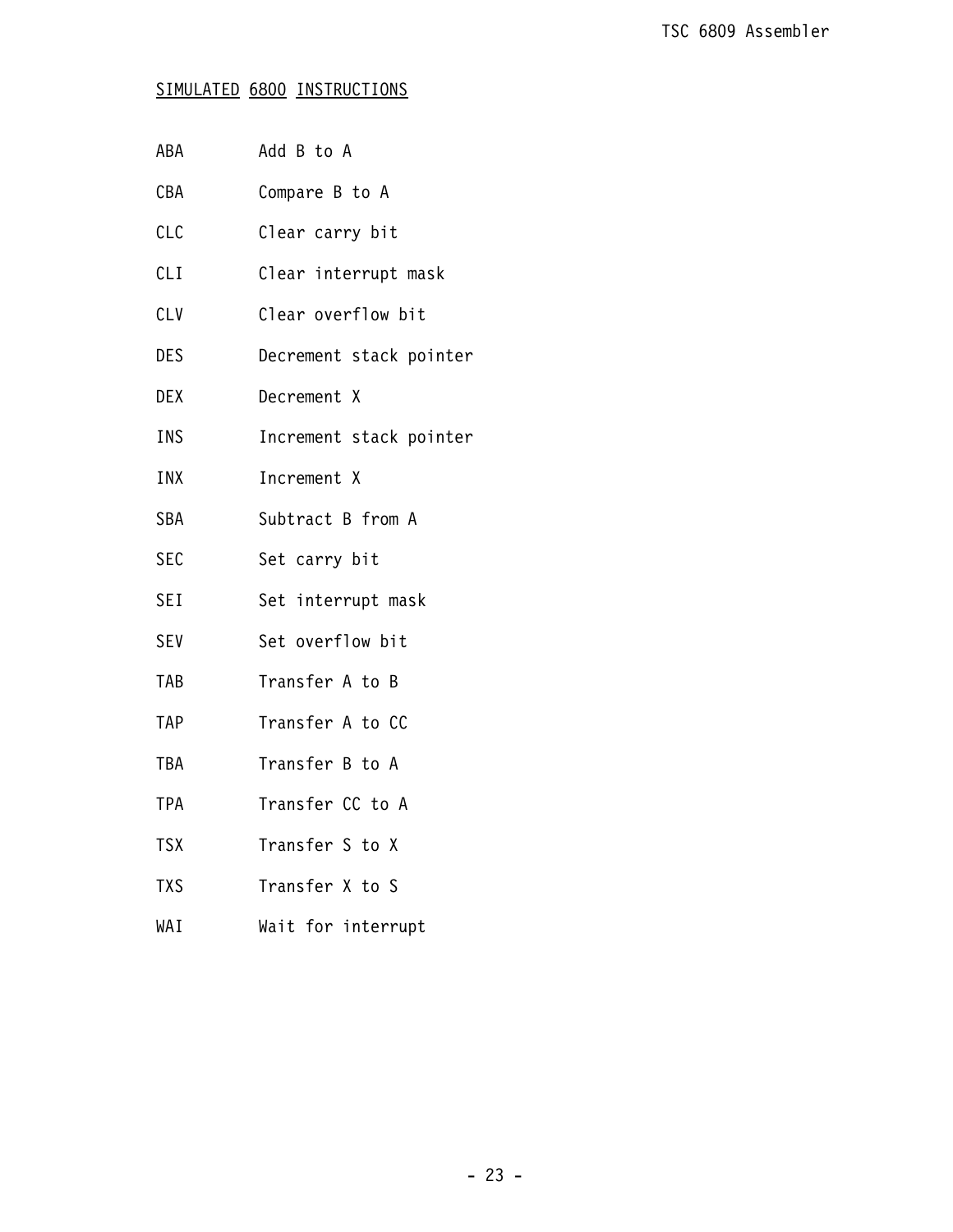## SIMULATED 6800 INSTRUCTIONS

| | |
|---|---|
| ABA | Add B to A |
| CBA | Compare B to A |
| CLC | Clear carry bit |
| CLI | Clear interrupt mask |
| CLV | Clear overflow bit |
| DES | Decrement stack pointer |
| DEX | Decrement X |
| INS | Increment stack pointer |
| INX | Increment X |
| SBA | Subtract B from A |
| SEC | Set carry bit |
| SEI | Set interrupt mask |
| SEV | Set overflow bit |
| TAB | Transfer A to B |
| TAP | Transfer A to CC |
| TBA | Transfer B to A |
| TPA | Transfer CC to A |
| TSX | Transfer S to X |
| TXS | Transfer X to S |
| WAI | Wait for interrupt |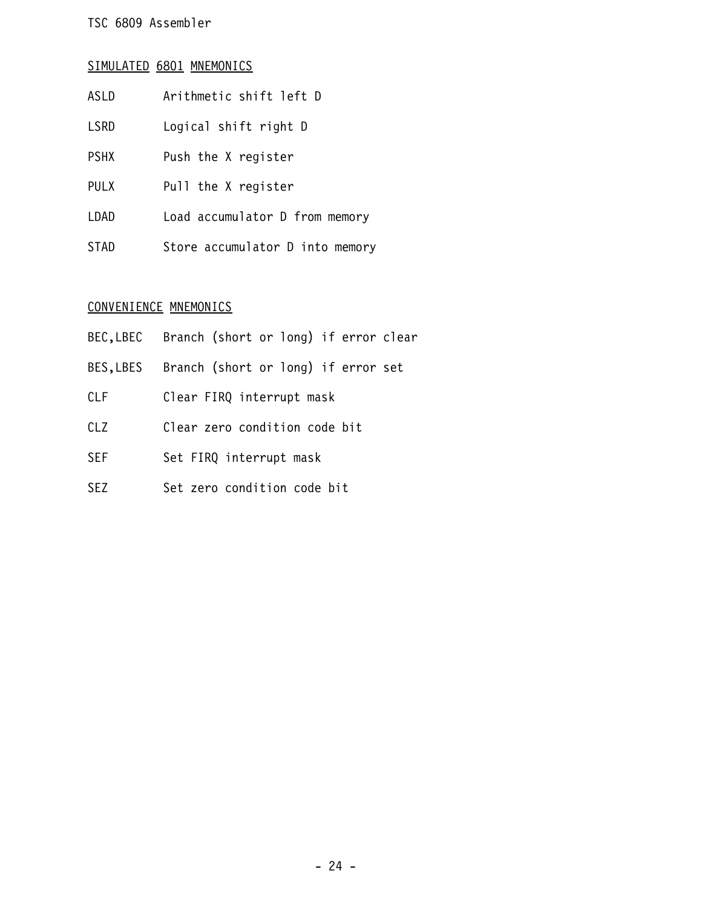## SIMULATED 6801 MNEMONICS

| | |
|---|---|
| ASLD | Arithmetic shift left D |
| LSRD | Logical shift right D |
| PSHX | Push the X register |
| PULX | Pull the X register |
| LDAD | Load accumulator D from memory |
| STAD | Store accumulator D into memory |

## CONVENIENCE MNEMONICS

| | |
|---|---|
| BEC,LBEC | Branch (short or long) if error clear |
| BES,LBES | Branch (short or long) if error set |
| CLF | Clear FIRQ interrupt mask |
| CLZ | Clear zero condition code bit |
| SEF | Set FIRQ interrupt mask |
| SEZ | Set zero condition code bit |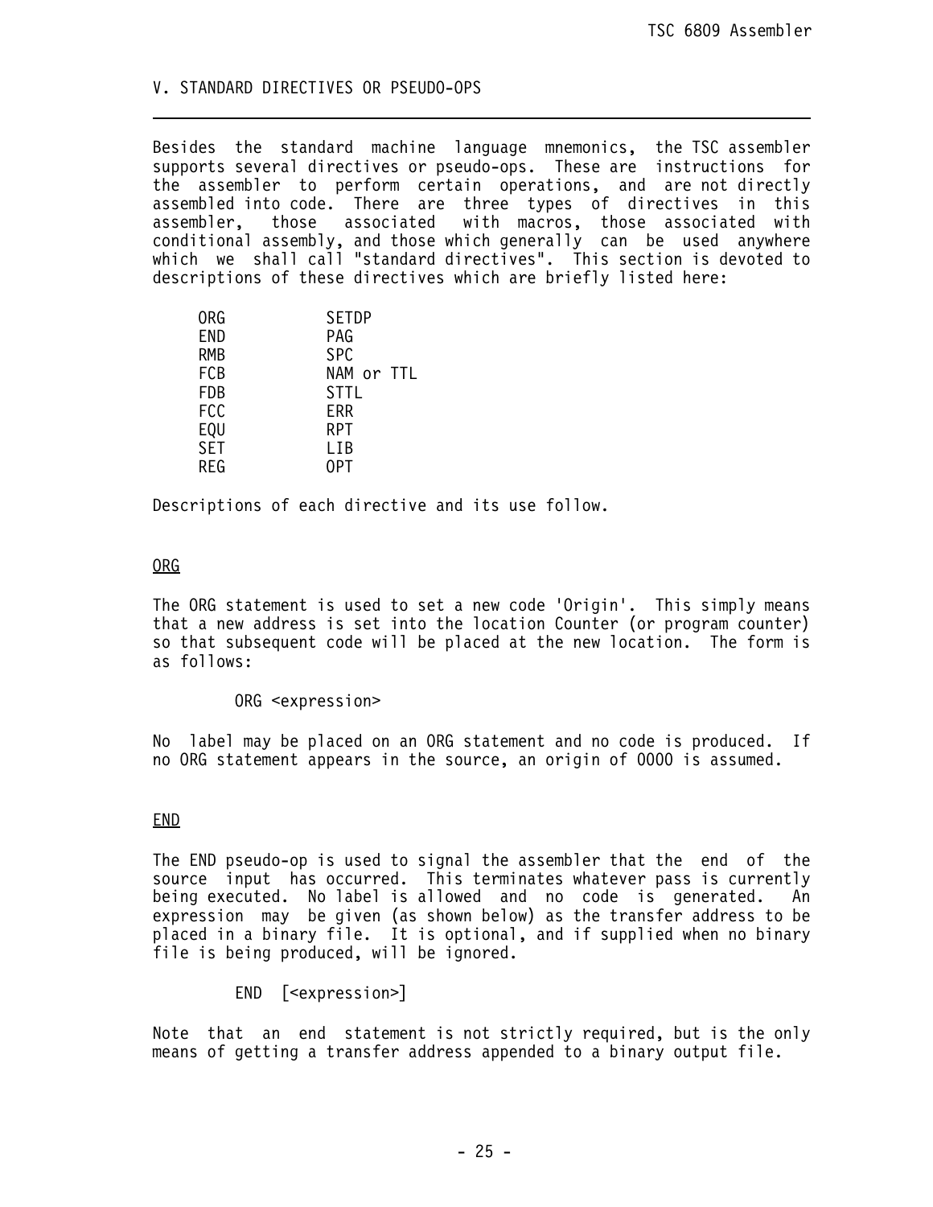## V. STANDARD DIRECTIVES OR PSEUDO-OPS

Besides the standard machine language mnemonics, the TSC assembler supports several directives or pseudo-ops. These are instructions for the assembler to perform certain operations, and are not directly assembled into code. There are three types of directives in this assembler, those associated with macros, those associated with conditional assembly, and those which generally can be used anywhere which we shall call "standard directives". This section is devoted to descriptions of these directives which are briefly listed here:

```
ORG          SETDP
END          PAG
RMB          SPC
FCB          NAM or TTL
FDB          STTL
FCC          ERR
EQU          RPT
SET          LIB
REG          OPT
```

Descriptions of each directive and its use follow.

### ORG

The ORG statement is used to set a new code 'Origin'. This simply means that a new address is set into the location Counter (or program counter) so that subsequent code will be placed at the new location. The form is as follows:

```
ORG <expression>
```

No label may be placed on an ORG statement and no code is produced. If no ORG statement appears in the source, an origin of 0000 is assumed.

### END

The END pseudo-op is used to signal the assembler that the end of the source input has occurred. This terminates whatever pass is currently being executed. No label is allowed and no code is generated. An expression may be given (as shown below) as the transfer address to be placed in a binary file. It is optional, and if supplied when no binary file is being produced, will be ignored.

```
END  [<expression>]
```

Note that an end statement is not strictly required, but is the only means of getting a transfer address appended to a binary output file.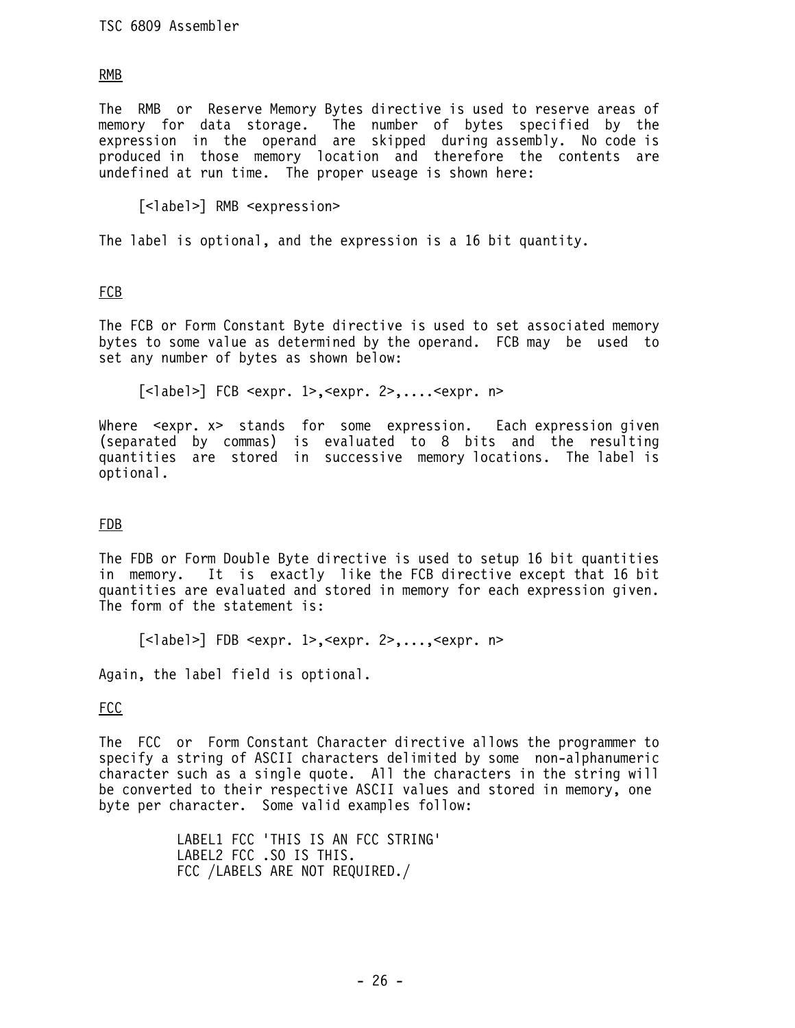## RMB

The RMB or Reserve Memory Bytes directive is used to reserve areas of memory for data storage. The number of bytes specified by the expression in the operand are skipped during assembly. No code is produced in those memory location and therefore the contents are undefined at run time. The proper useage is shown here:

```
[<label>] RMB <expression>
```

The label is optional, and the expression is a 16 bit quantity.

## FCB

The FCB or Form Constant Byte directive is used to set associated memory bytes to some value as determined by the operand. FCB may be used to set any number of bytes as shown below:

```
[<label>] FCB <expr. 1>,<expr. 2>,....<expr. n>
```

Where <expr. x> stands for some expression. Each expression given (separated by commas) is evaluated to 8 bits and the resulting quantities are stored in successive memory locations. The label is optional.

## FDB

The FDB or Form Double Byte directive is used to setup 16 bit quantities in memory. It is exactly like the FCB directive except that 16 bit quantities are evaluated and stored in memory for each expression given. The form of the statement is:

```
[<label>] FDB <expr. 1>,<expr. 2>,...,<expr. n>
```

Again, the label field is optional.

## FCC

The FCC or Form Constant Character directive allows the programmer to specify a string of ASCII characters delimited by some non-alphanumeric character such as a single quote. All the characters in the string will be converted to their respective ASCII values and stored in memory, one byte per character. Some valid examples follow:

```
LABEL1 FCC 'THIS IS AN FCC STRING'
LABEL2 FCC .SO IS THIS.
FCC /LABELS ARE NOT REQUIRED./
```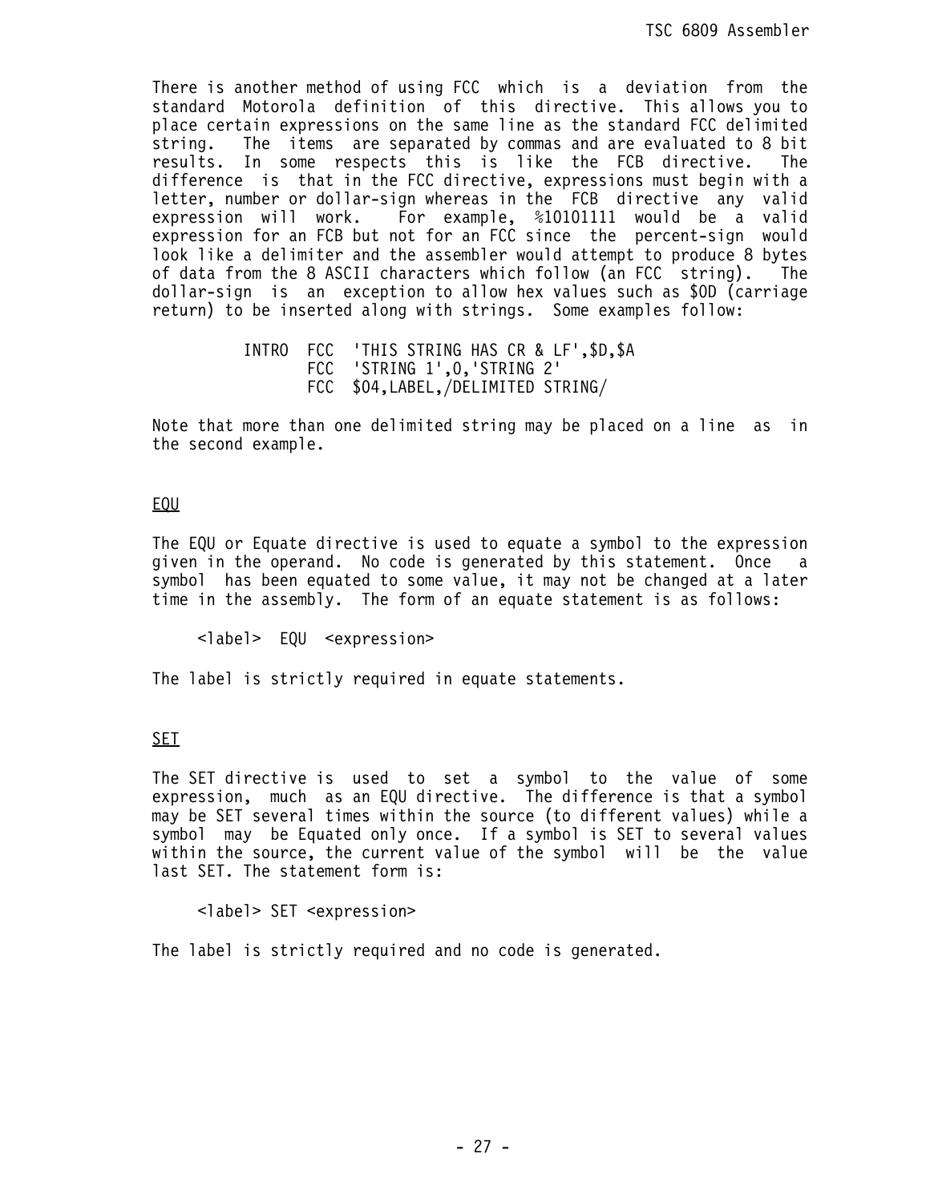There is another method of using FCC which is a deviation from the standard Motorola definition of this directive. This allows you to place certain expressions on the same line as the standard FCC delimited string. The items are separated by commas and are evaluated to 8 bit results. In some respects this is like the FCB directive. The difference is that in the FCC directive, expressions must begin with a letter, number or dollar-sign whereas in the FCB directive any valid expression will work. For example, %10101111 would be a valid expression for an FCB but not for an FCC since the percent-sign would look like a delimiter and the assembler would attempt to produce 8 bytes of data from the 8 ASCII characters which follow (an FCC string). The dollar-sign is an exception to allow hex values such as $0D (carriage return) to be inserted along with strings. Some examples follow:

```
INTRO  FCC  'THIS STRING HAS CR & LF',$D,$A
       FCC  'STRING 1',0,'STRING 2'
       FCC  $04,LABEL,/DELIMITED STRING/
```

Note that more than one delimited string may be placed on a line as in the second example.

## EQU

The EQU or Equate directive is used to equate a symbol to the expression given in the operand. No code is generated by this statement. Once a symbol has been equated to some value, it may not be changed at a later time in the assembly. The form of an equate statement is as follows:

```
<label>  EQU  <expression>
```

The label is strictly required in equate statements.

## SET

The SET directive is used to set a symbol to the value of some expression, much as an EQU directive. The difference is that a symbol may be SET several times within the source (to different values) while a symbol may be Equated only once. If a symbol is SET to several values within the source, the current value of the symbol will be the value last SET. The statement form is:

```
<label> SET <expression>
```

The label is strictly required and no code is generated.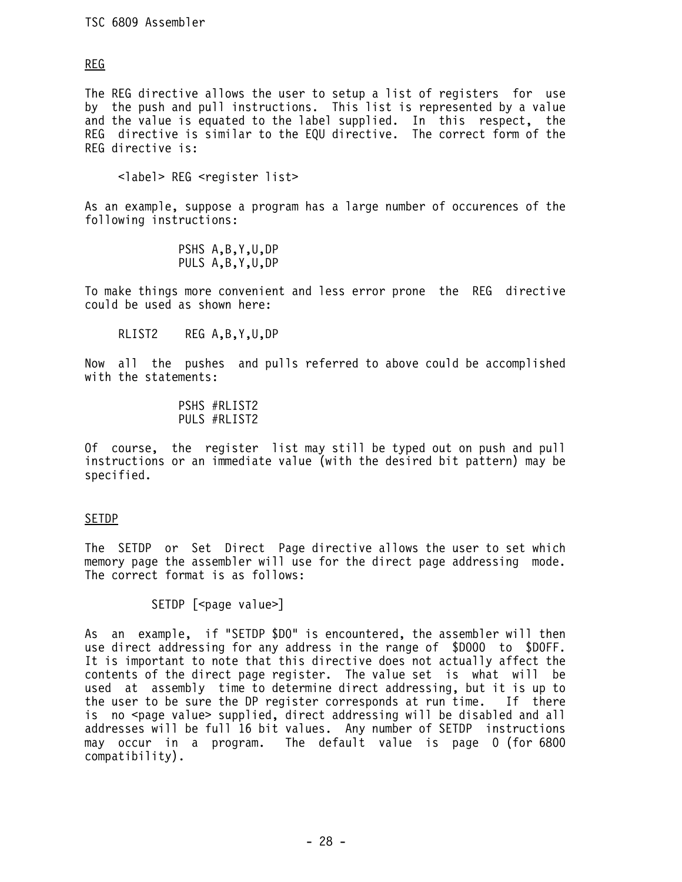## REG

The REG directive allows the user to setup a list of registers for use by the push and pull instructions. This list is represented by a value and the value is equated to the label supplied. In this respect, the REG directive is similar to the EQU directive. The correct form of the REG directive is:

```
     <label> REG <register list>
```

As an example, suppose a program has a large number of occurences of the following instructions:

```
          PSHS A,B,Y,U,DP
          PULS A,B,Y,U,DP
```

To make things more convenient and less error prone the REG directive could be used as shown here:

```
     RLIST2    REG A,B,Y,U,DP
```

Now all the pushes and pulls referred to above could be accomplished with the statements:

```
          PSHS #RLIST2
          PULS #RLIST2
```

Of course, the register list may still be typed out on push and pull instructions or an immediate value (with the desired bit pattern) may be specified.

## SETDP

The SETDP or Set Direct Page directive allows the user to set which memory page the assembler will use for the direct page addressing mode. The correct format is as follows:

```
          SETDP [<page value>]
```

As an example, if "SETDP $D0" is encountered, the assembler will then use direct addressing for any address in the range of $D000 to $D0FF. It is important to note that this directive does not actually affect the contents of the direct page register. The value set is what will be used at assembly time to determine direct addressing, but it is up to the user to be sure the DP register corresponds at run time. If there is no <page value> supplied, direct addressing will be disabled and all addresses will be full 16 bit values. Any number of SETDP instructions may occur in a program. The default value is page 0 (for 6800 compatibility).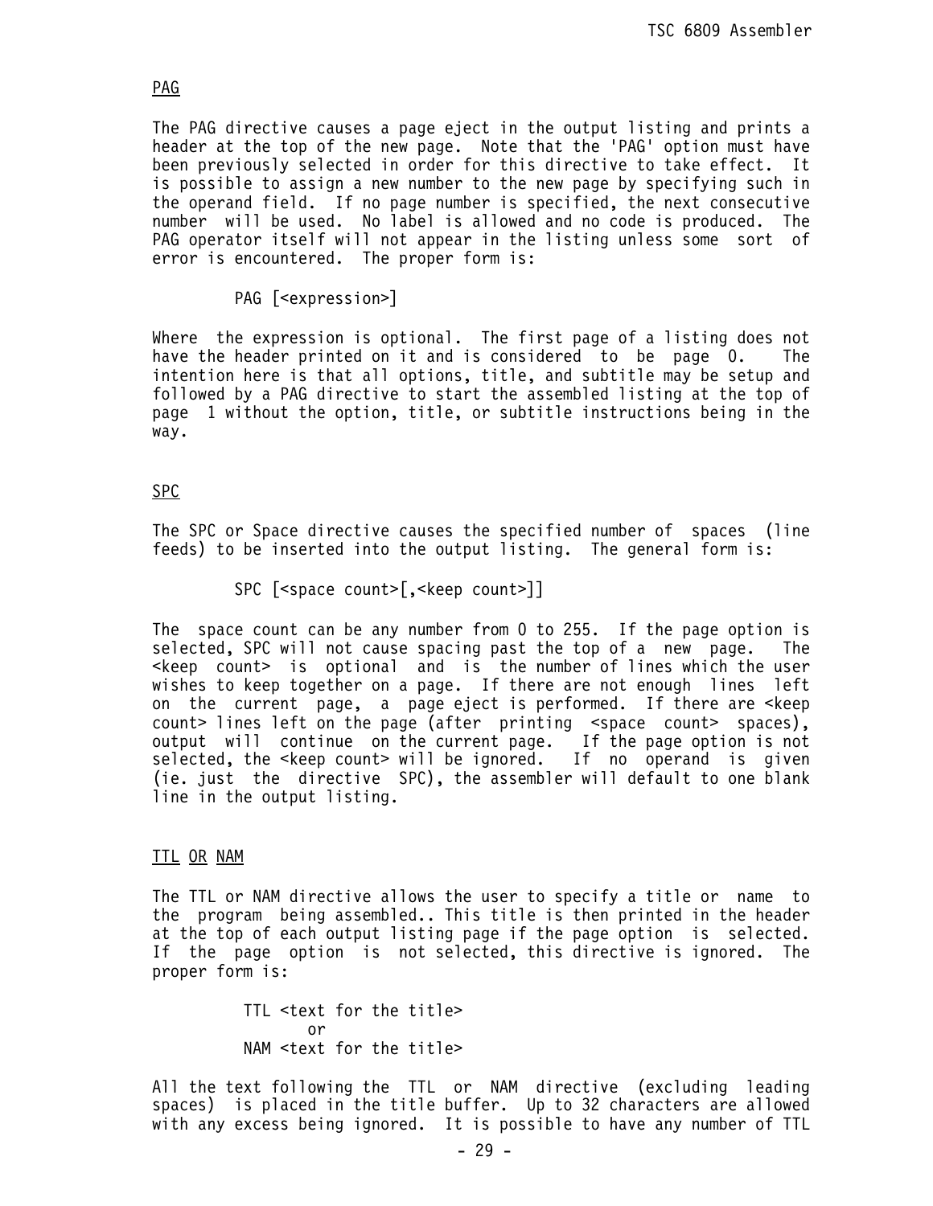## PAG

The PAG directive causes a page eject in the output listing and prints a header at the top of the new page. Note that the 'PAG' option must have been previously selected in order for this directive to take effect. It is possible to assign a new number to the new page by specifying such in the operand field. If no page number is specified, the next consecutive number will be used. No label is allowed and no code is produced. The PAG operator itself will not appear in the listing unless some sort of error is encountered. The proper form is:

```
        PAG [<expression>]
```

Where the expression is optional. The first page of a listing does not have the header printed on it and is considered to be page 0. The intention here is that all options, title, and subtitle may be setup and followed by a PAG directive to start the assembled listing at the top of page 1 without the option, title, or subtitle instructions being in the way.

## SPC

The SPC or Space directive causes the specified number of spaces (line feeds) to be inserted into the output listing. The general form is:

```
        SPC [<space count>[,<keep count>]]
```

The space count can be any number from 0 to 255. If the page option is selected, SPC will not cause spacing past the top of a new page. The <keep count> is optional and is the number of lines which the user wishes to keep together on a page. If there are not enough lines left on the current page, a page eject is performed. If there are <keep count> lines left on the page (after printing <space count> spaces), output will continue on the current page. If the page option is not selected, the <keep count> will be ignored. If no operand is given (ie. just the directive SPC), the assembler will default to one blank line in the output listing.

## TTL OR NAM

The TTL or NAM directive allows the user to specify a title or name to the program being assembled.. This title is then printed in the header at the top of each output listing page if the page option is selected. If the page option is not selected, this directive is ignored. The proper form is:

```
         TTL <text for the title>
               or
         NAM <text for the title>
```

All the text following the TTL or NAM directive (excluding leading spaces) is placed in the title buffer. Up to 32 characters are allowed with any excess being ignored. It is possible to have any number of TTL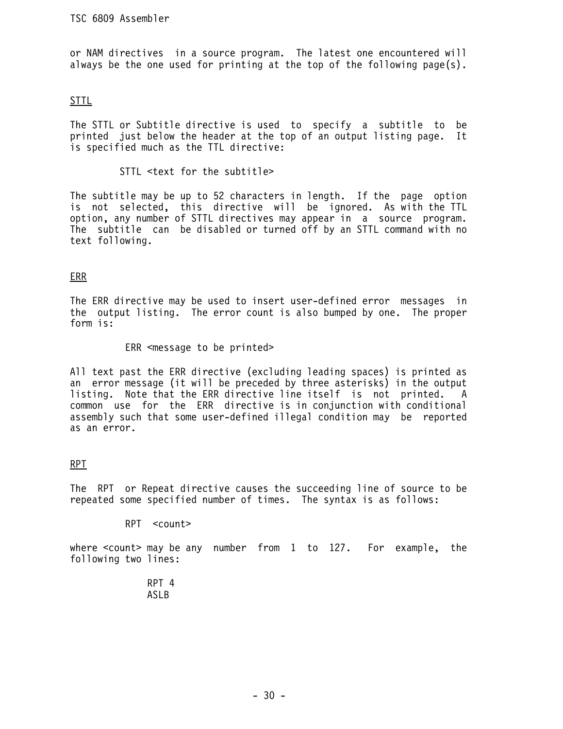or NAM directives in a source program. The latest one encountered will always be the one used for printing at the top of the following page(s).

## STTL

The STTL or Subtitle directive is used to specify a subtitle to be printed just below the header at the top of an output listing page. It is specified much as the TTL directive:

```
STTL <text for the subtitle>
```

The subtitle may be up to 52 characters in length. If the page option is not selected, this directive will be ignored. As with the TTL option, any number of STTL directives may appear in a source program. The subtitle can be disabled or turned off by an STTL command with no text following.

## ERR

The ERR directive may be used to insert user-defined error messages in the output listing. The error count is also bumped by one. The proper form is:

```
ERR <message to be printed>
```

All text past the ERR directive (excluding leading spaces) is printed as an error message (it will be preceded by three asterisks) in the output listing. Note that the ERR directive line itself is not printed. A common use for the ERR directive is in conjunction with conditional assembly such that some user-defined illegal condition may be reported as an error.

## RPT

The RPT or Repeat directive causes the succeeding line of source to be repeated some specified number of times. The syntax is as follows:

```
RPT <count>
```

where <count> may be any number from 1 to 127. For example, the following two lines:

```
RPT 4
ASLB
```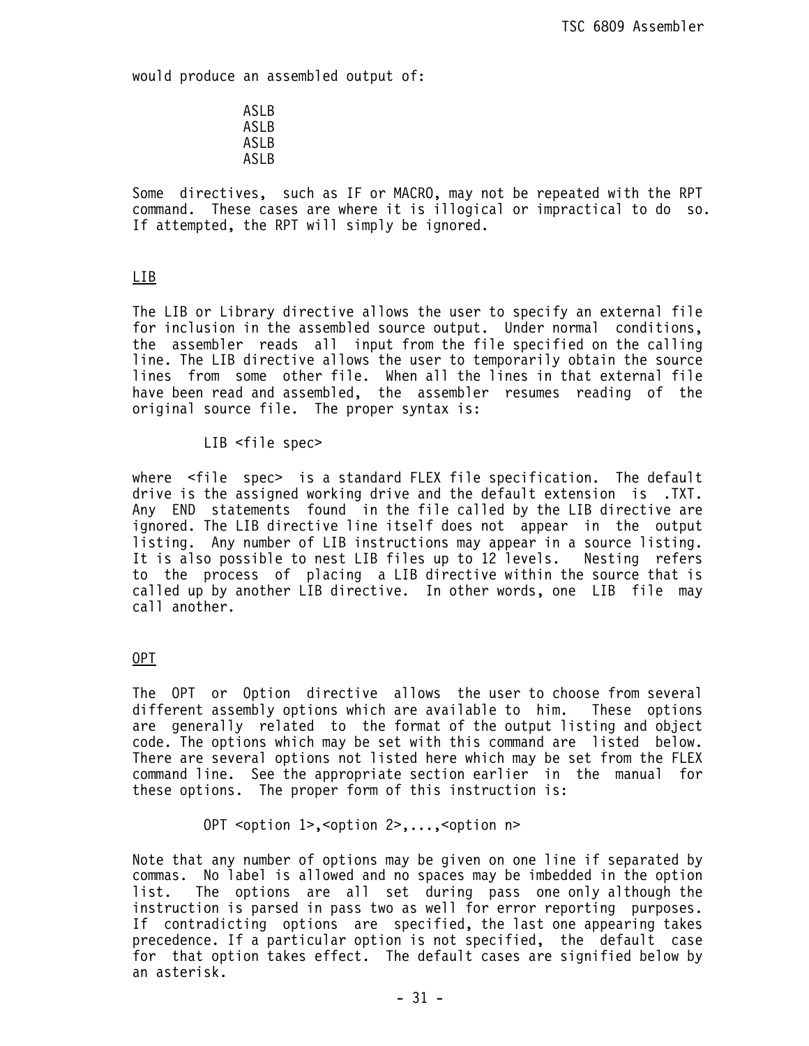would produce an assembled output of:

```
ASLB
ASLB
ASLB
ASLB
```

Some directives, such as IF or MACRO, may not be repeated with the RPT command. These cases are where it is illogical or impractical to do so. If attempted, the RPT will simply be ignored.

## LIB

The LIB or Library directive allows the user to specify an external file for inclusion in the assembled source output. Under normal conditions, the assembler reads all input from the file specified on the calling line. The LIB directive allows the user to temporarily obtain the source lines from some other file. When all the lines in that external file have been read and assembled, the assembler resumes reading of the original source file. The proper syntax is:

```
LIB <file spec>
```

where <file spec> is a standard FLEX file specification. The default drive is the assigned working drive and the default extension is .TXT. Any END statements found in the file called by the LIB directive are ignored. The LIB directive line itself does not appear in the output listing. Any number of LIB instructions may appear in a source listing. It is also possible to nest LIB files up to 12 levels. Nesting refers to the process of placing a LIB directive within the source that is called up by another LIB directive. In other words, one LIB file may call another.

## OPT

The OPT or Option directive allows the user to choose from several different assembly options which are available to him. These options are generally related to the format of the output listing and object code. The options which may be set with this command are listed below. There are several options not listed here which may be set from the FLEX command line. See the appropriate section earlier in the manual for these options. The proper form of this instruction is:

```
OPT <option 1>,<option 2>,...,<option n>
```

Note that any number of options may be given on one line if separated by commas. No label is allowed and no spaces may be imbedded in the option list. The options are all set during pass one only although the instruction is parsed in pass two as well for error reporting purposes. If contradicting options are specified, the last one appearing takes precedence. If a particular option is not specified, the default case for that option takes effect. The default cases are signified below by an asterisk.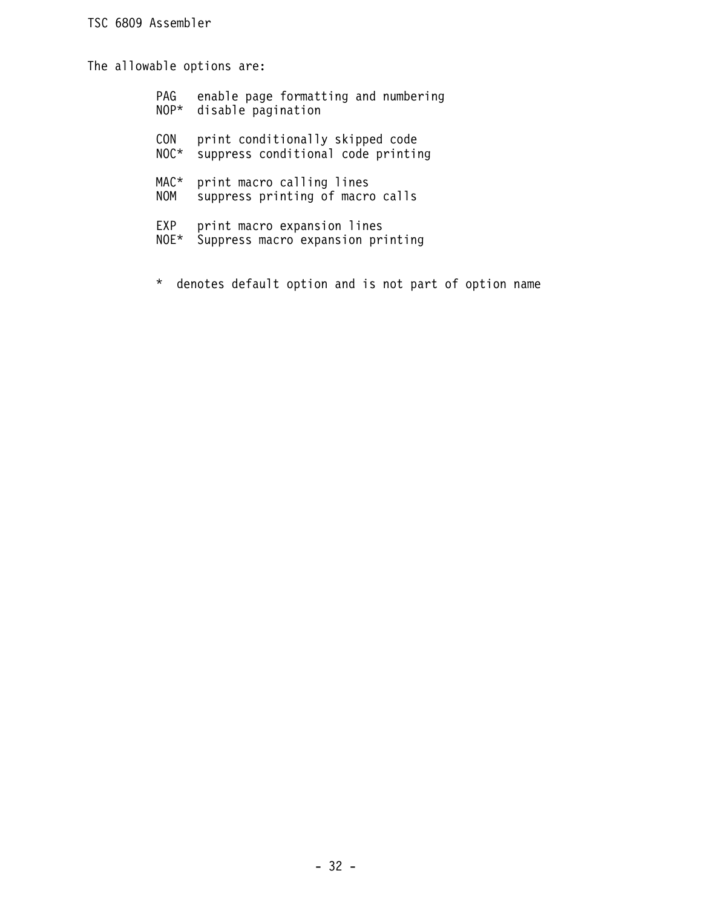The allowable options are:

```
PAG   enable page formatting and numbering
NOP*  disable pagination

CON   print conditionally skipped code
NOC*  suppress conditional code printing

MAC*  print macro calling lines
NOM   suppress printing of macro calls

EXP   print macro expansion lines
NOE*  Suppress macro expansion printing


*  denotes default option and is not part of option name
```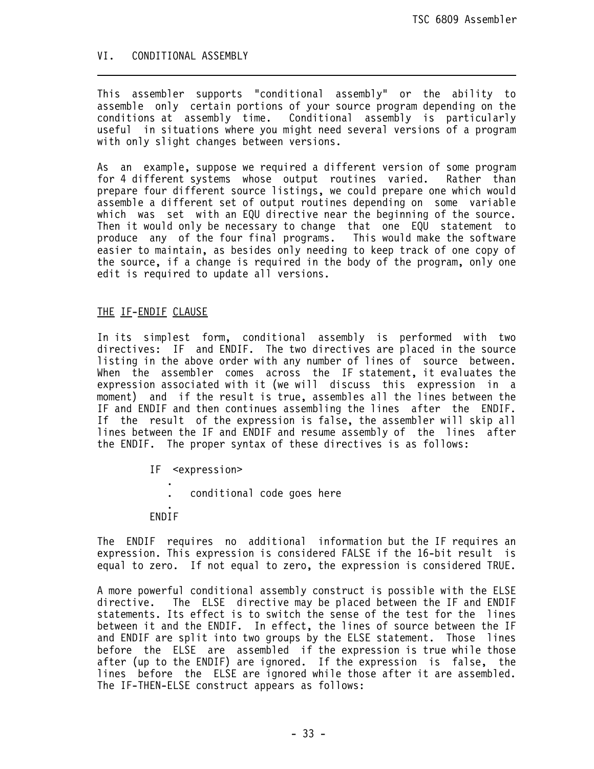## VI. CONDITIONAL ASSEMBLY

This assembler supports "conditional assembly" or the ability to assemble only certain portions of your source program depending on the conditions at assembly time. Conditional assembly is particularly useful in situations where you might need several versions of a program with only slight changes between versions.

As an example, suppose we required a different version of some program for 4 different systems whose output routines varied. Rather than prepare four different source listings, we could prepare one which would assemble a different set of output routines depending on some variable which was set with an EQU directive near the beginning of the source. Then it would only be necessary to change that one EQU statement to produce any of the four final programs. This would make the software easier to maintain, as besides only needing to keep track of one copy of the source, if a change is required in the body of the program, only one edit is required to update all versions.

### THE IF-ENDIF CLAUSE

In its simplest form, conditional assembly is performed with two directives: IF and ENDIF. The two directives are placed in the source listing in the above order with any number of lines of source between. When the assembler comes across the IF statement, it evaluates the expression associated with it (we will discuss this expression in a moment) and if the result is true, assembles all the lines between the IF and ENDIF and then continues assembling the lines after the ENDIF. If the result of the expression is false, the assembler will skip all lines between the IF and ENDIF and resume assembly of the lines after the ENDIF. The proper syntax of these directives is as follows:

```
        IF  <expression>
           .
           .  conditional code goes here
           .
        ENDIF
```

The ENDIF requires no additional information but the IF requires an expression. This expression is considered FALSE if the 16-bit result is equal to zero. If not equal to zero, the expression is considered TRUE.

A more powerful conditional assembly construct is possible with the ELSE directive. The ELSE directive may be placed between the IF and ENDIF statements. Its effect is to switch the sense of the test for the lines between it and the ENDIF. In effect, the lines of source between the IF and ENDIF are split into two groups by the ELSE statement. Those lines before the ELSE are assembled if the expression is true while those after (up to the ENDIF) are ignored. If the expression is false, the lines before the ELSE are ignored while those after it are assembled. The IF-THEN-ELSE construct appears as follows: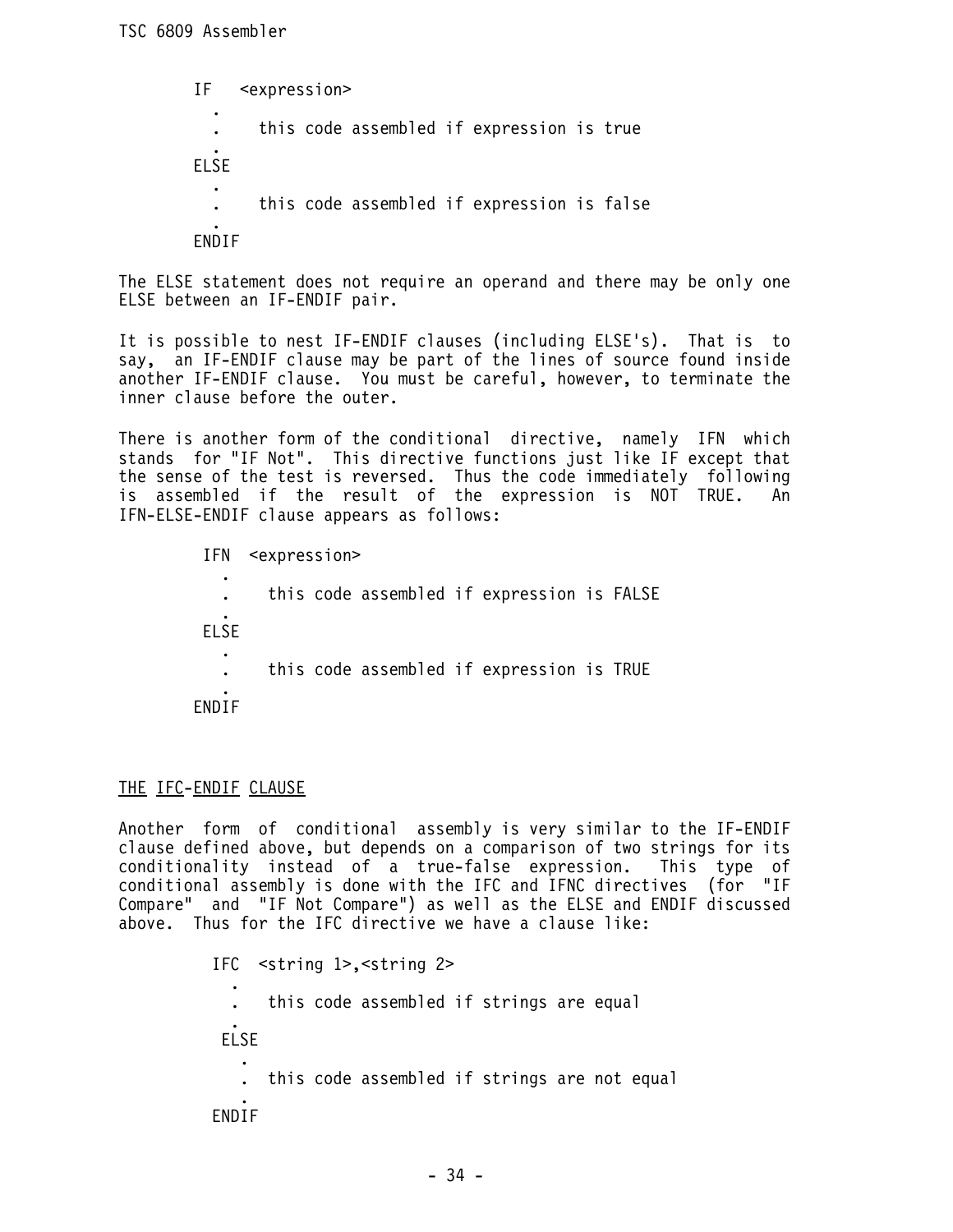```
IF   <expression>
  .
  .    this code assembled if expression is true
  .
ELSE
  .
  .    this code assembled if expression is false
  .
ENDIF
```

The ELSE statement does not require an operand and there may be only one ELSE between an IF-ENDIF pair.

It is possible to nest IF-ENDIF clauses (including ELSE's). That is to say, an IF-ENDIF clause may be part of the lines of source found inside another IF-ENDIF clause. You must be careful, however, to terminate the inner clause before the outer.

There is another form of the conditional directive, namely IFN which stands for "IF Not". This directive functions just like IF except that the sense of the test is reversed. Thus the code immediately following is assembled if the result of the expression is NOT TRUE. An IFN-ELSE-ENDIF clause appears as follows:

```
IFN  <expression>
  .
  .    this code assembled if expression is FALSE
  .
ELSE
  .
  .    this code assembled if expression is TRUE
  .
ENDIF
```

## THE IFC-ENDIF CLAUSE

Another form of conditional assembly is very similar to the IF-ENDIF clause defined above, but depends on a comparison of two strings for its conditionality instead of a true-false expression. This type of conditional assembly is done with the IFC and IFNC directives (for "IF Compare" and "IF Not Compare") as well as the ELSE and ENDIF discussed above. Thus for the IFC directive we have a clause like:

```
IFC  <string 1>,<string 2>
  .
  .   this code assembled if strings are equal
  .
ELSE
  .
  .  this code assembled if strings are not equal
  .
ENDIF
```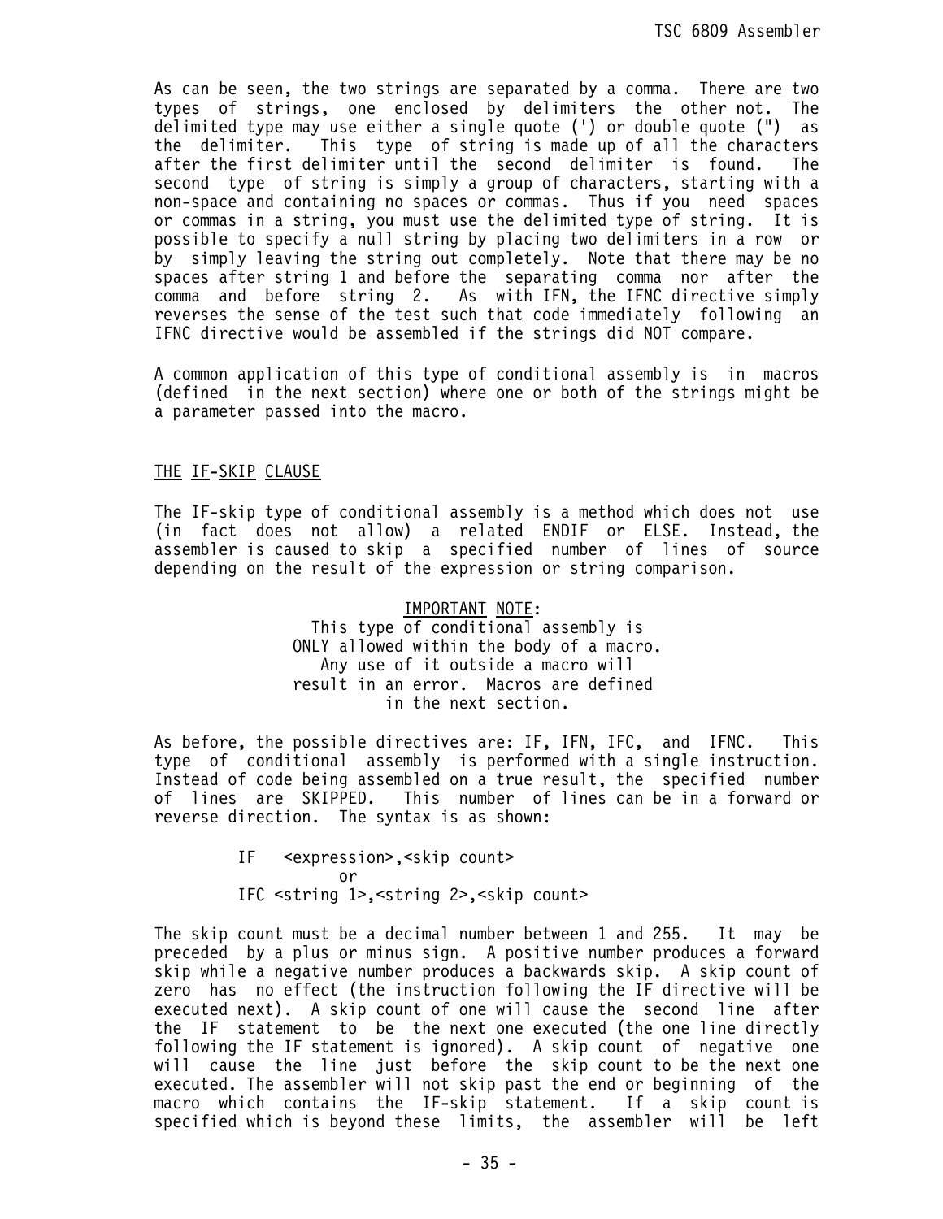As can be seen, the two strings are separated by a comma. There are two types of strings, one enclosed by delimiters the other not. The delimited type may use either a single quote (') or double quote (") as the delimiter. This type of string is made up of all the characters after the first delimiter until the second delimiter is found. The second type of string is simply a group of characters, starting with a non-space and containing no spaces or commas. Thus if you need spaces or commas in a string, you must use the delimited type of string. It is possible to specify a null string by placing two delimiters in a row or by simply leaving the string out completely. Note that there may be no spaces after string 1 and before the separating comma nor after the comma and before string 2. As with IFN, the IFNC directive simply reverses the sense of the test such that code immediately following an IFNC directive would be assembled if the strings did NOT compare.

A common application of this type of conditional assembly is in macros (defined in the next section) where one or both of the strings might be a parameter passed into the macro.

## THE IF-SKIP CLAUSE

The IF-skip type of conditional assembly is a method which does not use (in fact does not allow) a related ENDIF or ELSE. Instead, the assembler is caused to skip a specified number of lines of source depending on the result of the expression or string comparison.

> IMPORTANT NOTE:
> This type of conditional assembly is ONLY allowed within the body of a macro. Any use of it outside a macro will result in an error. Macros are defined in the next section.

As before, the possible directives are: IF, IFN, IFC, and IFNC. This type of conditional assembly is performed with a single instruction. Instead of code being assembled on a true result, the specified number of lines are SKIPPED. This number of lines can be in a forward or reverse direction. The syntax is as shown:

```
IF   <expression>,<skip count>
         or
IFC <string 1>,<string 2>,<skip count>
```

The skip count must be a decimal number between 1 and 255. It may be preceded by a plus or minus sign. A positive number produces a forward skip while a negative number produces a backwards skip. A skip count of zero has no effect (the instruction following the IF directive will be executed next). A skip count of one will cause the second line after the IF statement to be the next one executed (the one line directly following the IF statement is ignored). A skip count of negative one will cause the line just before the skip count to be the next one executed. The assembler will not skip past the end or beginning of the macro which contains the IF-skip statement. If a skip count is specified which is beyond these limits, the assembler will be left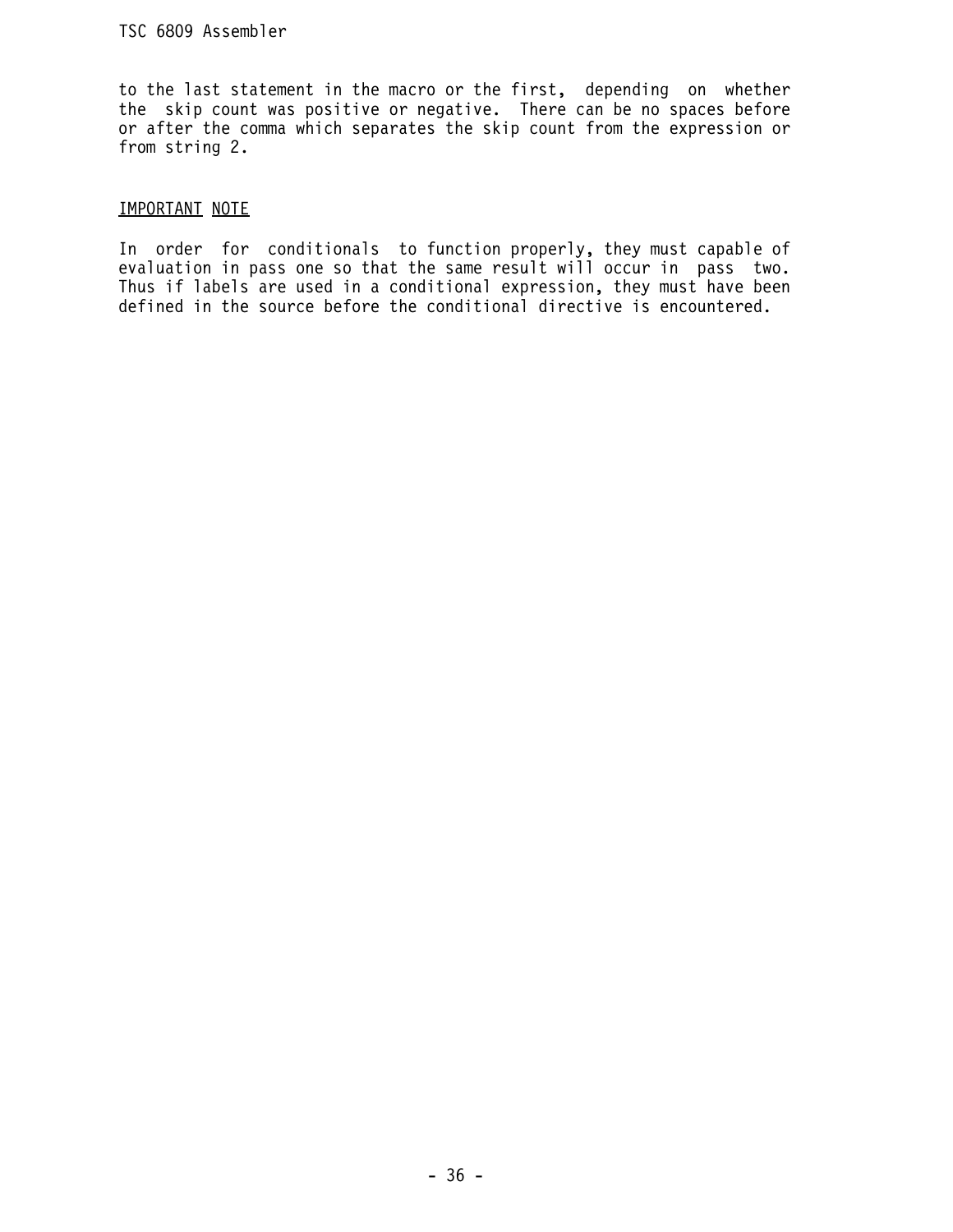to the last statement in the macro or the first, depending on whether the skip count was positive or negative. There can be no spaces before or after the comma which separates the skip count from the expression or from string 2.

IMPORTANT NOTE

In order for conditionals to function properly, they must capable of evaluation in pass one so that the same result will occur in pass two. Thus if labels are used in a conditional expression, they must have been defined in the source before the conditional directive is encountered.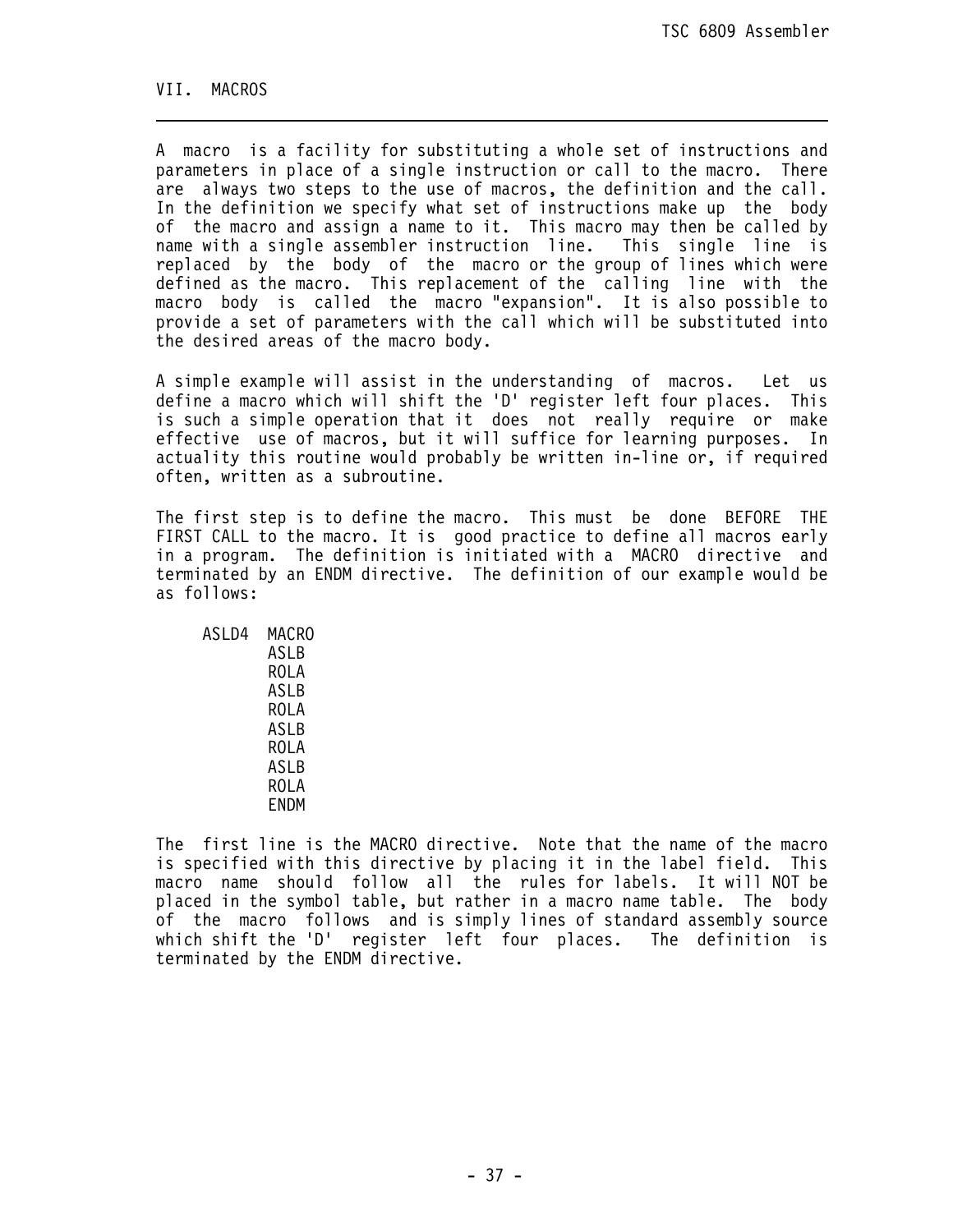## VII. MACROS

A macro is a facility for substituting a whole set of instructions and parameters in place of a single instruction or call to the macro. There are always two steps to the use of macros, the definition and the call. In the definition we specify what set of instructions make up the body of the macro and assign a name to it. This macro may then be called by name with a single assembler instruction line. This single line is replaced by the body of the macro or the group of lines which were defined as the macro. This replacement of the calling line with the macro body is called the macro "expansion". It is also possible to provide a set of parameters with the call which will be substituted into the desired areas of the macro body.

A simple example will assist in the understanding of macros. Let us define a macro which will shift the 'D' register left four places. This is such a simple operation that it does not really require or make effective use of macros, but it will suffice for learning purposes. In actuality this routine would probably be written in-line or, if required often, written as a subroutine.

The first step is to define the macro. This must be done BEFORE THE FIRST CALL to the macro. It is good practice to define all macros early in a program. The definition is initiated with a MACRO directive and terminated by an ENDM directive. The definition of our example would be as follows:

```
ASLD4   MACRO
        ASLB
        ROLA
        ASLB
        ROLA
        ASLB
        ROLA
        ASLB
        ROLA
        ENDM
```

The first line is the MACRO directive. Note that the name of the macro is specified with this directive by placing it in the label field. This macro name should follow all the rules for labels. It will NOT be placed in the symbol table, but rather in a macro name table. The body of the macro follows and is simply lines of standard assembly source which shift the 'D' register left four places. The definition is terminated by the ENDM directive.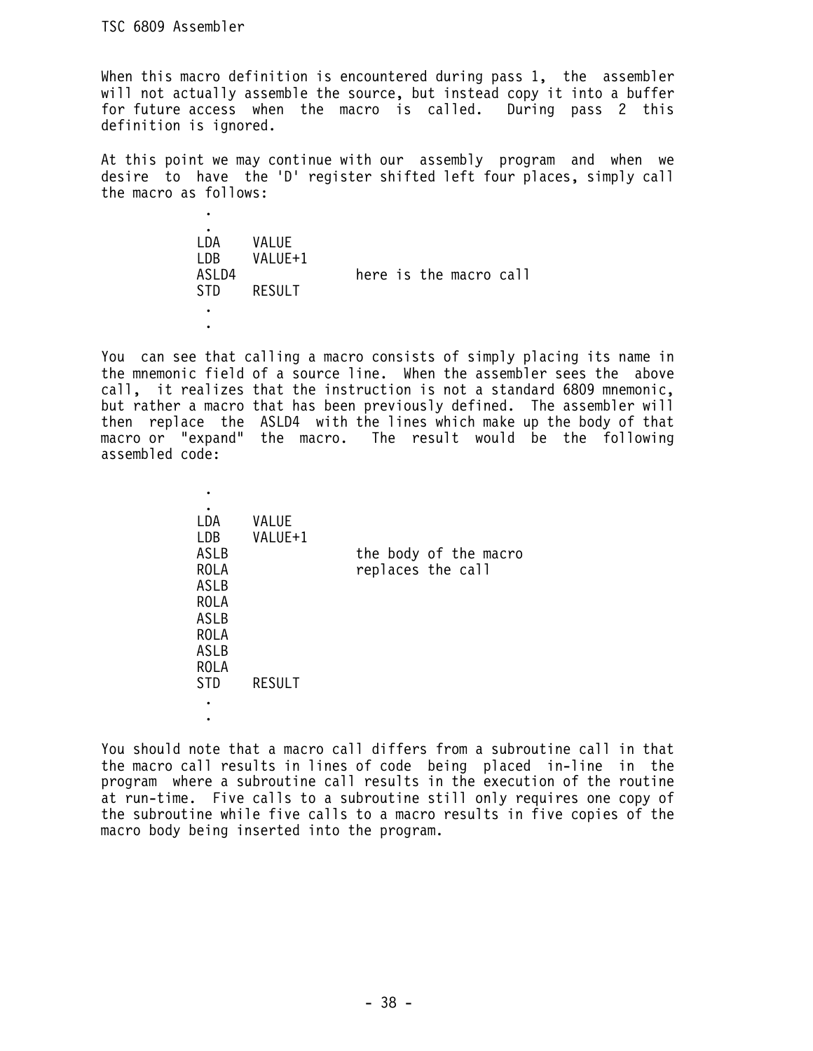When this macro definition is encountered during pass 1, the assembler will not actually assemble the source, but instead copy it into a buffer for future access when the macro is called. During pass 2 this definition is ignored.

At this point we may continue with our assembly program and when we desire to have the 'D' register shifted left four places, simply call the macro as follows:

```
 .
 .
LDA    VALUE
LDB    VALUE+1
ASLD4                 here is the macro call
STD    RESULT
 .
 .
```

You can see that calling a macro consists of simply placing its name in the mnemonic field of a source line. When the assembler sees the above call, it realizes that the instruction is not a standard 6809 mnemonic, but rather a macro that has been previously defined. The assembler will then replace the ASLD4 with the lines which make up the body of that macro or "expand" the macro. The result would be the following assembled code:

```
 .
 .
LDA    VALUE
LDB    VALUE+1
ASLB                  the body of the macro
ROLA                  replaces the call
ASLB
ROLA
ASLB
ROLA
ASLB
ROLA
STD    RESULT
 .
 .
```

You should note that a macro call differs from a subroutine call in that the macro call results in lines of code being placed in-line in the program where a subroutine call results in the execution of the routine at run-time. Five calls to a subroutine still only requires one copy of the subroutine while five calls to a macro results in five copies of the macro body being inserted into the program.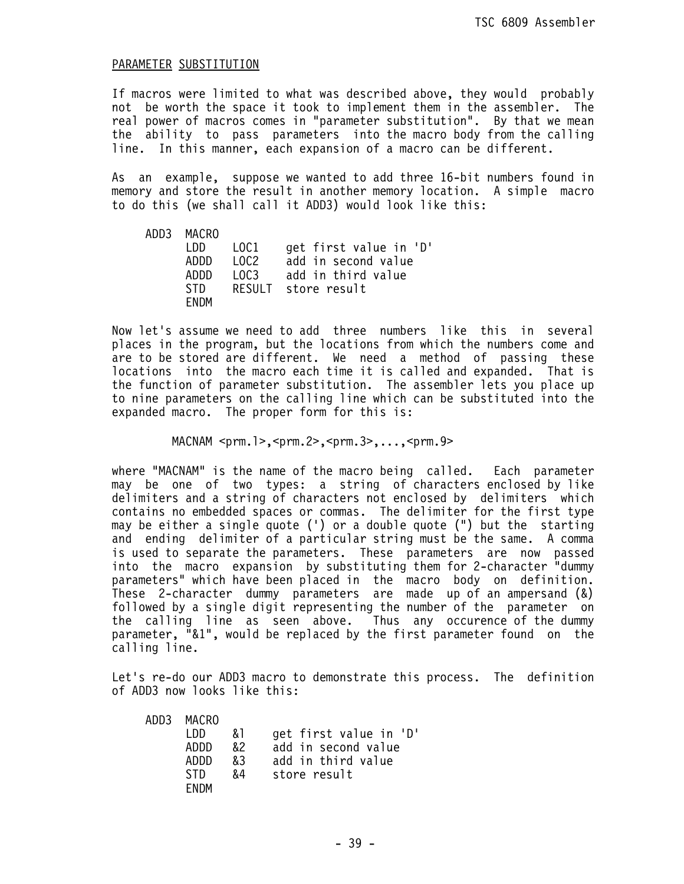## PARAMETER SUBSTITUTION

If macros were limited to what was described above, they would probably not be worth the space it took to implement them in the assembler. The real power of macros comes in "parameter substitution". By that we mean the ability to pass parameters into the macro body from the calling line. In this manner, each expansion of a macro can be different.

As an example, suppose we wanted to add three 16-bit numbers found in memory and store the result in another memory location. A simple macro to do this (we shall call it ADD3) would look like this:

```
ADD3  MACRO
      LDD   LOC1    get first value in 'D'
      ADDD  LOC2    add in second value
      ADDD  LOC3    add in third value
      STD   RESULT  store result
      ENDM
```

Now let's assume we need to add three numbers like this in several places in the program, but the locations from which the numbers come and are to be stored are different. We need a method of passing these locations into the macro each time it is called and expanded. That is the function of parameter substitution. The assembler lets you place up to nine parameters on the calling line which can be substituted into the expanded macro. The proper form for this is:

```
MACNAM <prm.1>,<prm.2>,<prm.3>,...,<prm.9>
```

where "MACNAM" is the name of the macro being called. Each parameter may be one of two types: a string of characters enclosed by like delimiters and a string of characters not enclosed by delimiters which contains no embedded spaces or commas. The delimiter for the first type may be either a single quote (') or a double quote (") but the starting and ending delimiter of a particular string must be the same. A comma is used to separate the parameters. These parameters are now passed into the macro expansion by substituting them for 2-character "dummy parameters" which have been placed in the macro body on definition. These 2-character dummy parameters are made up of an ampersand (&) followed by a single digit representing the number of the parameter on the calling line as seen above. Thus any occurence of the dummy parameter, "&1", would be replaced by the first parameter found on the calling line.

Let's re-do our ADD3 macro to demonstrate this process. The definition of ADD3 now looks like this:

```
ADD3  MACRO
      LDD   &1    get first value in 'D'
      ADDD  &2    add in second value
      ADDD  &3    add in third value
      STD   &4    store result
      ENDM
```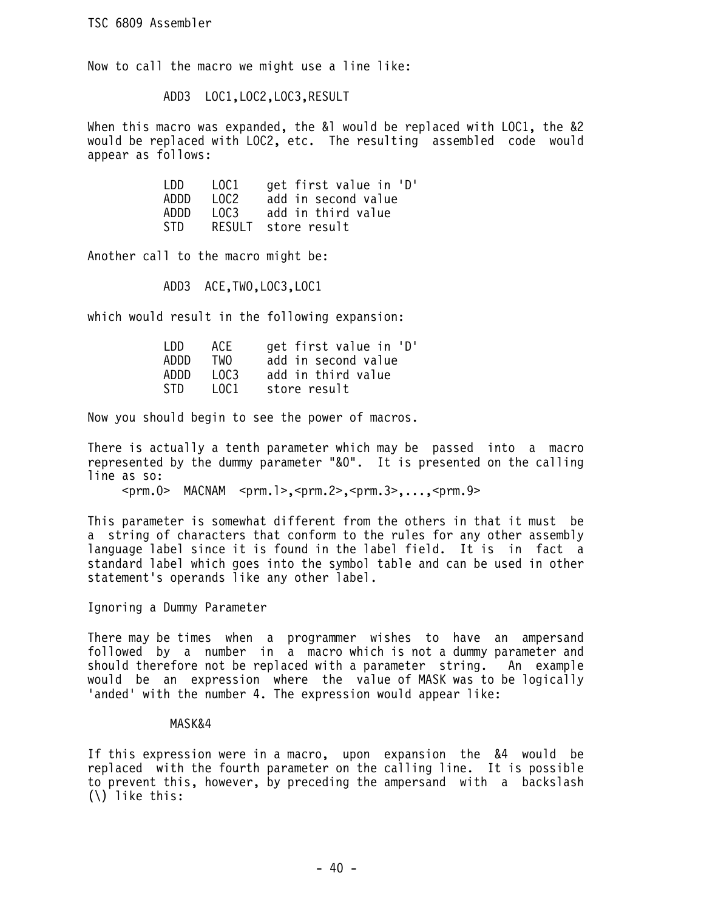Now to call the macro we might use a line like:

```
          ADD3  LOC1,LOC2,LOC3,RESULT
```

When this macro was expanded, the &1 would be replaced with LOC1, the &2 would be replaced with LOC2, etc. The resulting assembled code would appear as follows:

```
          LDD    LOC1    get first value in 'D'
          ADDD   LOC2    add in second value
          ADDD   LOC3    add in third value
          STD    RESULT  store result
```

Another call to the macro might be:

```
          ADD3  ACE,TWO,LOC3,LOC1
```

which would result in the following expansion:

```
          LDD    ACE     get first value in 'D'
          ADDD   TWO     add in second value
          ADDD   LOC3    add in third value
          STD    LOC1    store result
```

Now you should begin to see the power of macros.

There is actually a tenth parameter which may be passed into a macro represented by the dummy parameter "&0". It is presented on the calling line as so:

```
     <prm.0>  MACNAM  <prm.1>,<prm.2>,<prm.3>,...,<prm.9>
```

This parameter is somewhat different from the others in that it must be a string of characters that conform to the rules for any other assembly language label since it is found in the label field. It is in fact a standard label which goes into the symbol table and can be used in other statement's operands like any other label.

## Ignoring a Dummy Parameter

There may be times when a programmer wishes to have an ampersand followed by a number in a macro which is not a dummy parameter and should therefore not be replaced with a parameter string. An example would be an expression where the value of MASK was to be logically 'anded' with the number 4. The expression would appear like:

```
           MASK&4
```

If this expression were in a macro, upon expansion the &4 would be replaced with the fourth parameter on the calling line. It is possible to prevent this, however, by preceding the ampersand with a backslash (\) like this: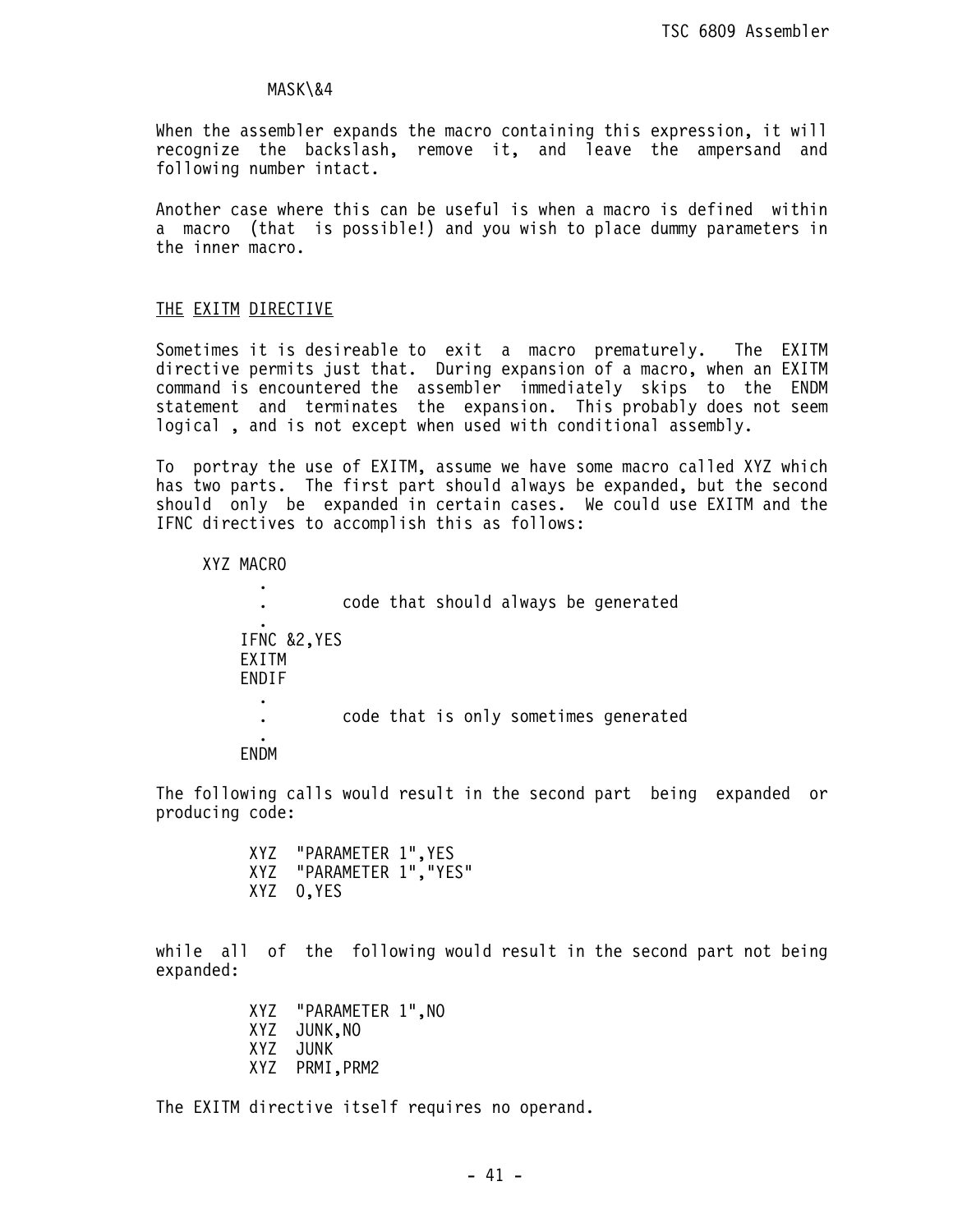```
MASK\&4
```

When the assembler expands the macro containing this expression, it will recognize the backslash, remove it, and leave the ampersand and following number intact.

Another case where this can be useful is when a macro is defined within a macro (that is possible!) and you wish to place dummy parameters in the inner macro.

## THE EXITM DIRECTIVE

Sometimes it is desireable to exit a macro prematurely. The EXITM directive permits just that. During expansion of a macro, when an EXITM command is encountered the assembler immediately skips to the ENDM statement and terminates the expansion. This probably does not seem logical , and is not except when used with conditional assembly.

To portray the use of EXITM, assume we have some macro called XYZ which has two parts. The first part should always be expanded, but the second should only be expanded in certain cases. We could use EXITM and the IFNC directives to accomplish this as follows:

```
XYZ MACRO
      .
      .        code that should always be generated
      .
    IFNC &2,YES
    EXITM
    ENDIF
      .
      .        code that is only sometimes generated
      .
    ENDM
```

The following calls would result in the second part being expanded or producing code:

```
XYZ  "PARAMETER 1",YES
XYZ  "PARAMETER 1","YES"
XYZ  0,YES
```

while all of the following would result in the second part not being expanded:

```
XYZ  "PARAMETER 1",NO
XYZ  JUNK,NO
XYZ  JUNK
XYZ  PRMI,PRM2
```

The EXITM directive itself requires no operand.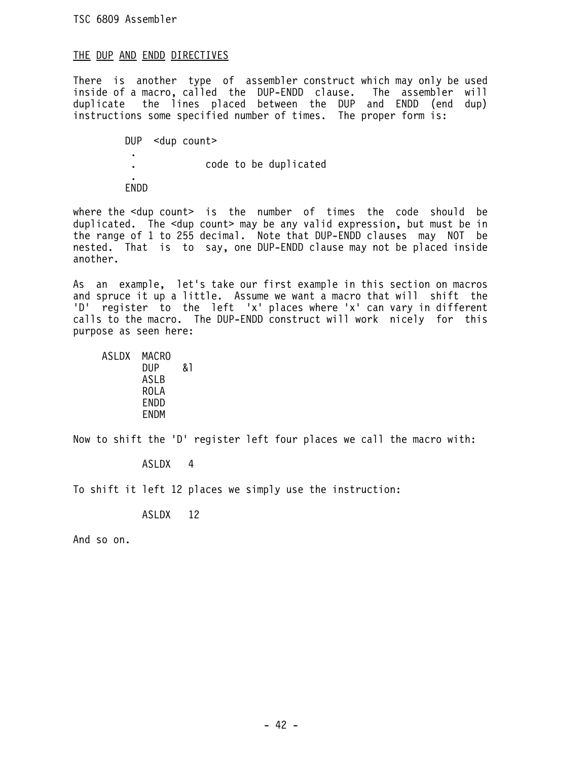## THE DUP AND ENDD DIRECTIVES

There is another type of assembler construct which may only be used inside of a macro, called the DUP-ENDD clause. The assembler will duplicate the lines placed between the DUP and ENDD (end dup) instructions some specified number of times. The proper form is:

```
        DUP  <dup count>
         .
         .           code to be duplicated
         .
        ENDD
```

where the <dup count> is the number of times the code should be duplicated. The <dup count> may be any valid expression, but must be in the range of 1 to 255 decimal. Note that DUP-ENDD clauses may NOT be nested. That is to say, one DUP-ENDD clause may not be placed inside another.

As an example, let's take our first example in this section on macros and spruce it up a little. Assume we want a macro that will shift the 'D' register to the left 'x' places where 'x' can vary in different calls to the macro. The DUP-ENDD construct will work nicely for this purpose as seen here:

```
    ASLDX  MACRO
           DUP    &1
           ASLB
           ROLA
           ENDD
           ENDM
```

Now to shift the 'D' register left four places we call the macro with:

```
           ASLDX   4
```

To shift it left 12 places we simply use the instruction:

```
           ASLDX   12
```

And so on.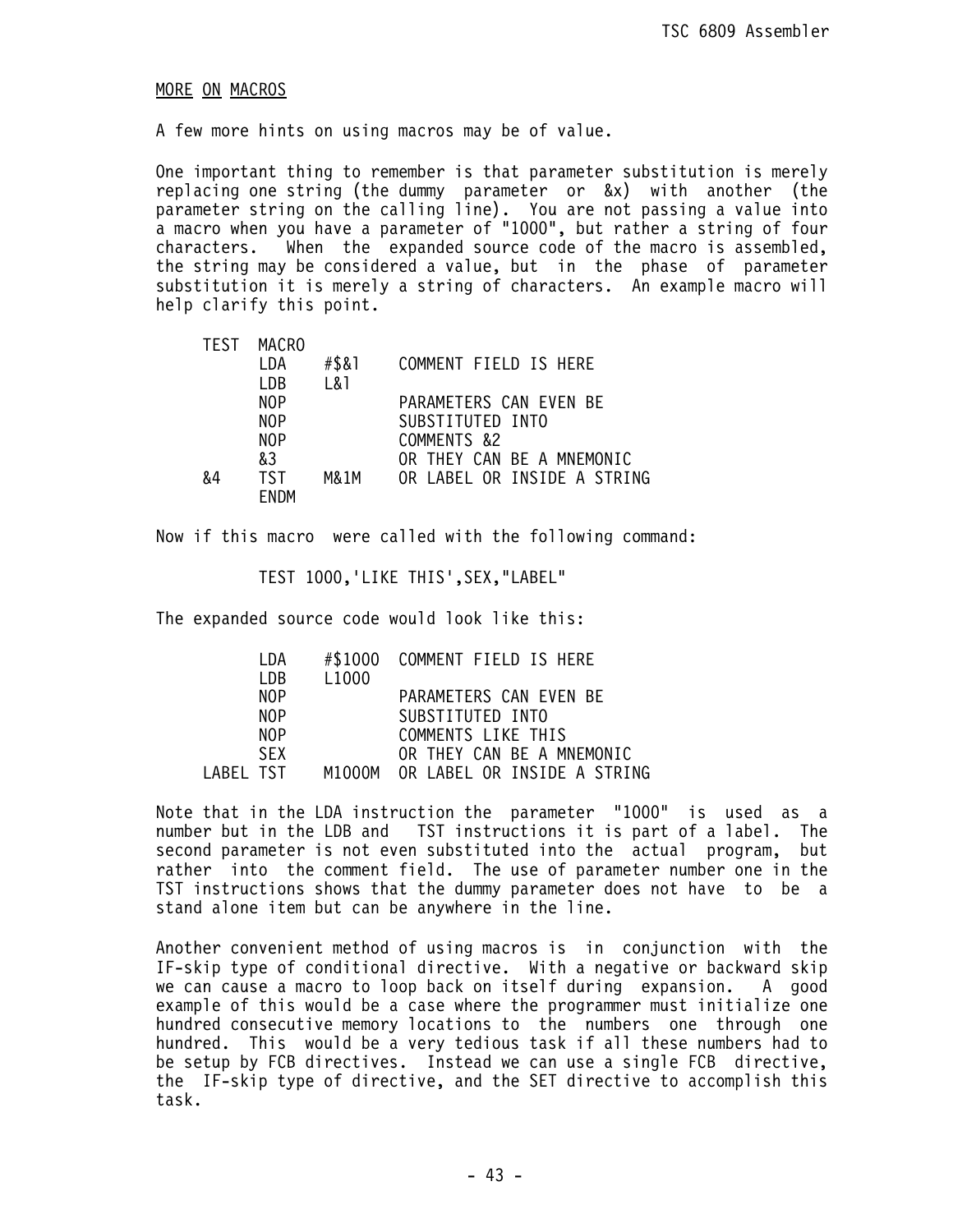## MORE ON MACROS

A few more hints on using macros may be of value.

One important thing to remember is that parameter substitution is merely replacing one string (the dummy parameter or &x) with another (the parameter string on the calling line). You are not passing a value into a macro when you have a parameter of "1000", but rather a string of four characters. When the expanded source code of the macro is assembled, the string may be considered a value, but in the phase of parameter substitution it is merely a string of characters. An example macro will help clarify this point.

```
TEST  MACRO
      LDA   #$&1    COMMENT FIELD IS HERE
      LDB   L&1
      NOP           PARAMETERS CAN EVEN BE
      NOP           SUBSTITUTED INTO
      NOP           COMMENTS &2
      &3            OR THEY CAN BE A MNEMONIC
&4    TST   M&1M    OR LABEL OR INSIDE A STRING
      ENDM
```

Now if this macro were called with the following command:

```
TEST 1000,'LIKE THIS',SEX,"LABEL"
```

The expanded source code would look like this:

```
      LDA   #$1000  COMMENT FIELD IS HERE
      LDB   L1000
      NOP           PARAMETERS CAN EVEN BE
      NOP           SUBSTITUTED INTO
      NOP           COMMENTS LIKE THIS
      SEX           OR THEY CAN BE A MNEMONIC
LABEL TST   M1000M  OR LABEL OR INSIDE A STRING
```

Note that in the LDA instruction the parameter "1000" is used as a number but in the LDB and TST instructions it is part of a label. The second parameter is not even substituted into the actual program, but rather into the comment field. The use of parameter number one in the TST instructions shows that the dummy parameter does not have to be a stand alone item but can be anywhere in the line.

Another convenient method of using macros is in conjunction with the IF-skip type of conditional directive. With a negative or backward skip we can cause a macro to loop back on itself during expansion. A good example of this would be a case where the programmer must initialize one hundred consecutive memory locations to the numbers one through one hundred. This would be a very tedious task if all these numbers had to be setup by FCB directives. Instead we can use a single FCB directive, the IF-skip type of directive, and the SET directive to accomplish this task.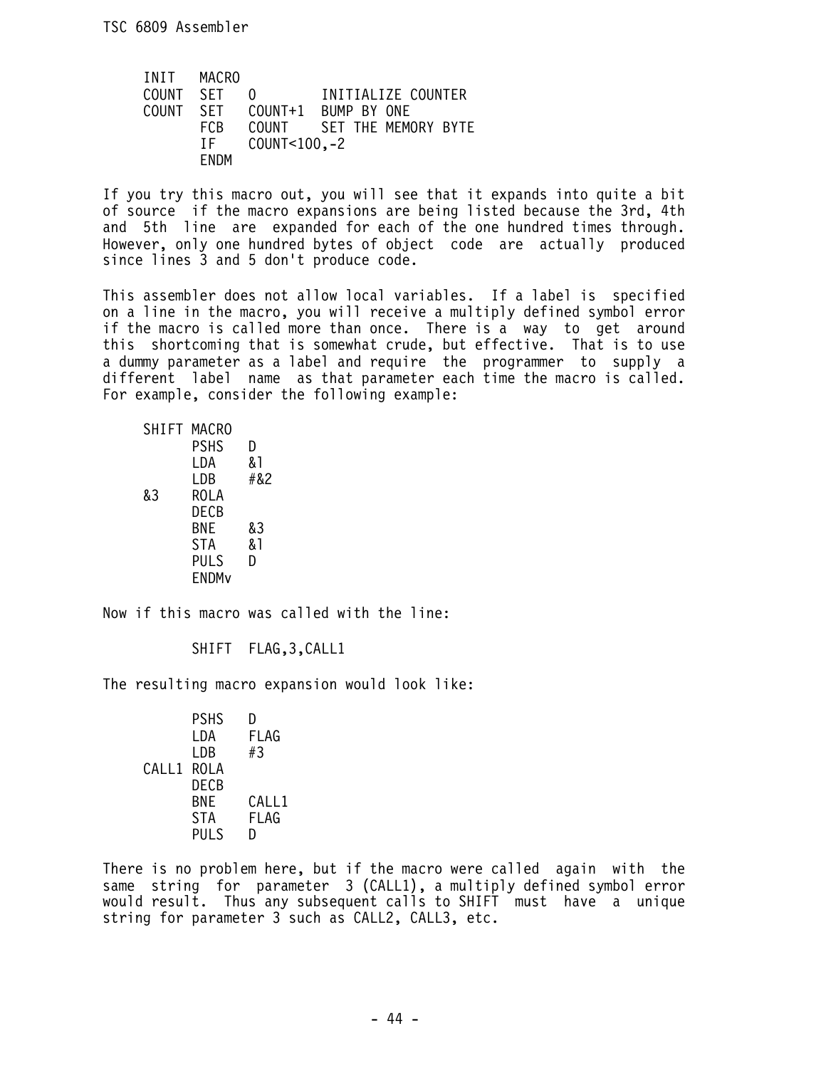```
INIT   MACRO
COUNT  SET   0         INITIALIZE COUNTER
COUNT  SET   COUNT+1   BUMP BY ONE
       FCB   COUNT     SET THE MEMORY BYTE
       IF    COUNT<100,-2
       ENDM
```

If you try this macro out, you will see that it expands into quite a bit of source if the macro expansions are being listed because the 3rd, 4th and 5th line are expanded for each of the one hundred times through. However, only one hundred bytes of object code are actually produced since lines 3 and 5 don't produce code.

This assembler does not allow local variables. If a label is specified on a line in the macro, you will receive a multiply defined symbol error if the macro is called more than once. There is a way to get around this shortcoming that is somewhat crude, but effective. That is to use a dummy parameter as a label and require the programmer to supply a different label name as that parameter each time the macro is called. For example, consider the following example:

```
SHIFT MACRO
      PSHS   D
      LDA    &1
      LDB    #&2
&3    ROLA
      DECB
      BNE    &3
      STA    &1
      PULS   D
      ENDMv
```

Now if this macro was called with the line:

```
      SHIFT  FLAG,3,CALL1
```

The resulting macro expansion would look like:

```
      PSHS   D
      LDA    FLAG
      LDB    #3
CALL1 ROLA
      DECB
      BNE    CALL1
      STA    FLAG
      PULS   D
```

There is no problem here, but if the macro were called again with the same string for parameter 3 (CALL1), a multiply defined symbol error would result. Thus any subsequent calls to SHIFT must have a unique string for parameter 3 such as CALL2, CALL3, etc.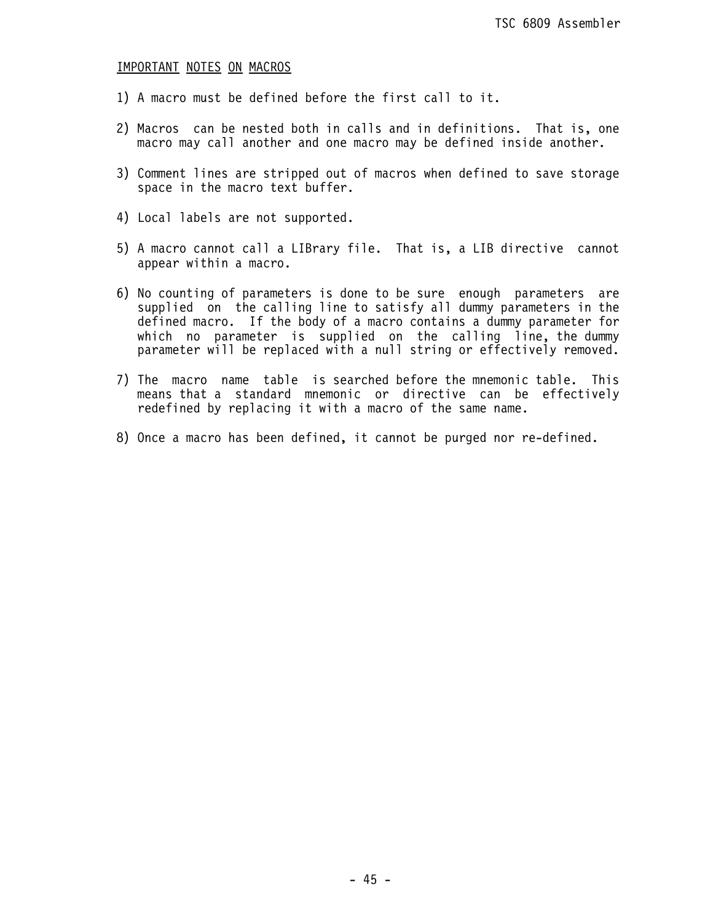## IMPORTANT NOTES ON MACROS

1) A macro must be defined before the first call to it.

2) Macros can be nested both in calls and in definitions. That is, one macro may call another and one macro may be defined inside another.

3) Comment lines are stripped out of macros when defined to save storage space in the macro text buffer.

4) Local labels are not supported.

5) A macro cannot call a LIBrary file. That is, a LIB directive cannot appear within a macro.

6) No counting of parameters is done to be sure enough parameters are supplied on the calling line to satisfy all dummy parameters in the defined macro. If the body of a macro contains a dummy parameter for which no parameter is supplied on the calling line, the dummy parameter will be replaced with a null string or effectively removed.

7) The macro name table is searched before the mnemonic table. This means that a standard mnemonic or directive can be effectively redefined by replacing it with a macro of the same name.

8) Once a macro has been defined, it cannot be purged nor re-defined.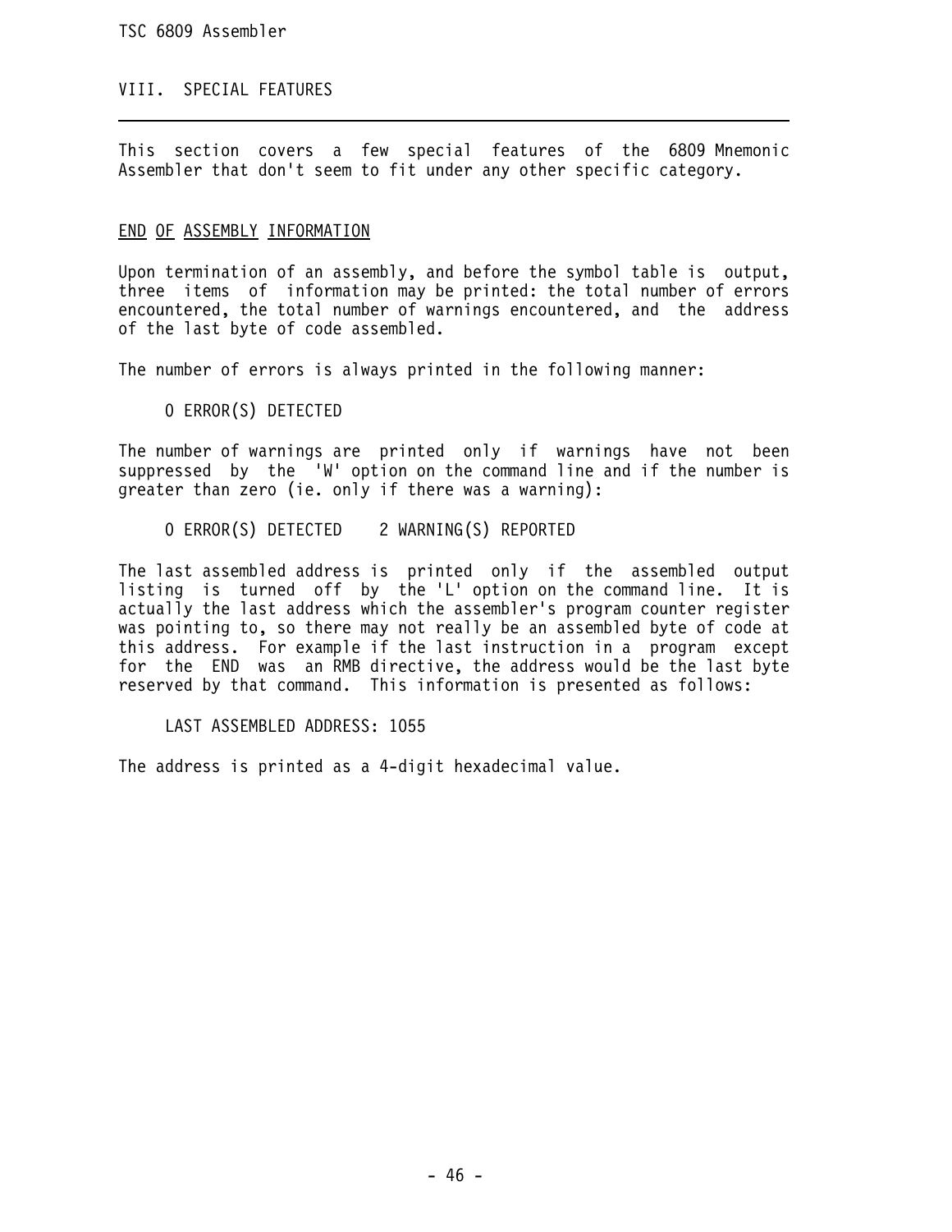## VIII. SPECIAL FEATURES

This section covers a few special features of the 6809 Mnemonic Assembler that don't seem to fit under any other specific category.

### END OF ASSEMBLY INFORMATION

Upon termination of an assembly, and before the symbol table is output, three items of information may be printed: the total number of errors encountered, the total number of warnings encountered, and the address of the last byte of code assembled.

The number of errors is always printed in the following manner:

```
0 ERROR(S) DETECTED
```

The number of warnings are printed only if warnings have not been suppressed by the 'W' option on the command line and if the number is greater than zero (ie. only if there was a warning):

```
0 ERROR(S) DETECTED    2 WARNING(S) REPORTED
```

The last assembled address is printed only if the assembled output listing is turned off by the 'L' option on the command line. It is actually the last address which the assembler's program counter register was pointing to, so there may not really be an assembled byte of code at this address. For example if the last instruction in a program except for the END was an RMB directive, the address would be the last byte reserved by that command. This information is presented as follows:

```
LAST ASSEMBLED ADDRESS: 1055
```

The address is printed as a 4-digit hexadecimal value.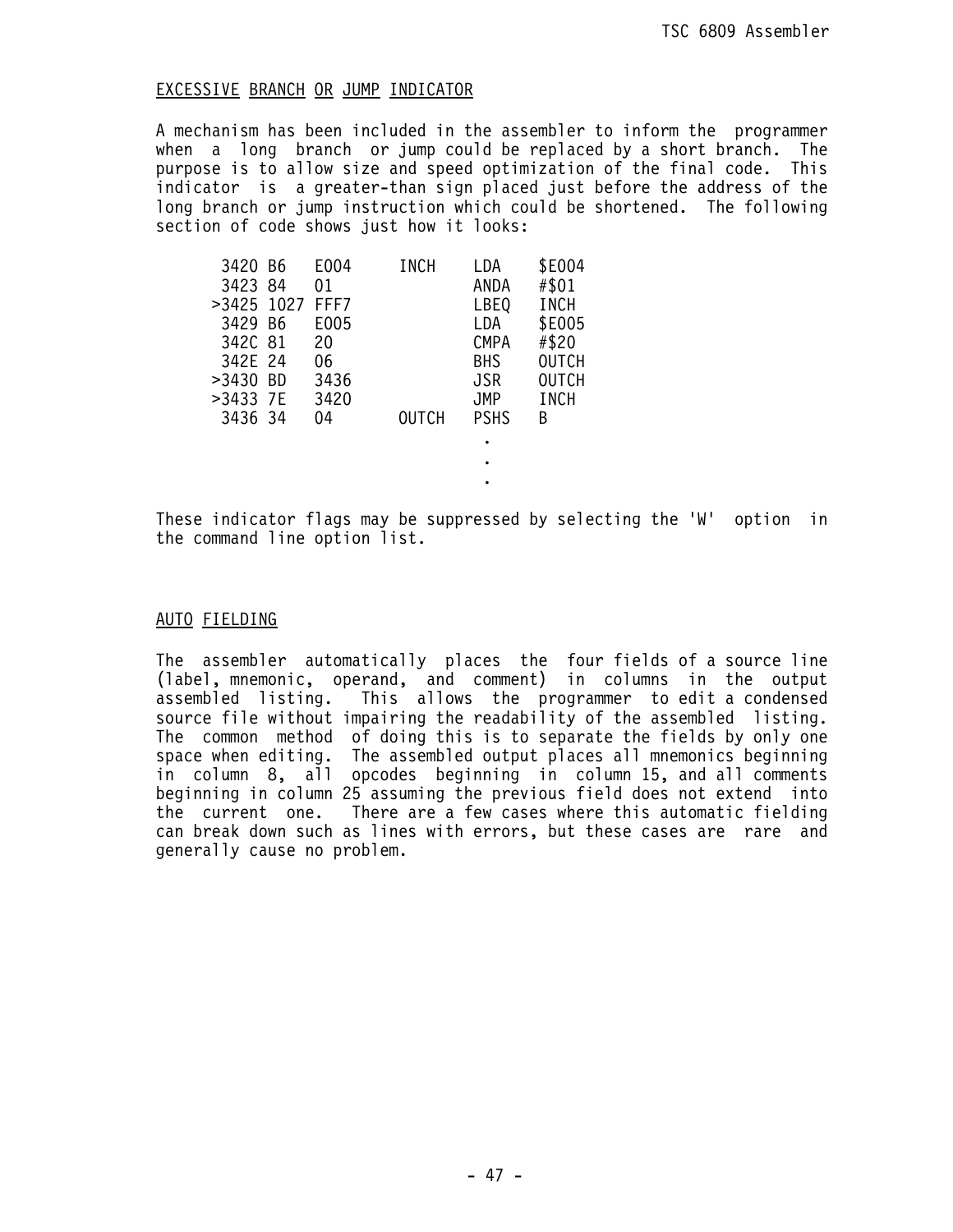## EXCESSIVE BRANCH OR JUMP INDICATOR

A mechanism has been included in the assembler to inform the programmer when a long branch or jump could be replaced by a short branch. The purpose is to allow size and speed optimization of the final code. This indicator is a greater-than sign placed just before the address of the long branch or jump instruction which could be shortened. The following section of code shows just how it looks:

```
 3420 B6   E004     INCH   LDA    $E004
 3423 84   01              ANDA   #$01
>3425 1027 FFF7            LBEQ   INCH
 3429 B6   E005            LDA    $E005
 342C 81   20              CMPA   #$20
 342E 24   06              BHS    OUTCH
>3430 BD   3436            JSR    OUTCH
>3433 7E   3420            JMP    INCH
 3436 34   04       OUTCH  PSHS   B
                            .
                            .
                            .
```

These indicator flags may be suppressed by selecting the 'W' option in the command line option list.

## AUTO FIELDING

The assembler automatically places the four fields of a source line (label, mnemonic, operand, and comment) in columns in the output assembled listing. This allows the programmer to edit a condensed source file without impairing the readability of the assembled listing. The common method of doing this is to separate the fields by only one space when editing. The assembled output places all mnemonics beginning in column 8, all opcodes beginning in column 15, and all comments beginning in column 25 assuming the previous field does not extend into the current one. There are a few cases where this automatic fielding can break down such as lines with errors, but these cases are rare and generally cause no problem.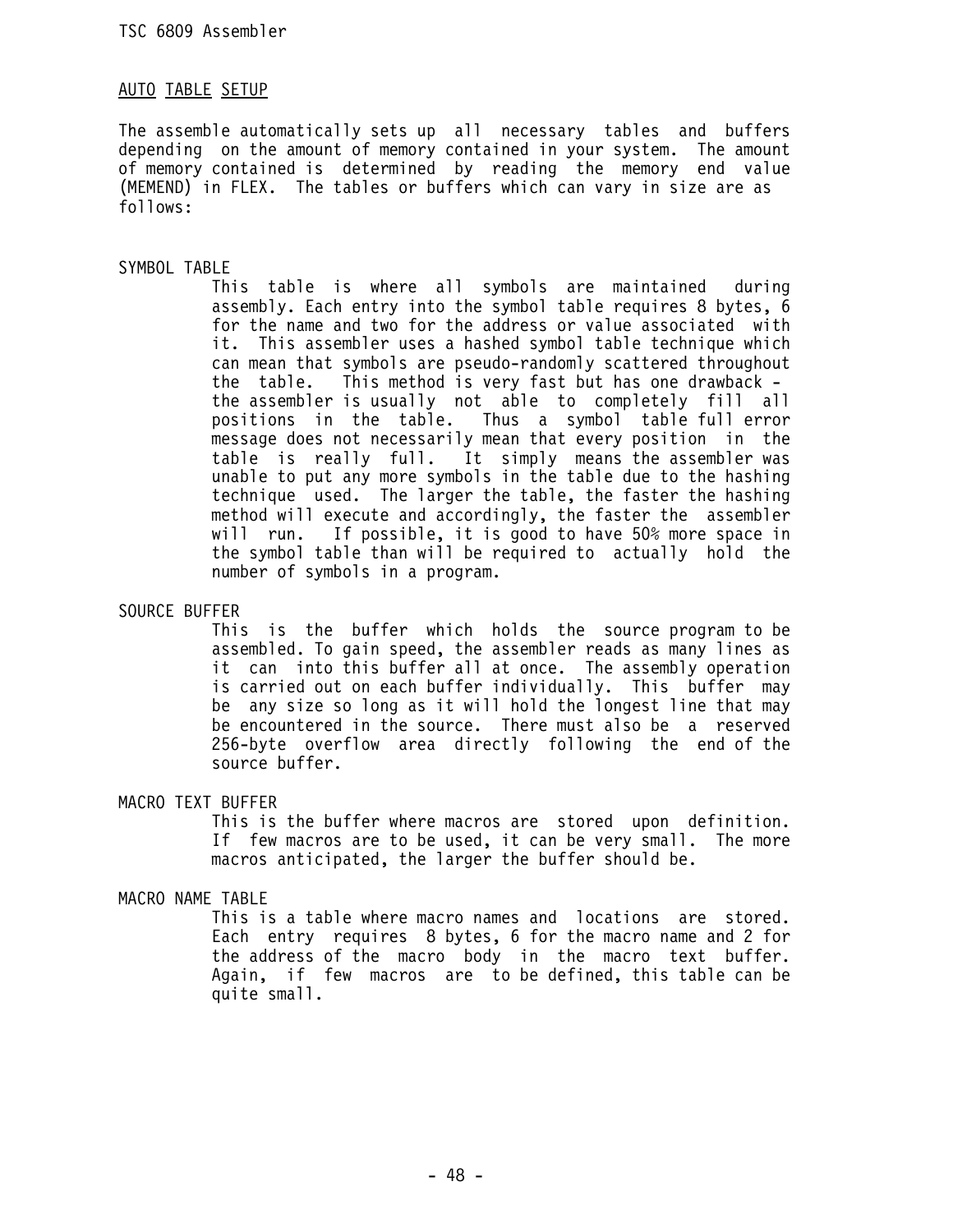## AUTO TABLE SETUP

The assemble automatically sets up all necessary tables and buffers depending on the amount of memory contained in your system. The amount of memory contained is determined by reading the memory end value (MEMEND) in FLEX. The tables or buffers which can vary in size are as follows:

SYMBOL TABLE

This table is where all symbols are maintained during assembly. Each entry into the symbol table requires 8 bytes, 6 for the name and two for the address or value associated with it. This assembler uses a hashed symbol table technique which can mean that symbols are pseudo-randomly scattered throughout the table. This method is very fast but has one drawback - the assembler is usually not able to completely fill all positions in the table. Thus a symbol table full error message does not necessarily mean that every position in the table is really full. It simply means the assembler was unable to put any more symbols in the table due to the hashing technique used. The larger the table, the faster the hashing method will execute and accordingly, the faster the assembler will run. If possible, it is good to have 50% more space in the symbol table than will be required to actually hold the number of symbols in a program.

SOURCE BUFFER

This is the buffer which holds the source program to be assembled. To gain speed, the assembler reads as many lines as it can into this buffer all at once. The assembly operation is carried out on each buffer individually. This buffer may be any size so long as it will hold the longest line that may be encountered in the source. There must also be a reserved 256-byte overflow area directly following the end of the source buffer.

MACRO TEXT BUFFER

This is the buffer where macros are stored upon definition. If few macros are to be used, it can be very small. The more macros anticipated, the larger the buffer should be.

MACRO NAME TABLE

This is a table where macro names and locations are stored. Each entry requires 8 bytes, 6 for the macro name and 2 for the address of the macro body in the macro text buffer. Again, if few macros are to be defined, this table can be quite small.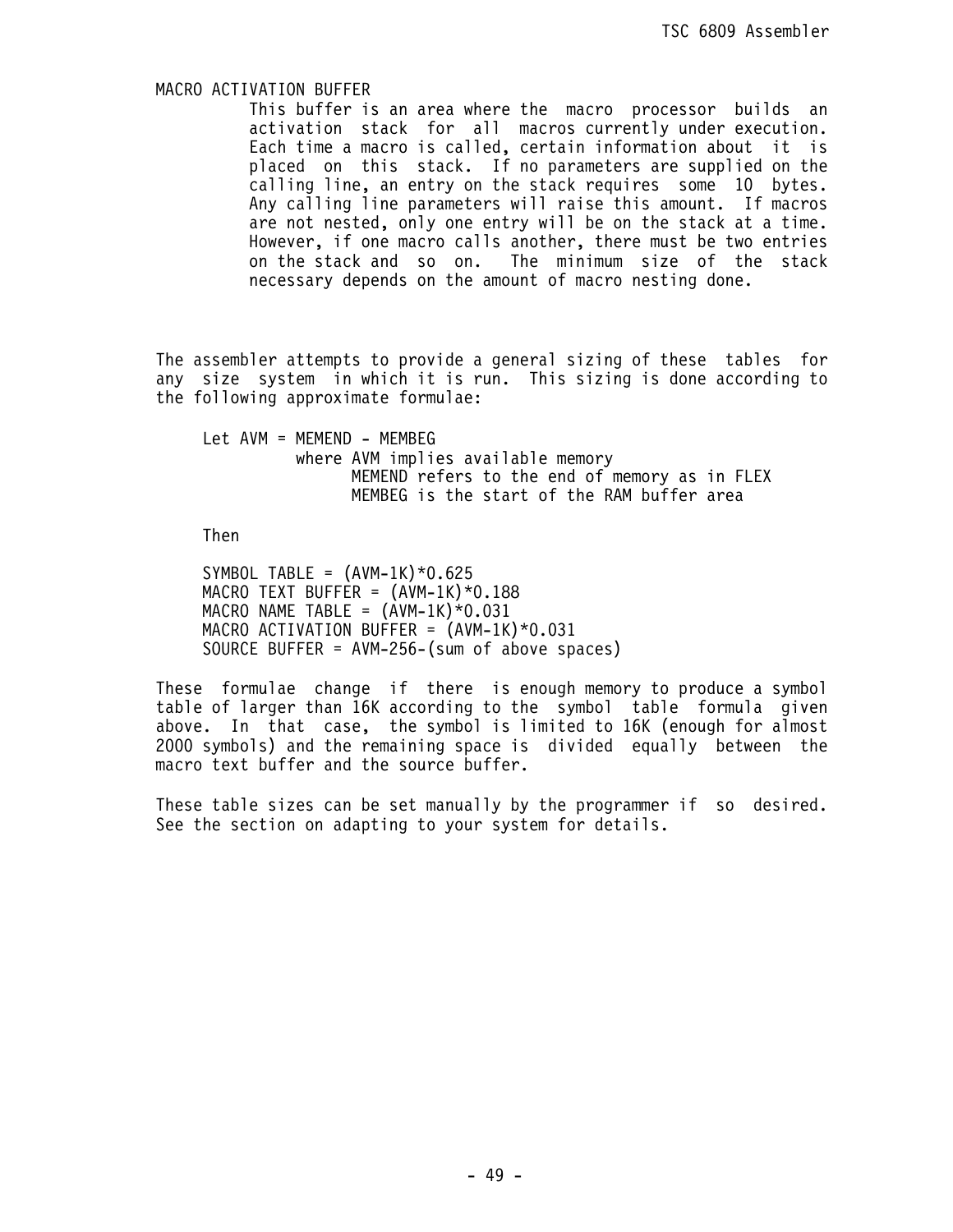MACRO ACTIVATION BUFFER

This buffer is an area where the macro processor builds an activation stack for all macros currently under execution. Each time a macro is called, certain information about it is placed on this stack. If no parameters are supplied on the calling line, an entry on the stack requires some 10 bytes. Any calling line parameters will raise this amount. If macros are not nested, only one entry will be on the stack at a time. However, if one macro calls another, there must be two entries on the stack and so on. The minimum size of the stack necessary depends on the amount of macro nesting done.

The assembler attempts to provide a general sizing of these tables for any size system in which it is run. This sizing is done according to the following approximate formulae:

```
Let AVM = MEMEND - MEMBEG
        where AVM implies available memory
              MEMEND refers to the end of memory as in FLEX
              MEMBEG is the start of the RAM buffer area

Then

SYMBOL TABLE = (AVM-1K)*0.625
MACRO TEXT BUFFER = (AVM-1K)*0.188
MACRO NAME TABLE = (AVM-1K)*0.031
MACRO ACTIVATION BUFFER = (AVM-1K)*0.031
SOURCE BUFFER = AVM-256-(sum of above spaces)
```

These formulae change if there is enough memory to produce a symbol table of larger than 16K according to the symbol table formula given above. In that case, the symbol is limited to 16K (enough for almost 2000 symbols) and the remaining space is divided equally between the macro text buffer and the source buffer.

These table sizes can be set manually by the programmer if so desired. See the section on adapting to your system for details.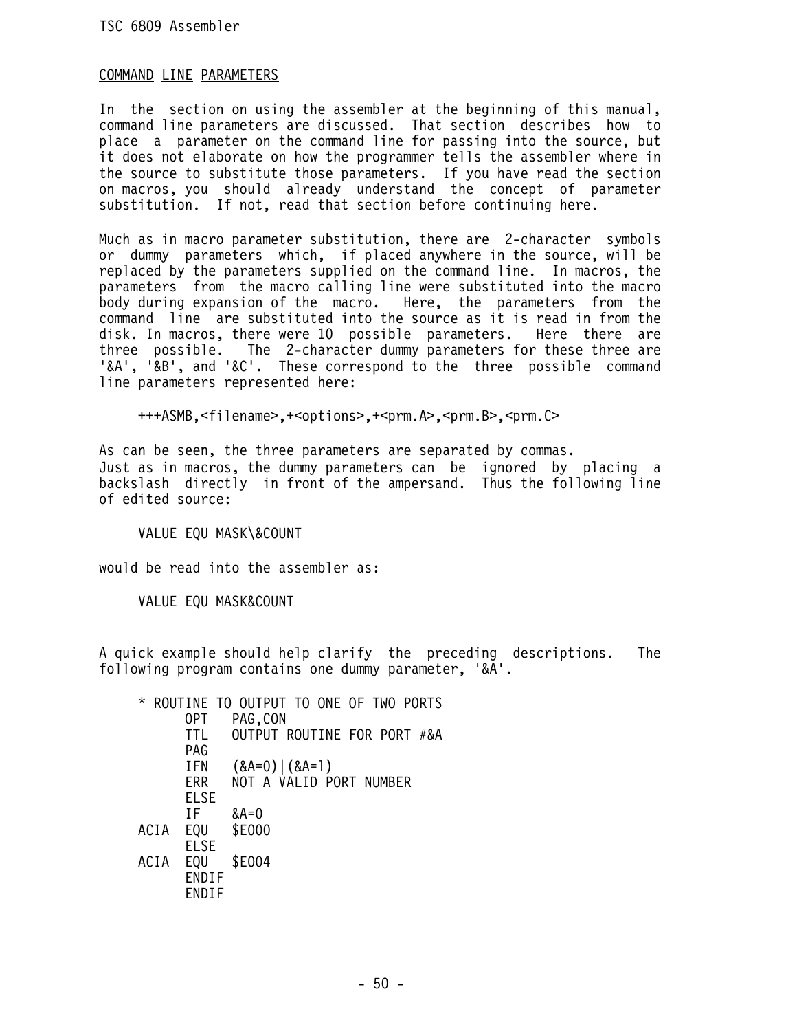## COMMAND LINE PARAMETERS

In the section on using the assembler at the beginning of this manual, command line parameters are discussed. That section describes how to place a parameter on the command line for passing into the source, but it does not elaborate on how the programmer tells the assembler where in the source to substitute those parameters. If you have read the section on macros, you should already understand the concept of parameter substitution. If not, read that section before continuing here.

Much as in macro parameter substitution, there are 2-character symbols or dummy parameters which, if placed anywhere in the source, will be replaced by the parameters supplied on the command line. In macros, the parameters from the macro calling line were substituted into the macro body during expansion of the macro. Here, the parameters from the command line are substituted into the source as it is read in from the disk. In macros, there were 10 possible parameters. Here there are three possible. The 2-character dummy parameters for these three are '&A', '&B', and '&C'. These correspond to the three possible command line parameters represented here:

```
+++ASMB,<filename>,+<options>,+<prm.A>,<prm.B>,<prm.C>
```

As can be seen, the three parameters are separated by commas.
Just as in macros, the dummy parameters can be ignored by placing a backslash directly in front of the ampersand. Thus the following line of edited source:

```
VALUE EQU MASK\&COUNT
```

would be read into the assembler as:

```
VALUE EQU MASK&COUNT
```

A quick example should help clarify the preceding descriptions. The following program contains one dummy parameter, '&A'.

```
* ROUTINE TO OUTPUT TO ONE OF TWO PORTS
      OPT   PAG,CON
      TTL   OUTPUT ROUTINE FOR PORT #&A
      PAG
      IFN   (&A=0)|(&A=1)
      ERR   NOT A VALID PORT NUMBER
      ELSE
      IF    &A=0
ACIA  EQU   $E000
      ELSE
ACIA  EQU   $E004
      ENDIF
      ENDIF
```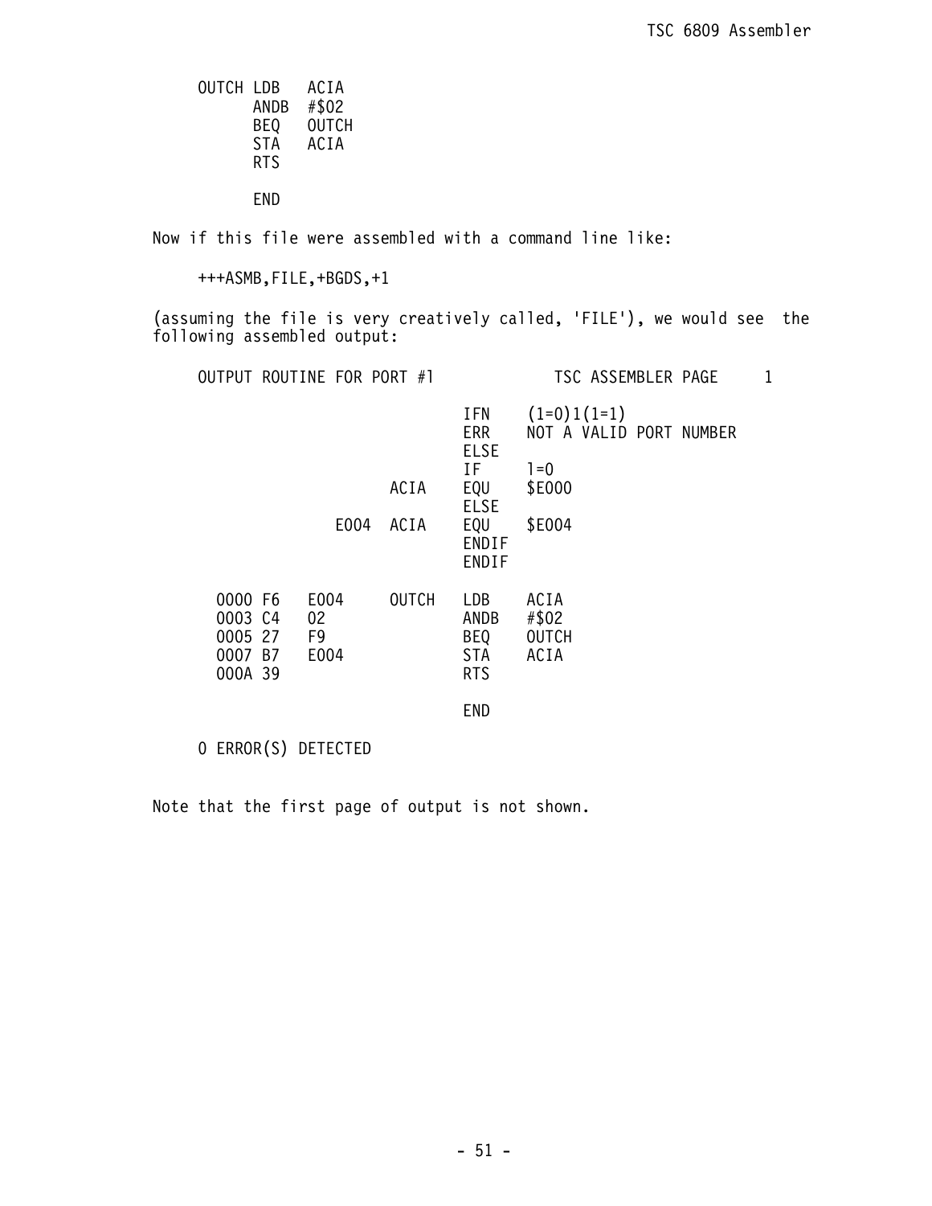```
OUTCH LDB   ACIA
      ANDB  #$02
      BEQ   OUTCH
      STA   ACIA
      RTS

      END
```

Now if this file were assembled with a command line like:

```
+++ASMB,FILE,+BGDS,+1
```

(assuming the file is very creatively called, 'FILE'), we would see the following assembled output:

```
OUTPUT ROUTINE FOR PORT #1            TSC ASSEMBLER PAGE     1

                                IFN    (1=0)1(1=1)
                                ERR    NOT A VALID PORT NUMBER
                                ELSE
                                IF     1=0
                        ACIA    EQU    $E000
                                ELSE
                   E004 ACIA    EQU    $E004
                                ENDIF
                                ENDIF

  0000 F6    E004      OUTCH    LDB    ACIA
  0003 C4    02                 ANDB   #$02
  0005 27    F9                 BEQ    OUTCH
  0007 B7    E004               STA    ACIA
  000A 39                       RTS

                                END

0 ERROR(S) DETECTED
```

Note that the first page of output is not shown.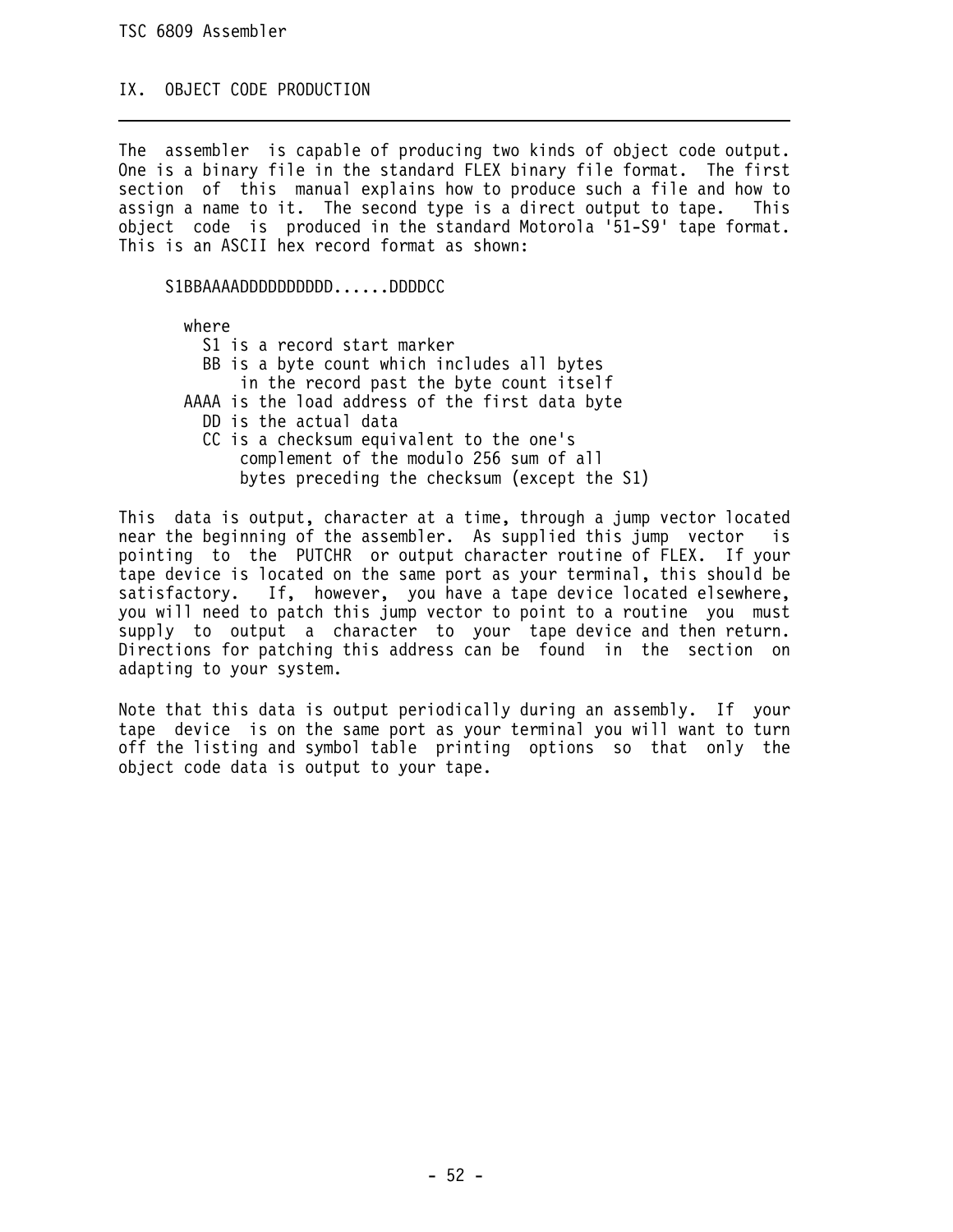## IX. OBJECT CODE PRODUCTION

The assembler is capable of producing two kinds of object code output. One is a binary file in the standard FLEX binary file format. The first section of this manual explains how to produce such a file and how to assign a name to it. The second type is a direct output to tape. This object code is produced in the standard Motorola '51-S9' tape format. This is an ASCII hex record format as shown:

```
     S1BBAAAADDDDDDDDDD......DDDDCC

       where
         S1 is a record start marker
         BB is a byte count which includes all bytes
             in the record past the byte count itself
       AAAA is the load address of the first data byte
         DD is the actual data
         CC is a checksum equivalent to the one's
             complement of the modulo 256 sum of all
             bytes preceding the checksum (except the S1)
```

This data is output, character at a time, through a jump vector located near the beginning of the assembler. As supplied this jump vector is pointing to the PUTCHR or output character routine of FLEX. If your tape device is located on the same port as your terminal, this should be satisfactory. If, however, you have a tape device located elsewhere, you will need to patch this jump vector to point to a routine you must supply to output a character to your tape device and then return. Directions for patching this address can be found in the section on adapting to your system.

Note that this data is output periodically during an assembly. If your tape device is on the same port as your terminal you will want to turn off the listing and symbol table printing options so that only the object code data is output to your tape.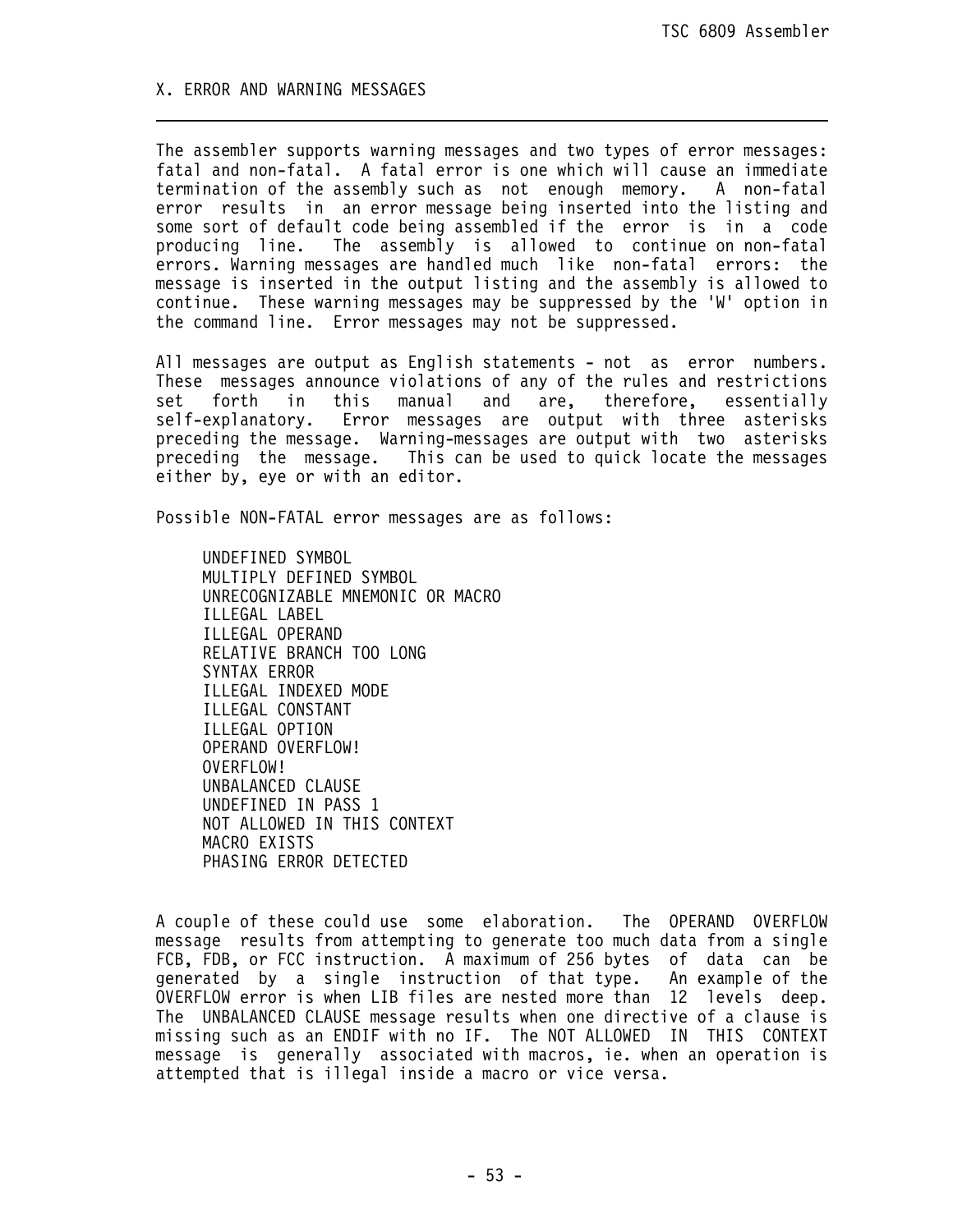## X. ERROR AND WARNING MESSAGES

The assembler supports warning messages and two types of error messages: fatal and non-fatal. A fatal error is one which will cause an immediate termination of the assembly such as not enough memory. A non-fatal error results in an error message being inserted into the listing and some sort of default code being assembled if the error is in a code producing line. The assembly is allowed to continue on non-fatal errors. Warning messages are handled much like non-fatal errors: the message is inserted in the output listing and the assembly is allowed to continue. These warning messages may be suppressed by the 'W' option in the command line. Error messages may not be suppressed.

All messages are output as English statements - not as error numbers. These messages announce violations of any of the rules and restrictions set forth in this manual and are, therefore, essentially self-explanatory. Error messages are output with three asterisks preceding the message. Warning-messages are output with two asterisks preceding the message. This can be used to quick locate the messages either by, eye or with an editor.

Possible NON-FATAL error messages are as follows:

```
UNDEFINED SYMBOL
MULTIPLY DEFINED SYMBOL
UNRECOGNIZABLE MNEMONIC OR MACRO
ILLEGAL LABEL
ILLEGAL OPERAND
RELATIVE BRANCH TOO LONG
SYNTAX ERROR
ILLEGAL INDEXED MODE
ILLEGAL CONSTANT
ILLEGAL OPTION
OPERAND OVERFLOW!
OVERFLOW!
UNBALANCED CLAUSE
UNDEFINED IN PASS 1
NOT ALLOWED IN THIS CONTEXT
MACRO EXISTS
PHASING ERROR DETECTED
```

A couple of these could use some elaboration. The OPERAND OVERFLOW message results from attempting to generate too much data from a single FCB, FDB, or FCC instruction. A maximum of 256 bytes of data can be generated by a single instruction of that type. An example of the OVERFLOW error is when LIB files are nested more than 12 levels deep. The UNBALANCED CLAUSE message results when one directive of a clause is missing such as an ENDIF with no IF. The NOT ALLOWED IN THIS CONTEXT message is generally associated with macros, ie. when an operation is attempted that is illegal inside a macro or vice versa.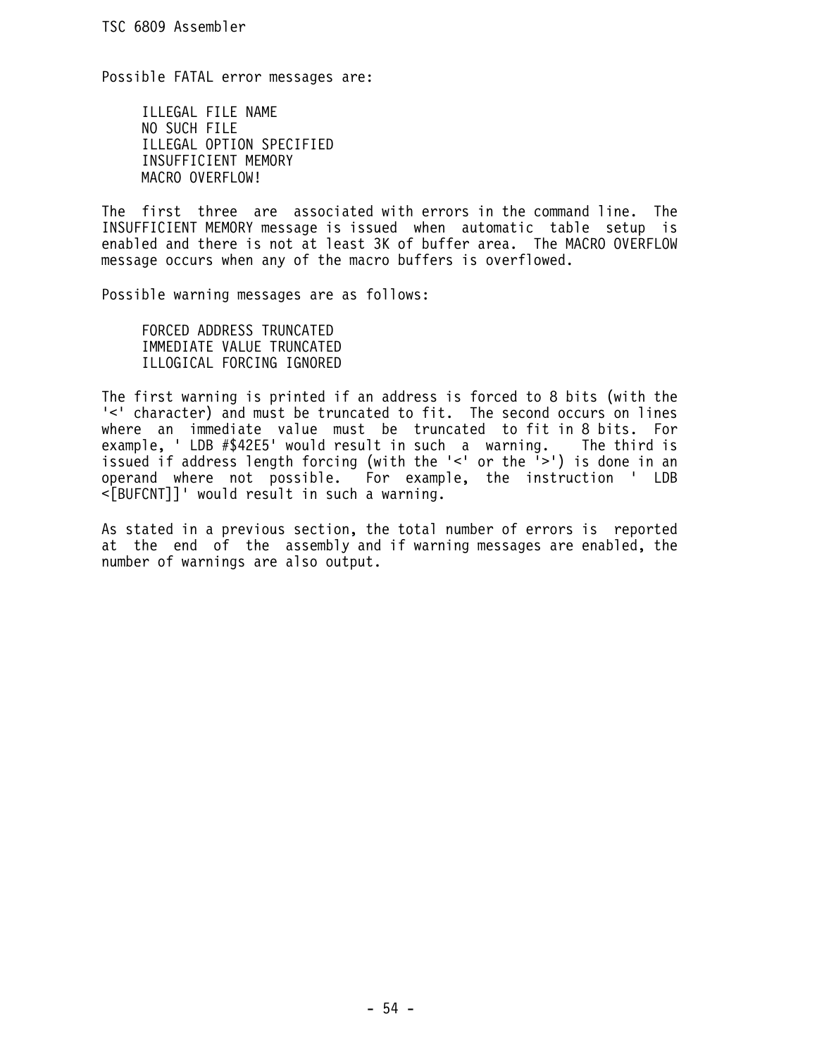Possible FATAL error messages are:

```
ILLEGAL FILE NAME
NO SUCH FILE
ILLEGAL OPTION SPECIFIED
INSUFFICIENT MEMORY
MACRO OVERFLOW!
```

The first three are associated with errors in the command line. The INSUFFICIENT MEMORY message is issued when automatic table setup is enabled and there is not at least 3K of buffer area. The MACRO OVERFLOW message occurs when any of the macro buffers is overflowed.

Possible warning messages are as follows:

```
FORCED ADDRESS TRUNCATED
IMMEDIATE VALUE TRUNCATED
ILLOGICAL FORCING IGNORED
```

The first warning is printed if an address is forced to 8 bits (with the '<' character) and must be truncated to fit. The second occurs on lines where an immediate value must be truncated to fit in 8 bits. For example, ' LDB #$42E5' would result in such a warning. The third is issued if address length forcing (with the '<' or the '>') is done in an operand where not possible. For example, the instruction ' LDB <[BUFCNT]]' would result in such a warning.

As stated in a previous section, the total number of errors is reported at the end of the assembly and if warning messages are enabled, the number of warnings are also output.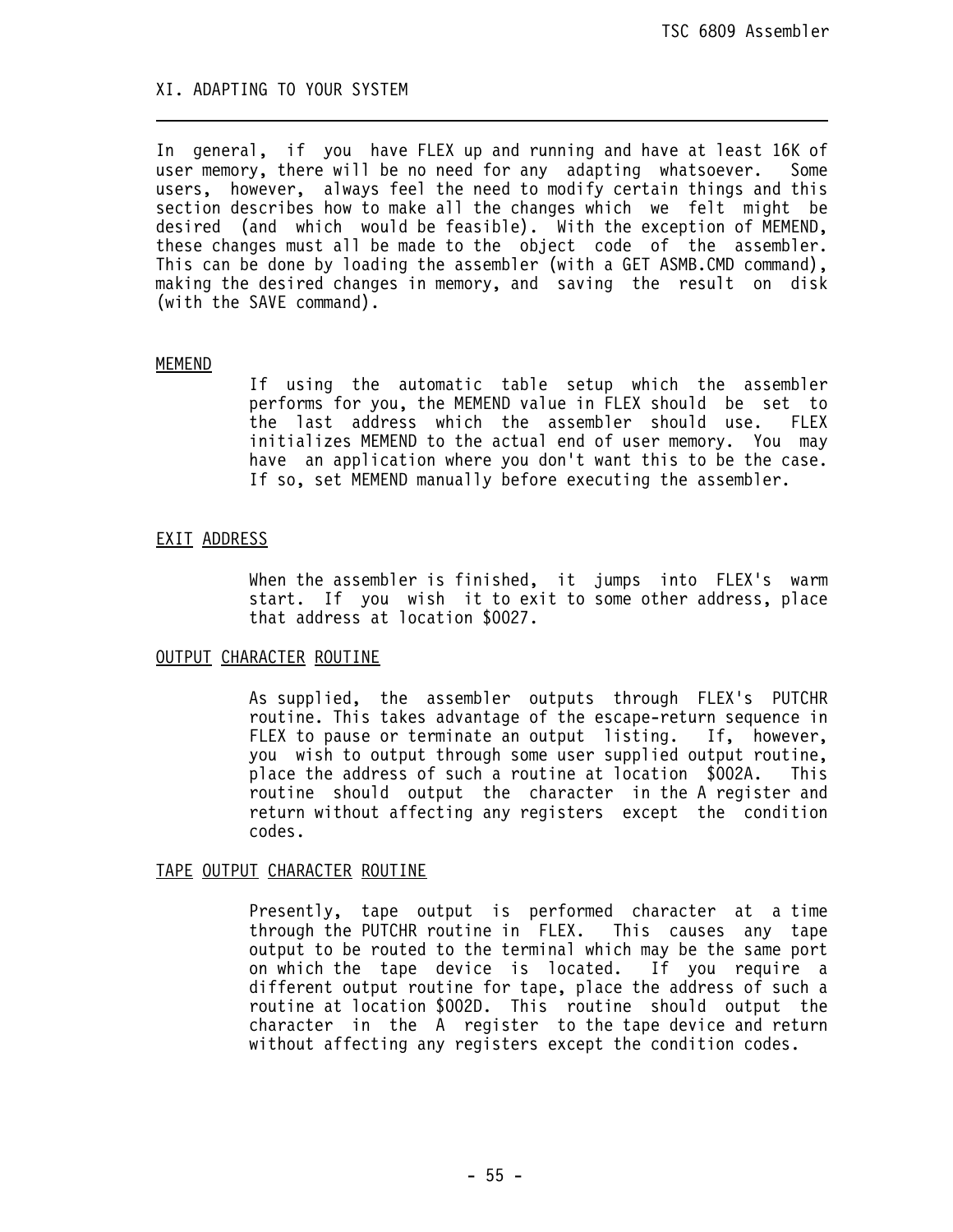## XI. ADAPTING TO YOUR SYSTEM

In general, if you have FLEX up and running and have at least 16K of user memory, there will be no need for any adapting whatsoever. Some users, however, always feel the need to modify certain things and this section describes how to make all the changes which we felt might be desired (and which would be feasible). With the exception of MEMEND, these changes must all be made to the object code of the assembler. This can be done by loading the assembler (with a GET ASMB.CMD command), making the desired changes in memory, and saving the result on disk (with the SAVE command).

### MEMEND

If using the automatic table setup which the assembler performs for you, the MEMEND value in FLEX should be set to the last address which the assembler should use. FLEX initializes MEMEND to the actual end of user memory. You may have an application where you don't want this to be the case. If so, set MEMEND manually before executing the assembler.

### EXIT ADDRESS

When the assembler is finished, it jumps into FLEX's warm start. If you wish it to exit to some other address, place that address at location $0027.

### OUTPUT CHARACTER ROUTINE

As supplied, the assembler outputs through FLEX's PUTCHR routine. This takes advantage of the escape-return sequence in FLEX to pause or terminate an output listing. If, however, you wish to output through some user supplied output routine, place the address of such a routine at location $002A. This routine should output the character in the A register and return without affecting any registers except the condition codes.

### TAPE OUTPUT CHARACTER ROUTINE

Presently, tape output is performed character at a time through the PUTCHR routine in FLEX. This causes any tape output to be routed to the terminal which may be the same port on which the tape device is located. If you require a different output routine for tape, place the address of such a routine at location $002D. This routine should output the character in the A register to the tape device and return without affecting any registers except the condition codes.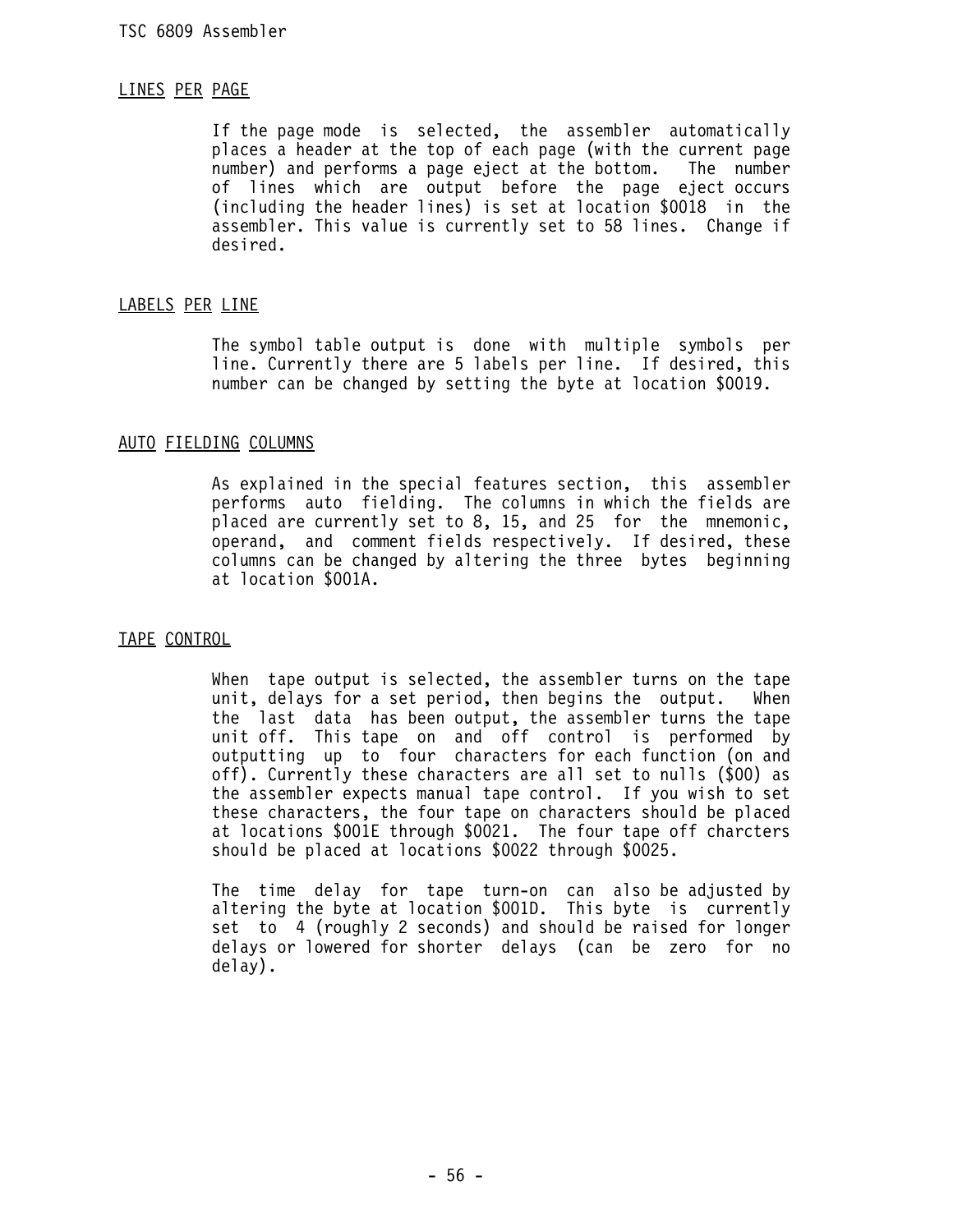## LINES PER PAGE

If the page mode is selected, the assembler automatically places a header at the top of each page (with the current page number) and performs a page eject at the bottom. The number of lines which are output before the page eject occurs (including the header lines) is set at location $0018 in the assembler. This value is currently set to 58 lines. Change if desired.

## LABELS PER LINE

The symbol table output is done with multiple symbols per line. Currently there are 5 labels per line. If desired, this number can be changed by setting the byte at location $0019.

## AUTO FIELDING COLUMNS

As explained in the special features section, this assembler performs auto fielding. The columns in which the fields are placed are currently set to 8, 15, and 25 for the mnemonic, operand, and comment fields respectively. If desired, these columns can be changed by altering the three bytes beginning at location $001A.

## TAPE CONTROL

When tape output is selected, the assembler turns on the tape unit, delays for a set period, then begins the output. When the last data has been output, the assembler turns the tape unit off. This tape on and off control is performed by outputting up to four characters for each function (on and off). Currently these characters are all set to nulls ($00) as the assembler expects manual tape control. If you wish to set these characters, the four tape on characters should be placed at locations $001E through $0021. The four tape off charcters should be placed at locations $0022 through $0025.

The time delay for tape turn-on can also be adjusted by altering the byte at location $001D. This byte is currently set to 4 (roughly 2 seconds) and should be raised for longer delays or lowered for shorter delays (can be zero for no delay).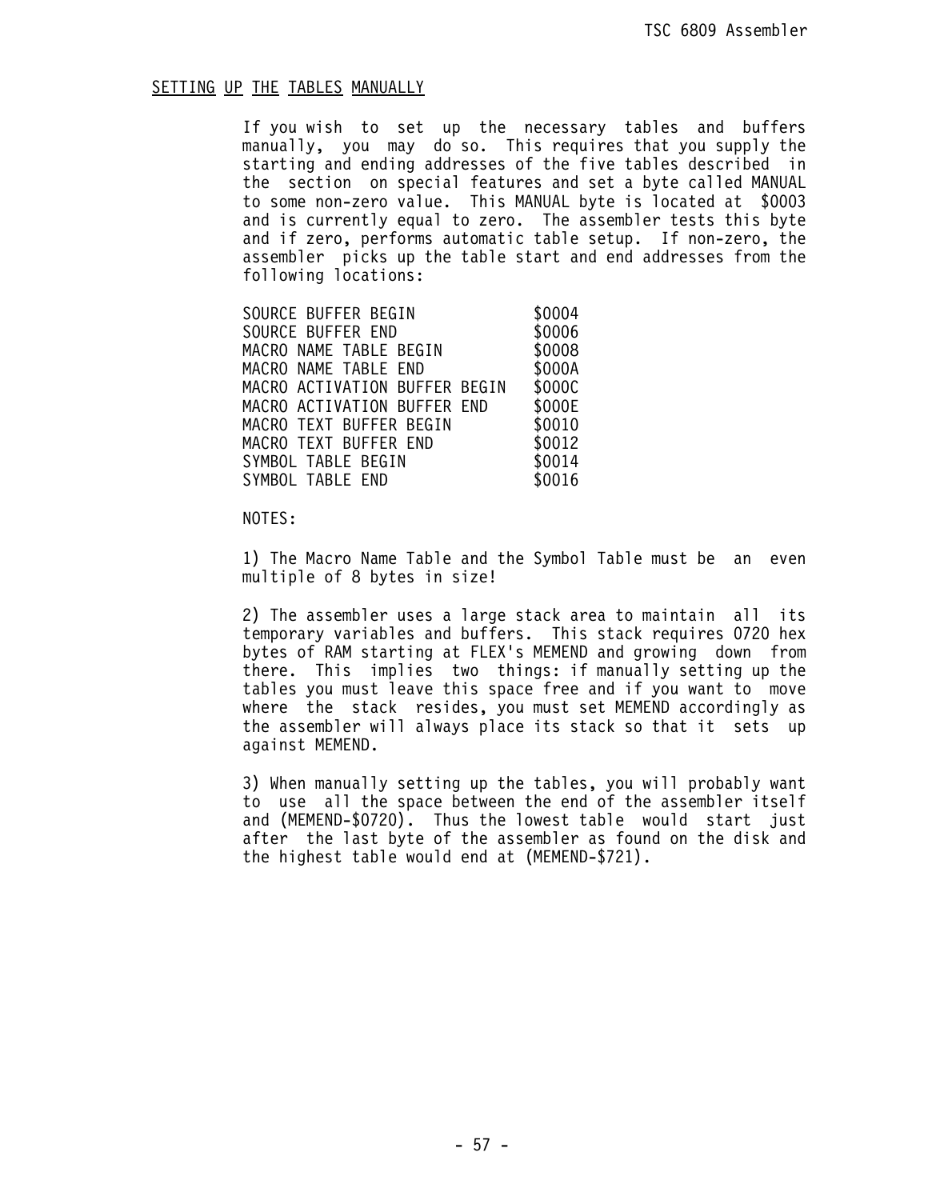## SETTING UP THE TABLES MANUALLY

If you wish to set up the necessary tables and buffers manually, you may do so. This requires that you supply the starting and ending addresses of the five tables described in the section on special features and set a byte called MANUAL to some non-zero value. This MANUAL byte is located at $0003 and is currently equal to zero. The assembler tests this byte and if zero, performs automatic table setup. If non-zero, the assembler picks up the table start and end addresses from the following locations:

| | |
|---|---|
| SOURCE BUFFER BEGIN | $0004 |
| SOURCE BUFFER END | $0006 |
| MACRO NAME TABLE BEGIN | $0008 |
| MACRO NAME TABLE END | $000A |
| MACRO ACTIVATION BUFFER BEGIN | $000C |
| MACRO ACTIVATION BUFFER END | $000E |
| MACRO TEXT BUFFER BEGIN | $0010 |
| MACRO TEXT BUFFER END | $0012 |
| SYMBOL TABLE BEGIN | $0014 |
| SYMBOL TABLE END | $0016 |

NOTES:

1) The Macro Name Table and the Symbol Table must be an even multiple of 8 bytes in size!

2) The assembler uses a large stack area to maintain all its temporary variables and buffers. This stack requires 0720 hex bytes of RAM starting at FLEX's MEMEND and growing down from there. This implies two things: if manually setting up the tables you must leave this space free and if you want to move where the stack resides, you must set MEMEND accordingly as the assembler will always place its stack so that it sets up against MEMEND.

3) When manually setting up the tables, you will probably want to use all the space between the end of the assembler itself and (MEMEND-$0720). Thus the lowest table would start just after the last byte of the assembler as found on the disk and the highest table would end at (MEMEND-$721).